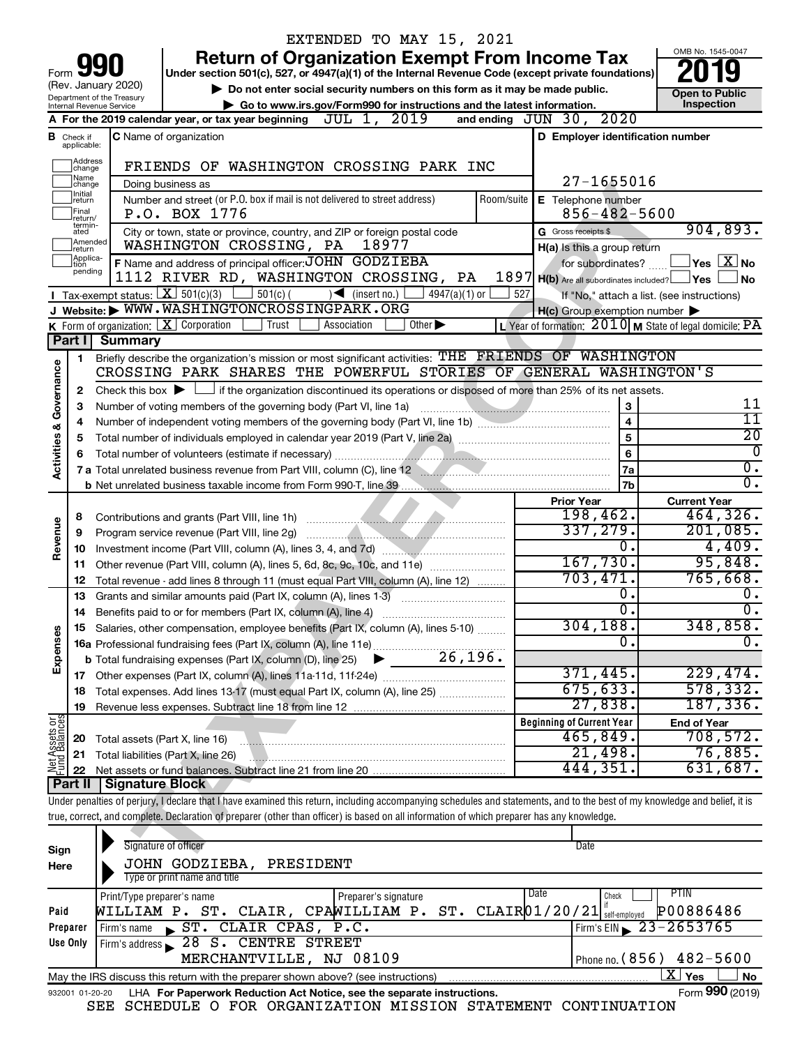EXTENDED TO MAY 15, 2021

# Form 990 Return of Organization Exempt From Income Tax

(Rev. January 2020) Department of the Treasury Internal Revenue Service

Under section 501(c), 527, or 4947(a)(1) of the Internal Revenue Code (except private foundations)

▶ Do not enter social security numbers on this form as it may be made public.

▶ Go to www.irs.gov/Form990 for instructions and the latest information.

OMB No. 1545-0047

**2019**

**Open to Public Inspection**

**A** For the 2019 calendar year, or tax year beginning JUL 1, 2019 and ending JUN 30, 2020

**B** Check if applicable: Address change, Name change, Initial return, Final return/terminated, Amended return, Application pending

**C** Name of organization: FRIENDS OF WASHINGTON CROSSING PARK INC

Doing business as

Number and street (or P.O. box if mail is not delivered to street address): P.O. BOX 1776 Room/suite

City or town, state or province, country, and ZIP or foreign postal code: WASHINGTON CROSSING, PA 18977

**D** Employer identification number: 27-1655016

**E** Telephone number: 856-482-5600

**G** Gross receipts $ 904,893.

**F** Name and address of principal officer: JOHN GODZIEBA, 1112 RIVER RD, WASHINGTON CROSSING, PA 1897

**H(a)** Is this a group return for subordinates? Yes [ ] No [X]

**H(b)** Are all subordinates included? Yes [ ] No [ ]
If "No," attach a list. (see instructions)

**H(c)** Group exemption number ▶

**I** Tax-exempt status: [X] 501(c)(3) [ ] 501(c) ( ) ◀ (insert no.) [ ] 4947(a)(1) or [ ] 527

**J** Website: ▶ WWW.WASHINGTONCROSSINGPARK.ORG

**K** Form of organization: [X] Corporation [ ] Trust [ ] Association [ ] Other ▶

**L** Year of formation: 2010 **M** State of legal domicile: PA

## Part I Summary

**Activities & Governance**

1. Briefly describe the organization's mission or most significant activities: THE FRIENDS OF WASHINGTON CROSSING PARK SHARES THE POWERFUL STORIES OF GENERAL WASHINGTON'S
2. Check this box ▶ [ ] if the organization discontinued its operations or disposed of more than 25% of its net assets.

| Line | Description | | Value |
|---|---|---|---|
| 3 | Number of voting members of the governing body (Part VI, line 1a) | 3 | 11 |
| 4 | Number of independent voting members of the governing body (Part VI, line 1b) | 4 | 11 |
| 5 | Total number of individuals employed in calendar year 2019 (Part V, line 2a) | 5 | 20 |
| 6 | Total number of volunteers (estimate if necessary) | 6 | 0 |
| 7a | Total unrelated business revenue from Part VIII, column (C), line 12 | 7a | 0. |
| 7b | Net unrelated business taxable income from Form 990-T, line 39 | 7b | 0. |

| Line | Description | Prior Year | Current Year |
|---|---|---|---|
| **Revenue** | | | |
| 8 | Contributions and grants (Part VIII, line 1h) | 198,462. | 464,326. |
| 9 | Program service revenue (Part VIII, line 2g) | 337,279. | 201,085. |
| 10 | Investment income (Part VIII, column (A), lines 3, 4, and 7d) | 0. | 4,409. |
| 11 | Other revenue (Part VIII, column (A), lines 5, 6d, 8c, 9c, 10c, and 11e) | 167,730. | 95,848. |
| 12 | Total revenue - add lines 8 through 11 (must equal Part VIII, column (A), line 12) | 703,471. | 765,668. |
| **Expenses** | | | |
| 13 | Grants and similar amounts paid (Part IX, column (A), lines 1-3) | 0. | 0. |
| 14 | Benefits paid to or for members (Part IX, column (A), line 4) | 0. | 0. |
| 15 | Salaries, other compensation, employee benefits (Part IX, column (A), lines 5-10) | 304,188. | 348,858. |
| 16a | Professional fundraising fees (Part IX, column (A), line 11e) | 0. | 0. |
| b | Total fundraising expenses (Part IX, column (D), line 25) ▶ 26,196. | | |
| 17 | Other expenses (Part IX, column (A), lines 11a-11d, 11f-24e) | 371,445. | 229,474. |
| 18 | Total expenses. Add lines 13-17 (must equal Part IX, column (A), line 25) | 675,633. | 578,332. |
| 19 | Revenue less expenses. Subtract line 18 from line 12 | 27,838. | 187,336. |
| **Net Assets or Fund Balances** | | **Beginning of Current Year** | **End of Year** |
| 20 | Total assets (Part X, line 16) | 465,849. | 708,572. |
| 21 | Total liabilities (Part X, line 26) | 21,498. | 76,885. |
| 22 | Net assets or fund balances. Subtract line 21 from line 20 | 444,351. | 631,687. |

## Part II Signature Block

Under penalties of perjury, I declare that I have examined this return, including accompanying schedules and statements, and to the best of my knowledge and belief, it is true, correct, and complete. Declaration of preparer (other than officer) is based on all information of which preparer has any knowledge.

**Sign Here**

Signature of officer | Date

JOHN GODZIEBA, PRESIDENT
Type or print name and title

**Paid Preparer Use Only**

| Print/Type preparer's name | Preparer's signature | Date | Check if self-employed | PTIN |
|---|---|---|---|---|
| WILLIAM P. ST. CLAIR, CPA | WILLIAM P. ST. CLAIR | 01/20/21 | | P00886486 |

Firm's name ▶ ST. CLAIR CPAS, P.C. Firm's EIN ▶ 23-2653765

Firm's address ▶ 28 S. CENTRE STREET, MERCHANTVILLE, NJ 08109 Phone no. (856) 482-5600

May the IRS discuss this return with the preparer shown above? (see instructions) [X] Yes [ ] No

932001 01-20-20 LHA For Paperwork Reduction Act Notice, see the separate instructions. Form **990** (2019)

SEE SCHEDULE O FOR ORGANIZATION MISSION STATEMENT CONTINUATION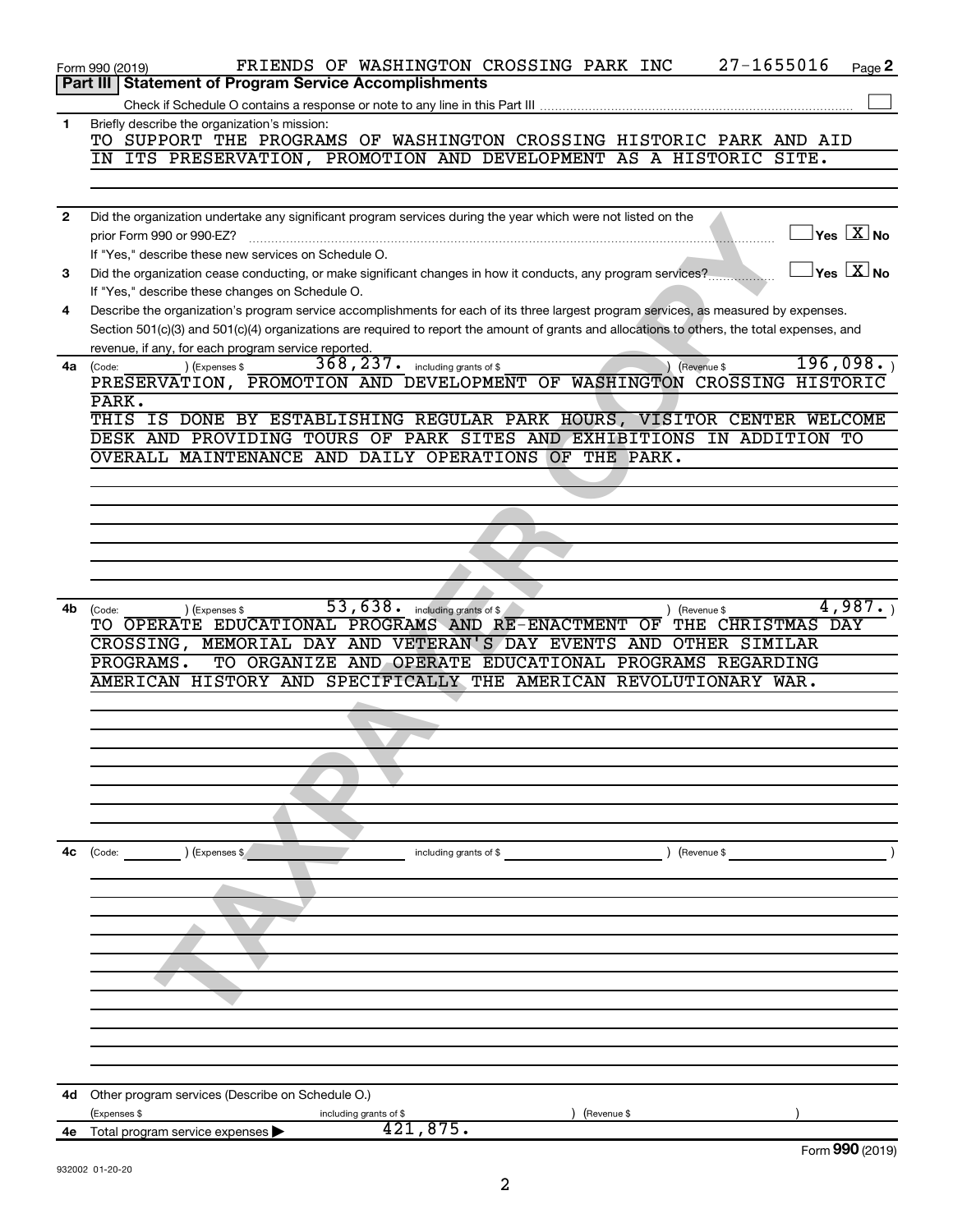Form 990 (2019) FRIENDS OF WASHINGTON CROSSING PARK INC 27-1655016 Page 2

## Part III Statement of Program Service Accomplishments

Check if Schedule O contains a response or note to any line in this Part III ☐

**1** Briefly describe the organization's mission:

TO SUPPORT THE PROGRAMS OF WASHINGTON CROSSING HISTORIC PARK AND AID IN ITS PRESERVATION, PROMOTION AND DEVELOPMENT AS A HISTORIC SITE.

**2** Did the organization undertake any significant program services during the year which were not listed on the prior Form 990 or 990-EZ? ☐ Yes ☒ No

If "Yes," describe these new services on Schedule O.

**3** Did the organization cease conducting, or make significant changes in how it conducts, any program services? ☐ Yes ☒ No

If "Yes," describe these changes on Schedule O.

**4** Describe the organization's program service accomplishments for each of its three largest program services, as measured by expenses. Section 501(c)(3) and 501(c)(4) organizations are required to report the amount of grants and allocations to others, the total expenses, and revenue, if any, for each program service reported.

**4a** (Code: ) (Expenses $ 368,237. including grants of $ ) (Revenue $ 196,098. )

PRESERVATION, PROMOTION AND DEVELOPMENT OF WASHINGTON CROSSING HISTORIC PARK.

THIS IS DONE BY ESTABLISHING REGULAR PARK HOURS, VISITOR CENTER WELCOME DESK AND PROVIDING TOURS OF PARK SITES AND EXHIBITIONS IN ADDITION TO OVERALL MAINTENANCE AND DAILY OPERATIONS OF THE PARK.

**4b** (Code: ) (Expenses $ 53,638. including grants of $ ) (Revenue $ 4,987. )

TO OPERATE EDUCATIONAL PROGRAMS AND RE-ENACTMENT OF THE CHRISTMAS DAY CROSSING, MEMORIAL DAY AND VETERAN'S DAY EVENTS AND OTHER SIMILAR PROGRAMS. TO ORGANIZE AND OPERATE EDUCATIONAL PROGRAMS REGARDING AMERICAN HISTORY AND SPECIFICALLY THE AMERICAN REVOLUTIONARY WAR.

**4c** (Code: ) (Expenses $ including grants of $ ) (Revenue $ )

**4d** Other program services (Describe on Schedule O.)

(Expenses $ including grants of $ ) (Revenue $ )

**4e** Total program service expenses ▶ 421,875.

932002 01-20-20

Form **990** (2019)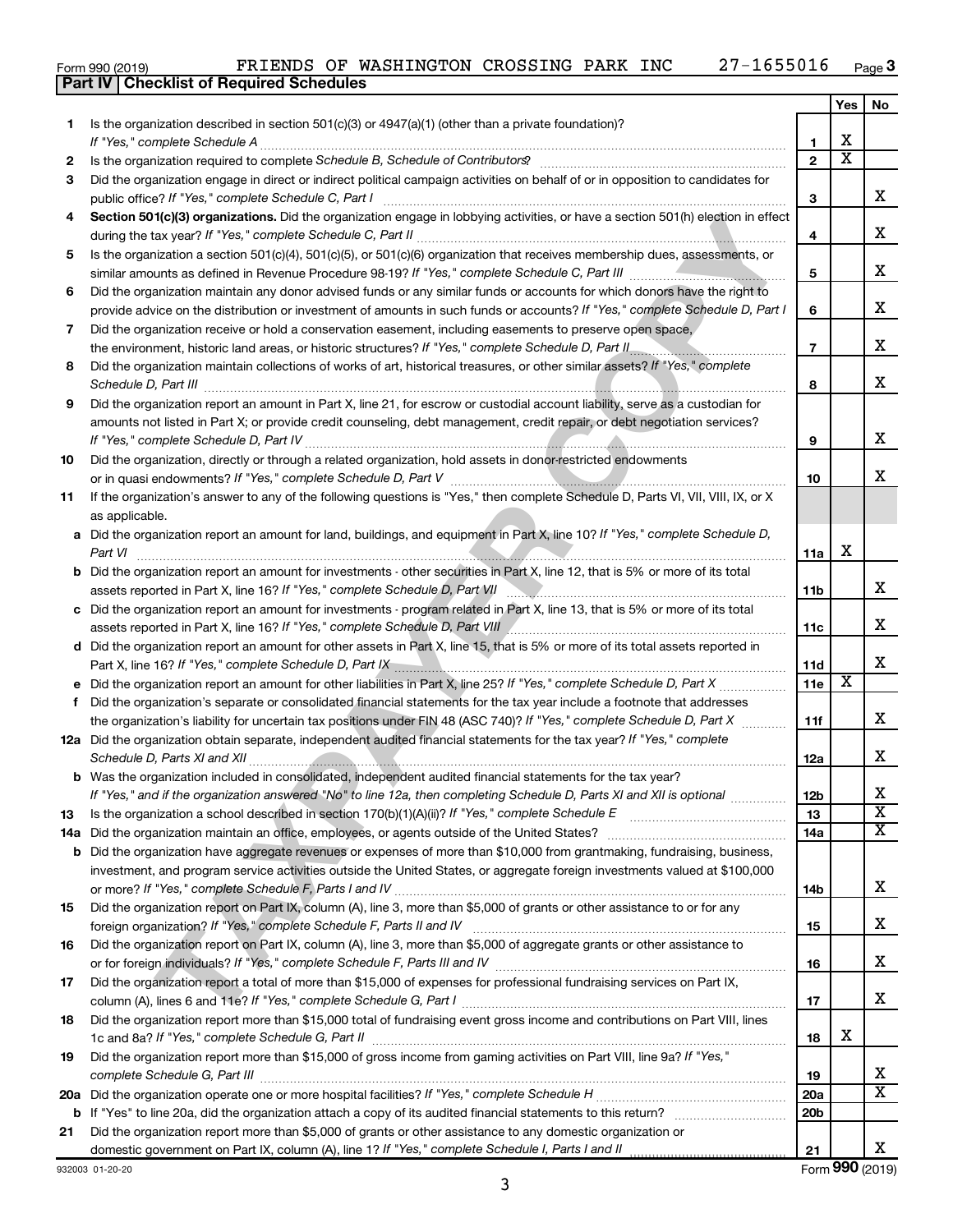Form 990 (2019) FRIENDS OF WASHINGTON CROSSING PARK INC 27-1655016

## Part IV | Checklist of Required Schedules

| | | | Yes | No |
|---|---|---|---|---|
| 1 | Is the organization described in section 501(c)(3) or 4947(a)(1) (other than a private foundation)? *If "Yes," complete Schedule A* | 1 | X | |
| 2 | Is the organization required to complete *Schedule B, Schedule of Contributors*? | 2 | X | |
| 3 | Did the organization engage in direct or indirect political campaign activities on behalf of or in opposition to candidates for public office? *If "Yes," complete Schedule C, Part I* | 3 | | X |
| 4 | **Section 501(c)(3) organizations.** Did the organization engage in lobbying activities, or have a section 501(h) election in effect during the tax year? *If "Yes," complete Schedule C, Part II* | 4 | | X |
| 5 | Is the organization a section 501(c)(4), 501(c)(5), or 501(c)(6) organization that receives membership dues, assessments, or similar amounts as defined in Revenue Procedure 98-19? *If "Yes," complete Schedule C, Part III* | 5 | | X |
| 6 | Did the organization maintain any donor advised funds or any similar funds or accounts for which donors have the right to provide advice on the distribution or investment of amounts in such funds or accounts? *If "Yes," complete Schedule D, Part I* | 6 | | X |
| 7 | Did the organization receive or hold a conservation easement, including easements to preserve open space, the environment, historic land areas, or historic structures? *If "Yes," complete Schedule D, Part II* | 7 | | X |
| 8 | Did the organization maintain collections of works of art, historical treasures, or other similar assets? *If "Yes," complete Schedule D, Part III* | 8 | | X |
| 9 | Did the organization report an amount in Part X, line 21, for escrow or custodial account liability, serve as a custodian for amounts not listed in Part X; or provide credit counseling, debt management, credit repair, or debt negotiation services? *If "Yes," complete Schedule D, Part IV* | 9 | | X |
| 10 | Did the organization, directly or through a related organization, hold assets in donor-restricted endowments or in quasi endowments? *If "Yes," complete Schedule D, Part V* | 10 | | X |
| 11 | If the organization's answer to any of the following questions is "Yes," then complete Schedule D, Parts VI, VII, VIII, IX, or X as applicable. | | | |
| a | Did the organization report an amount for land, buildings, and equipment in Part X, line 10? *If "Yes," complete Schedule D, Part VI* | 11a | X | |
| b | Did the organization report an amount for investments - other securities in Part X, line 12, that is 5% or more of its total assets reported in Part X, line 16? *If "Yes," complete Schedule D, Part VII* | 11b | | X |
| c | Did the organization report an amount for investments - program related in Part X, line 13, that is 5% or more of its total assets reported in Part X, line 16? *If "Yes," complete Schedule D, Part VIII* | 11c | | X |
| d | Did the organization report an amount for other assets in Part X, line 15, that is 5% or more of its total assets reported in Part X, line 16? *If "Yes," complete Schedule D, Part IX* | 11d | | X |
| e | Did the organization report an amount for other liabilities in Part X, line 25? *If "Yes," complete Schedule D, Part X* | 11e | X | |
| f | Did the organization's separate or consolidated financial statements for the tax year include a footnote that addresses the organization's liability for uncertain tax positions under FIN 48 (ASC 740)? *If "Yes," complete Schedule D, Part X* | 11f | | X |
| 12a | Did the organization obtain separate, independent audited financial statements for the tax year? *If "Yes," complete Schedule D, Parts XI and XII* | 12a | | X |
| b | Was the organization included in consolidated, independent audited financial statements for the tax year? *If "Yes," and if the organization answered "No" to line 12a, then completing Schedule D, Parts XI and XII is optional* | 12b | | X |
| 13 | Is the organization a school described in section 170(b)(1)(A)(ii)? *If "Yes," complete Schedule E* | 13 | | X |
| 14a | Did the organization maintain an office, employees, or agents outside of the United States? | 14a | | X |
| b | Did the organization have aggregate revenues or expenses of more than $10,000 from grantmaking, fundraising, business, investment, and program service activities outside the United States, or aggregate foreign investments valued at $100,000 or more? *If "Yes," complete Schedule F, Parts I and IV* | 14b | | X |
| 15 | Did the organization report on Part IX, column (A), line 3, more than $5,000 of grants or other assistance to or for any foreign organization? *If "Yes," complete Schedule F, Parts II and IV* | 15 | | X |
| 16 | Did the organization report on Part IX, column (A), line 3, more than $5,000 of aggregate grants or other assistance to or for foreign individuals? *If "Yes," complete Schedule F, Parts III and IV* | 16 | | X |
| 17 | Did the organization report a total of more than $15,000 of expenses for professional fundraising services on Part IX, column (A), lines 6 and 11e? *If "Yes," complete Schedule G, Part I* | 17 | | X |
| 18 | Did the organization report more than $15,000 total of fundraising event gross income and contributions on Part VIII, lines 1c and 8a? *If "Yes," complete Schedule G, Part II* | 18 | X | |
| 19 | Did the organization report more than $15,000 of gross income from gaming activities on Part VIII, line 9a? *If "Yes," complete Schedule G, Part III* | 19 | | X |
| 20a | Did the organization operate one or more hospital facilities? *If "Yes," complete Schedule H* | 20a | | X |
| b | If "Yes" to line 20a, did the organization attach a copy of its audited financial statements to this return? | 20b | | |
| 21 | Did the organization report more than $5,000 of grants or other assistance to any domestic organization or domestic government on Part IX, column (A), line 1? *If "Yes," complete Schedule I, Parts I and II* | 21 | | X |

932003 01-20-20 Form **990** (2019)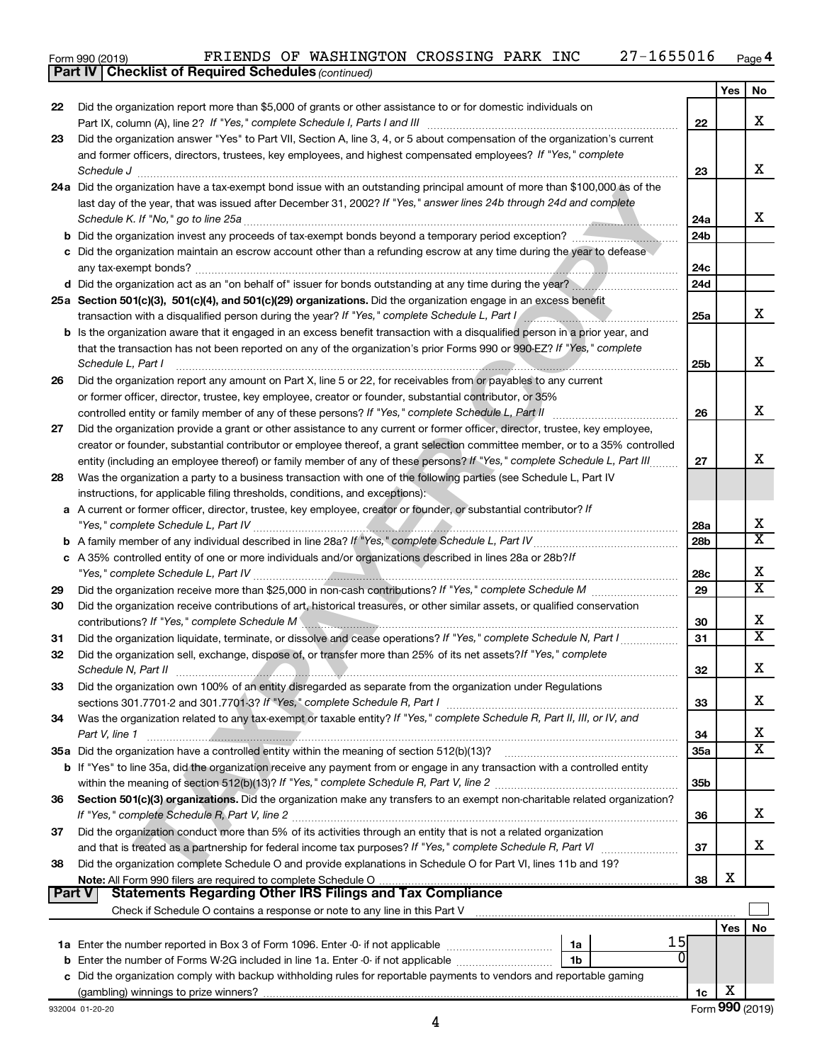Form 990 (2019) FRIENDS OF WASHINGTON CROSSING PARK INC 27-1655016 Page 4

**Part IV | Checklist of Required Schedules** *(continued)*

| | | | Yes | No |
|---|---|---|---|---|
| 22 | Did the organization report more than $5,000 of grants or other assistance to or for domestic individuals on Part IX, column (A), line 2? *If "Yes," complete Schedule I, Parts I and III* | 22 | | X |
| 23 | Did the organization answer "Yes" to Part VII, Section A, line 3, 4, or 5 about compensation of the organization's current and former officers, directors, trustees, key employees, and highest compensated employees? *If "Yes," complete Schedule J* | 23 | | X |
| 24a | Did the organization have a tax-exempt bond issue with an outstanding principal amount of more than $100,000 as of the last day of the year, that was issued after December 31, 2002? *If "Yes," answer lines 24b through 24d and complete Schedule K. If "No," go to line 25a* | 24a | | X |
| b | Did the organization invest any proceeds of tax-exempt bonds beyond a temporary period exception? | 24b | | |
| c | Did the organization maintain an escrow account other than a refunding escrow at any time during the year to defease any tax-exempt bonds? | 24c | | |
| d | Did the organization act as an "on behalf of" issuer for bonds outstanding at any time during the year? | 24d | | |
| 25a | **Section 501(c)(3), 501(c)(4), and 501(c)(29) organizations.** Did the organization engage in an excess benefit transaction with a disqualified person during the year? *If "Yes," complete Schedule L, Part I* | 25a | | X |
| b | Is the organization aware that it engaged in an excess benefit transaction with a disqualified person in a prior year, and that the transaction has not been reported on any of the organization's prior Forms 990 or 990-EZ? *If "Yes," complete Schedule L, Part I* | 25b | | X |
| 26 | Did the organization report any amount on Part X, line 5 or 22, for receivables from or payables to any current or former officer, director, trustee, key employee, creator or founder, substantial contributor, or 35% controlled entity or family member of any of these persons? *If "Yes," complete Schedule L, Part II* | 26 | | X |
| 27 | Did the organization provide a grant or other assistance to any current or former officer, director, trustee, key employee, creator or founder, substantial contributor or employee thereof, a grant selection committee member, or to a 35% controlled entity (including an employee thereof) or family member of any of these persons? *If "Yes," complete Schedule L, Part III* | 27 | | X |
| 28 | Was the organization a party to a business transaction with one of the following parties (see Schedule L, Part IV instructions, for applicable filing thresholds, conditions, and exceptions): | | | |
| a | A current or former officer, director, trustee, key employee, creator or founder, or substantial contributor? *If "Yes," complete Schedule L, Part IV* | 28a | | X |
| b | A family member of any individual described in line 28a? *If "Yes," complete Schedule L, Part IV* | 28b | | X |
| c | A 35% controlled entity of one or more individuals and/or organizations described in lines 28a or 28b? *If "Yes," complete Schedule L, Part IV* | 28c | | X |
| 29 | Did the organization receive more than $25,000 in non-cash contributions? *If "Yes," complete Schedule M* | 29 | | X |
| 30 | Did the organization receive contributions of art, historical treasures, or other similar assets, or qualified conservation contributions? *If "Yes," complete Schedule M* | 30 | | X |
| 31 | Did the organization liquidate, terminate, or dissolve and cease operations? *If "Yes," complete Schedule N, Part I* | 31 | | X |
| 32 | Did the organization sell, exchange, dispose of, or transfer more than 25% of its net assets? *If "Yes," complete Schedule N, Part II* | 32 | | X |
| 33 | Did the organization own 100% of an entity disregarded as separate from the organization under Regulations sections 301.7701-2 and 301.7701-3? *If "Yes," complete Schedule R, Part I* | 33 | | X |
| 34 | Was the organization related to any tax-exempt or taxable entity? *If "Yes," complete Schedule R, Part II, III, or IV, and Part V, line 1* | 34 | | X |
| 35a | Did the organization have a controlled entity within the meaning of section 512(b)(13)? | 35a | | X |
| b | If "Yes" to line 35a, did the organization receive any payment from or engage in any transaction with a controlled entity within the meaning of section 512(b)(13)? *If "Yes," complete Schedule R, Part V, line 2* | 35b | | |
| 36 | **Section 501(c)(3) organizations.** Did the organization make any transfers to an exempt non-charitable related organization? *If "Yes," complete Schedule R, Part V, line 2* | 36 | | X |
| 37 | Did the organization conduct more than 5% of its activities through an entity that is not a related organization and that is treated as a partnership for federal income tax purposes? *If "Yes," complete Schedule R, Part VI* | 37 | | X |
| 38 | Did the organization complete Schedule O and provide explanations in Schedule O for Part VI, lines 11b and 19? **Note:** All Form 990 filers are required to complete Schedule O | 38 | X | |

**Part V | Statements Regarding Other IRS Filings and Tax Compliance**

Check if Schedule O contains a response or note to any line in this Part V ☐

| | | | | | Yes | No |
|---|---|---|---|---|---|---|
| 1a | Enter the number reported in Box 3 of Form 1096. Enter -0- if not applicable | 1a | 15 | | | |
| b | Enter the number of Forms W-2G included in line 1a. Enter -0- if not applicable | 1b | 0 | | | |
| c | Did the organization comply with backup withholding rules for reportable payments to vendors and reportable gaming (gambling) winnings to prize winners? | | | 1c | X | |

932004 01-20-20 Form **990** (2019)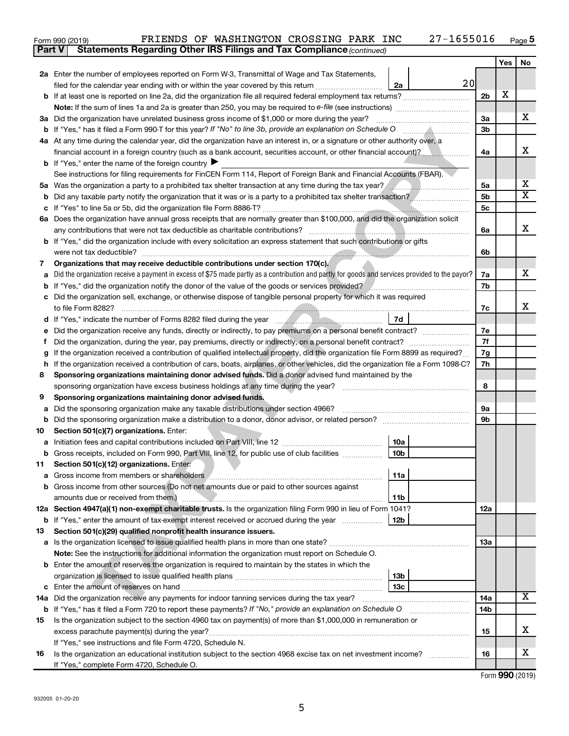Form 990 (2019) FRIENDS OF WASHINGTON CROSSING PARK INC 27-1655016 Page 5

**Part V Statements Regarding Other IRS Filings and Tax Compliance** *(continued)*

| | | | | Yes | No |
|---|---|---|---|---|---|
| **2a** | Enter the number of employees reported on Form W-3, Transmittal of Wage and Tax Statements, filed for the calendar year ending with or within the year covered by this return | 2a | 20 | | |
| **b** | If at least one is reported on line 2a, did the organization file all required federal employment tax returns? | 2b | | X | |
| | **Note:** If the sum of lines 1a and 2a is greater than 250, you may be required to *e-file* (see instructions) | | | | |
| **3a** | Did the organization have unrelated business gross income of $1,000 or more during the year? | 3a | | | X |
| **b** | If "Yes," has it filed a Form 990-T for this year? *If "No" to line 3b, provide an explanation on Schedule O* | 3b | | | |
| **4a** | At any time during the calendar year, did the organization have an interest in, or a signature or other authority over, a financial account in a foreign country (such as a bank account, securities account, or other financial account)? | 4a | | | X |
| **b** | If "Yes," enter the name of the foreign country ▶ | | | | |
| | See instructions for filing requirements for FinCEN Form 114, Report of Foreign Bank and Financial Accounts (FBAR). | | | | |
| **5a** | Was the organization a party to a prohibited tax shelter transaction at any time during the tax year? | 5a | | | X |
| **b** | Did any taxable party notify the organization that it was or is a party to a prohibited tax shelter transaction? | 5b | | | X |
| **c** | If "Yes" to line 5a or 5b, did the organization file Form 8886-T? | 5c | | | |
| **6a** | Does the organization have annual gross receipts that are normally greater than $100,000, and did the organization solicit any contributions that were not tax deductible as charitable contributions? | 6a | | | X |
| **b** | If "Yes," did the organization include with every solicitation an express statement that such contributions or gifts were not tax deductible? | 6b | | | |
| **7** | **Organizations that may receive deductible contributions under section 170(c).** | | | | |
| **a** | Did the organization receive a payment in excess of $75 made partly as a contribution and partly for goods and services provided to the payor? | 7a | | | X |
| **b** | If "Yes," did the organization notify the donor of the value of the goods or services provided? | 7b | | | |
| **c** | Did the organization sell, exchange, or otherwise dispose of tangible personal property for which it was required to file Form 8282? | 7c | | | X |
| **d** | If "Yes," indicate the number of Forms 8282 filed during the year | 7d | | | |
| **e** | Did the organization receive any funds, directly or indirectly, to pay premiums on a personal benefit contract? | 7e | | | |
| **f** | Did the organization, during the year, pay premiums, directly or indirectly, on a personal benefit contract? | 7f | | | |
| **g** | If the organization received a contribution of qualified intellectual property, did the organization file Form 8899 as required? | 7g | | | |
| **h** | If the organization received a contribution of cars, boats, airplanes, or other vehicles, did the organization file a Form 1098-C? | 7h | | | |
| **8** | **Sponsoring organizations maintaining donor advised funds.** Did a donor advised fund maintained by the sponsoring organization have excess business holdings at any time during the year? | 8 | | | |
| **9** | **Sponsoring organizations maintaining donor advised funds.** | | | | |
| **a** | Did the sponsoring organization make any taxable distributions under section 4966? | 9a | | | |
| **b** | Did the sponsoring organization make a distribution to a donor, donor advisor, or related person? | 9b | | | |
| **10** | **Section 501(c)(7) organizations.** Enter: | | | | |
| **a** | Initiation fees and capital contributions included on Part VIII, line 12 | 10a | | | |
| **b** | Gross receipts, included on Form 990, Part VIII, line 12, for public use of club facilities | 10b | | | |
| **11** | **Section 501(c)(12) organizations.** Enter: | | | | |
| **a** | Gross income from members or shareholders | 11a | | | |
| **b** | Gross income from other sources (Do not net amounts due or paid to other sources against amounts due or received from them.) | 11b | | | |
| **12a** | **Section 4947(a)(1) non-exempt charitable trusts.** Is the organization filing Form 990 in lieu of Form 1041? | 12a | | | |
| **b** | If "Yes," enter the amount of tax-exempt interest received or accrued during the year | 12b | | | |
| **13** | **Section 501(c)(29) qualified nonprofit health insurance issuers.** | | | | |
| **a** | Is the organization licensed to issue qualified health plans in more than one state? | 13a | | | |
| | **Note:** See the instructions for additional information the organization must report on Schedule O. | | | | |
| **b** | Enter the amount of reserves the organization is required to maintain by the states in which the organization is licensed to issue qualified health plans | 13b | | | |
| **c** | Enter the amount of reserves on hand | 13c | | | |
| **14a** | Did the organization receive any payments for indoor tanning services during the tax year? | 14a | | | X |
| **b** | If "Yes," has it filed a Form 720 to report these payments? *If "No," provide an explanation on Schedule O* | 14b | | | |
| **15** | Is the organization subject to the section 4960 tax on payment(s) of more than $1,000,000 in remuneration or excess parachute payment(s) during the year? | 15 | | | X |
| | If "Yes," see instructions and file Form 4720, Schedule N. | | | | |
| **16** | Is the organization an educational institution subject to the section 4968 excise tax on net investment income? | 16 | | | X |
| | If "Yes," complete Form 4720, Schedule O. | | | | |

Form **990** (2019)

932005 01-20-20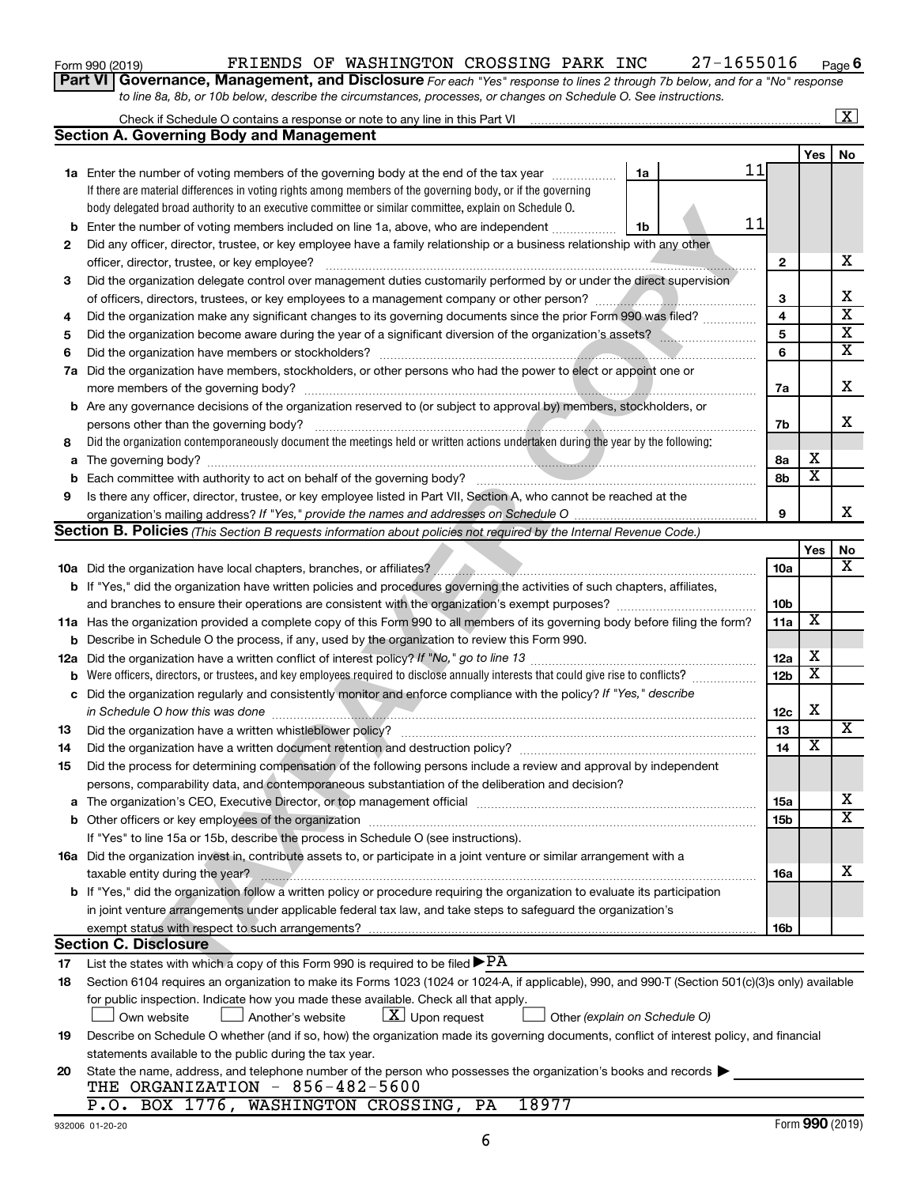Form 990 (2019) FRIENDS OF WASHINGTON CROSSING PARK INC 27-1655016 Page 6

**Part VI Governance, Management, and Disclosure** *For each "Yes" response to lines 2 through 7b below, and for a "No" response to line 8a, 8b, or 10b below, describe the circumstances, processes, or changes on Schedule O. See instructions.*

Check if Schedule O contains a response or note to any line in this Part VI [X]

## Section A. Governing Body and Management

| | | | | Yes | No |
|---|---|---|---|---|---|
| **1a** | Enter the number of voting members of the governing body at the end of the tax year — 1a: 11 If there are material differences in voting rights among members of the governing body, or if the governing body delegated broad authority to an executive committee or similar committee, explain on Schedule O. | | | | |
| **b** | Enter the number of voting members included on line 1a, above, who are independent — 1b: 11 | | | | |
| **2** | Did any officer, director, trustee, or key employee have a family relationship or a business relationship with any other officer, director, trustee, or key employee? | 2 | | | X |
| **3** | Did the organization delegate control over management duties customarily performed by or under the direct supervision of officers, directors, trustees, or key employees to a management company or other person? | 3 | | | X |
| **4** | Did the organization make any significant changes to its governing documents since the prior Form 990 was filed? | 4 | | | X |
| **5** | Did the organization become aware during the year of a significant diversion of the organization's assets? | 5 | | | X |
| **6** | Did the organization have members or stockholders? | 6 | | | X |
| **7a** | Did the organization have members, stockholders, or other persons who had the power to elect or appoint one or more members of the governing body? | 7a | | | X |
| **b** | Are any governance decisions of the organization reserved to (or subject to approval by) members, stockholders, or persons other than the governing body? | 7b | | | X |
| **8** | Did the organization contemporaneously document the meetings held or written actions undertaken during the year by the following: | | | | |
| **a** | The governing body? | 8a | | X | |
| **b** | Each committee with authority to act on behalf of the governing body? | 8b | | X | |
| **9** | Is there any officer, director, trustee, or key employee listed in Part VII, Section A, who cannot be reached at the organization's mailing address? *If "Yes," provide the names and addresses on Schedule O* | 9 | | | X |

## Section B. Policies *(This Section B requests information about policies not required by the Internal Revenue Code.)*

| | | | | Yes | No |
|---|---|---|---|---|---|
| **10a** | Did the organization have local chapters, branches, or affiliates? | 10a | | | X |
| **b** | If "Yes," did the organization have written policies and procedures governing the activities of such chapters, affiliates, and branches to ensure their operations are consistent with the organization's exempt purposes? | 10b | | | |
| **11a** | Has the organization provided a complete copy of this Form 990 to all members of its governing body before filing the form? | 11a | | X | |
| **b** | Describe in Schedule O the process, if any, used by the organization to review this Form 990. | | | | |
| **12a** | Did the organization have a written conflict of interest policy? *If "No," go to line 13* | 12a | | X | |
| **b** | Were officers, directors, or trustees, and key employees required to disclose annually interests that could give rise to conflicts? | 12b | | X | |
| **c** | Did the organization regularly and consistently monitor and enforce compliance with the policy? *If "Yes," describe in Schedule O how this was done* | 12c | | X | |
| **13** | Did the organization have a written whistleblower policy? | 13 | | | X |
| **14** | Did the organization have a written document retention and destruction policy? | 14 | | X | |
| **15** | Did the process for determining compensation of the following persons include a review and approval by independent persons, comparability data, and contemporaneous substantiation of the deliberation and decision? | | | | |
| **a** | The organization's CEO, Executive Director, or top management official | 15a | | | X |
| **b** | Other officers or key employees of the organization | 15b | | | X |
| | If "Yes" to line 15a or 15b, describe the process in Schedule O (see instructions). | | | | |
| **16a** | Did the organization invest in, contribute assets to, or participate in a joint venture or similar arrangement with a taxable entity during the year? | 16a | | | X |
| **b** | If "Yes," did the organization follow a written policy or procedure requiring the organization to evaluate its participation in joint venture arrangements under applicable federal tax law, and take steps to safeguard the organization's exempt status with respect to such arrangements? | 16b | | | |

## Section C. Disclosure

**17** List the states with which a copy of this Form 990 is required to be filed ▶ PA

**18** Section 6104 requires an organization to make its Forms 1023 (1024 or 1024-A, if applicable), 990, and 990-T (Section 501(c)(3)s only) available for public inspection. Indicate how you made these available. Check all that apply.

[ ] Own website [ ] Another's website [X] Upon request [ ] Other *(explain on Schedule O)*

**19** Describe on Schedule O whether (and if so, how) the organization made its governing documents, conflict of interest policy, and financial statements available to the public during the tax year.

**20** State the name, address, and telephone number of the person who possesses the organization's books and records ▶

THE ORGANIZATION - 856-482-5600

P.O. BOX 1776, WASHINGTON CROSSING, PA 18977

932006 01-20-20 Form **990** (2019)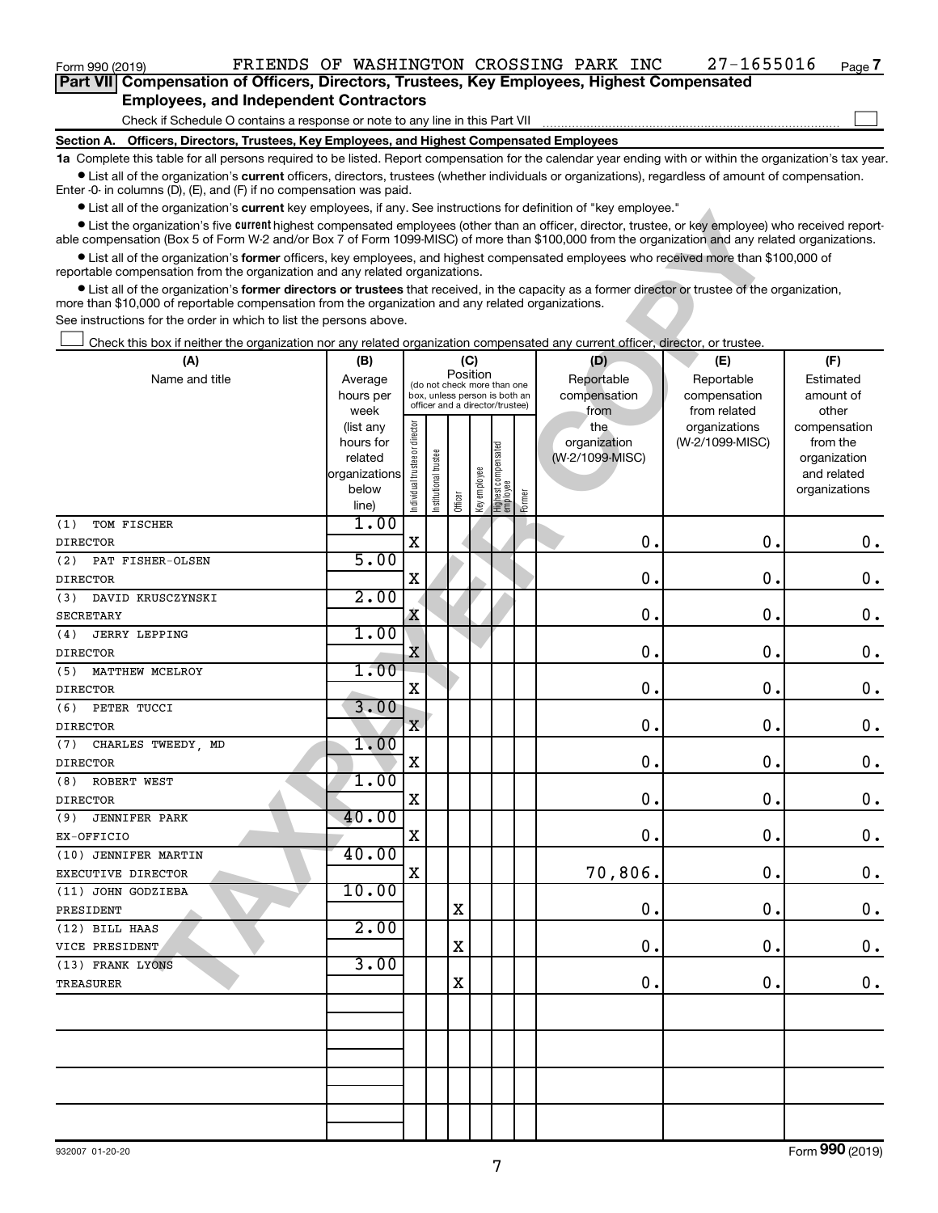Form 990 (2019) FRIENDS OF WASHINGTON CROSSING PARK INC 27-1655016 Page 7

**Part VII Compensation of Officers, Directors, Trustees, Key Employees, Highest Compensated Employees, and Independent Contractors**

Check if Schedule O contains a response or note to any line in this Part VII

**Section A. Officers, Directors, Trustees, Key Employees, and Highest Compensated Employees**

**1a** Complete this table for all persons required to be listed. Report compensation for the calendar year ending with or within the organization's tax year.

• List all of the organization's **current** officers, directors, trustees (whether individuals or organizations), regardless of amount of compensation. Enter -0- in columns (D), (E), and (F) if no compensation was paid.

• List all of the organization's **current** key employees, if any. See instructions for definition of "key employee."

• List the organization's five **current** highest compensated employees (other than an officer, director, trustee, or key employee) who received reportable compensation (Box 5 of Form W-2 and/or Box 7 of Form 1099-MISC) of more than $100,000 from the organization and any related organizations.

• List all of the organization's **former** officers, key employees, and highest compensated employees who received more than $100,000 of reportable compensation from the organization and any related organizations.

• List all of the organization's **former directors or trustees** that received, in the capacity as a former director or trustee of the organization, more than $10,000 of reportable compensation from the organization and any related organizations.

See instructions for the order in which to list the persons above.

Check this box if neither the organization nor any related organization compensated any current officer, director, or trustee.

| (A) Name and title | (B) Average hours per week (list any hours for related organizations below line) | (C) Position: Individual trustee or director | Institutional trustee | Officer | Key employee | Highest compensated employee | Former | (D) Reportable compensation from the organization (W-2/1099-MISC) | (E) Reportable compensation from related organizations (W-2/1099-MISC) | (F) Estimated amount of other compensation from the organization and related organizations |
|---|---|---|---|---|---|---|---|---|---|---|
| (1) TOM FISCHER<br>DIRECTOR | 1.00 | X | | | | | | 0. | 0. | 0. |
| (2) PAT FISHER-OLSEN<br>DIRECTOR | 5.00 | X | | | | | | 0. | 0. | 0. |
| (3) DAVID KRUSCZYNSKI<br>SECRETARY | 2.00 | X | | | | | | 0. | 0. | 0. |
| (4) JERRY LEPPING<br>DIRECTOR | 1.00 | X | | | | | | 0. | 0. | 0. |
| (5) MATTHEW MCELROY<br>DIRECTOR | 1.00 | X | | | | | | 0. | 0. | 0. |
| (6) PETER TUCCI<br>DIRECTOR | 3.00 | X | | | | | | 0. | 0. | 0. |
| (7) CHARLES TWEEDY, MD<br>DIRECTOR | 1.00 | X | | | | | | 0. | 0. | 0. |
| (8) ROBERT WEST<br>DIRECTOR | 1.00 | X | | | | | | 0. | 0. | 0. |
| (9) JENNIFER PARK<br>EX-OFFICIO | 40.00 | X | | | | | | 0. | 0. | 0. |
| (10) JENNIFER MARTIN<br>EXECUTIVE DIRECTOR | 40.00 | X | | | | | | 70,806. | 0. | 0. |
| (11) JOHN GODZIEBA<br>PRESIDENT | 10.00 | | | X | | | | 0. | 0. | 0. |
| (12) BILL HAAS<br>VICE PRESIDENT | 2.00 | | | X | | | | 0. | 0. | 0. |
| (13) FRANK LYONS<br>TREASURER | 3.00 | | | X | | | | 0. | 0. | 0. |

932007 01-20-20

Form **990** (2019)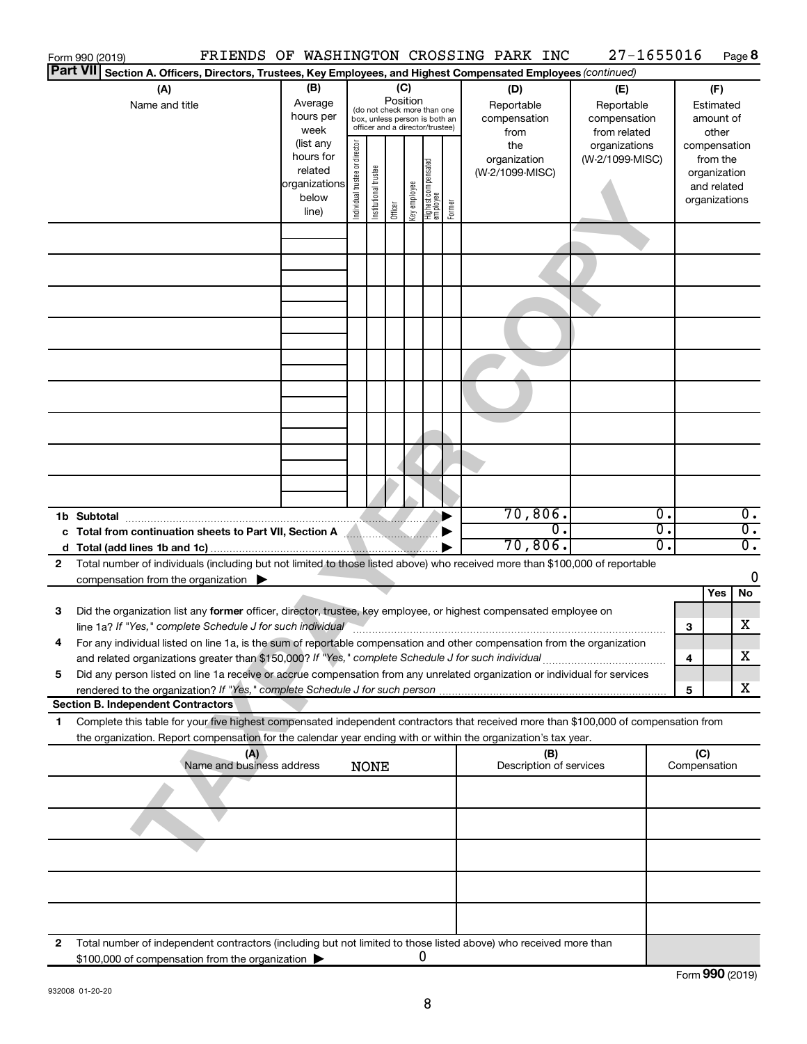Form 990 (2019) FRIENDS OF WASHINGTON CROSSING PARK INC 27-1655016 Page 8

**Part VII Section A. Officers, Directors, Trustees, Key Employees, and Highest Compensated Employees** *(continued)*

| (A) Name and title | (B) Average hours per week (list any hours for related organizations below line) | (C) Position: Individual trustee or director | Institutional trustee | Officer | Key employee | Highest compensated employee | Former | (D) Reportable compensation from the organization (W-2/1099-MISC) | (E) Reportable compensation from related organizations (W-2/1099-MISC) | (F) Estimated amount of other compensation from the organization and related organizations |
|---|---|---|---|---|---|---|---|---|---|---|
| | | | | | | | | | | |
| | | | | | | | | | | |
| | | | | | | | | | | |
| | | | | | | | | | | |
| | | | | | | | | | | |
| | | | | | | | | | | |
| | | | | | | | | | | |
| | | | | | | | | | | |
| | | | | | | | | | | |
| **1b Subtotal** | | | | | | | ▶ | 70,806. | 0. | 0. |
| **c Total from continuation sheets to Part VII, Section A** | | | | | | | ▶ | 0. | 0. | 0. |
| **d Total (add lines 1b and 1c)** | | | | | | | ▶ | 70,806. | 0. | 0. |

**2** Total number of individuals (including but not limited to those listed above) who received more than $100,000 of reportable compensation from the organization ▶ 0

| | | | Yes | No |
|---|---|---|---|---|
| **3** | Did the organization list any **former** officer, director, trustee, key employee, or highest compensated employee on line 1a? *If "Yes," complete Schedule J for such individual* | 3 | | X |
| **4** | For any individual listed on line 1a, is the sum of reportable compensation and other compensation from the organization and related organizations greater than $150,000? *If "Yes," complete Schedule J for such individual* | 4 | | X |
| **5** | Did any person listed on line 1a receive or accrue compensation from any unrelated organization or individual for services rendered to the organization? *If "Yes," complete Schedule J for such person* | 5 | | X |

**Section B. Independent Contractors**

**1** Complete this table for your five highest compensated independent contractors that received more than $100,000 of compensation from the organization. Report compensation for the calendar year ending with or within the organization's tax year.

| (A) Name and business address | (B) Description of services | (C) Compensation |
|---|---|---|
| NONE | | |
| | | |
| | | |
| | | |
| | | |

**2** Total number of independent contractors (including but not limited to those listed above) who received more than $100,000 of compensation from the organization ▶ 0

Form **990** (2019)

932008 01-20-20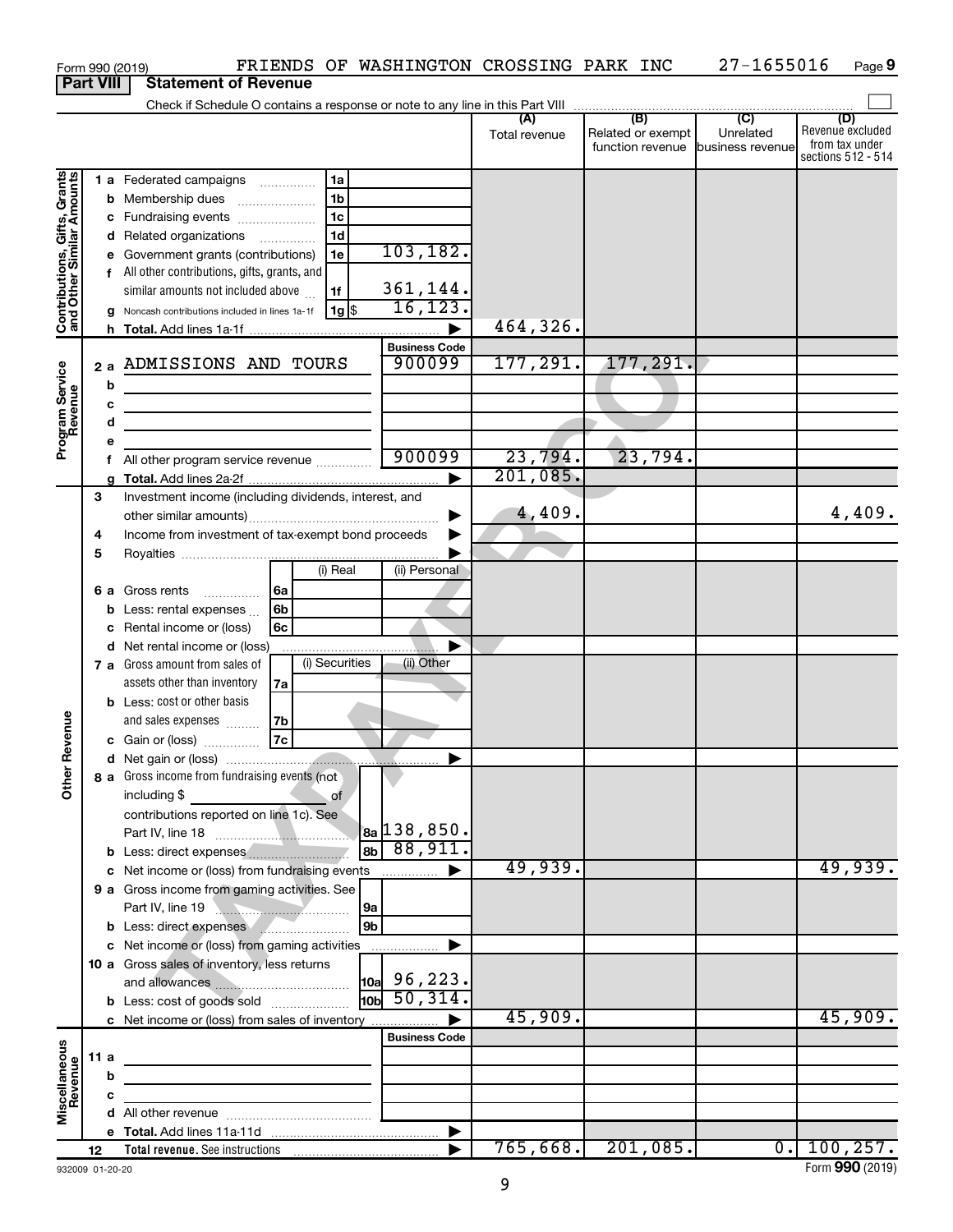Form 990 (2019) FRIENDS OF WASHINGTON CROSSING PARK INC 27-1655016 Page 9

## Part VIII Statement of Revenue

Check if Schedule O contains a response or note to any line in this Part VIII

| | | | | (A) Total revenue | (B) Related or exempt function revenue | (C) Unrelated business revenue | (D) Revenue excluded from tax under sections 512 - 514 |
|---|---|---|---|---|---|---|---|
| **Contributions, Gifts, Grants and Other Similar Amounts** | 1 a Federated campaigns | 1a | | | | | |
| | b Membership dues | 1b | | | | | |
| | c Fundraising events | 1c | | | | | |
| | d Related organizations | 1d | | | | | |
| | e Government grants (contributions) | 1e | 103,182. | | | | |
| | f All other contributions, gifts, grants, and similar amounts not included above | 1f | 361,144. | | | | |
| | g Noncash contributions included in lines 1a-1f | 1g $ | 16,123. | | | | |
| | h **Total.** Add lines 1a-1f | | ▶ | 464,326. | | | |
| | | | **Business Code** | | | | |
| **Program Service Revenue** | 2 a ADMISSIONS AND TOURS | | 900099 | 177,291. | 177,291. | | |
| | b | | | | | | |
| | c | | | | | | |
| | d | | | | | | |
| | e | | | | | | |
| | f All other program service revenue | | 900099 | 23,794. | 23,794. | | |
| | g **Total.** Add lines 2a-2f | | ▶ | 201,085. | | | |
| **Other Revenue** | 3 Investment income (including dividends, interest, and other similar amounts) | | ▶ | 4,409. | | | 4,409. |
| | 4 Income from investment of tax-exempt bond proceeds | | ▶ | | | | |
| | 5 Royalties | | ▶ | | | | |
| | | (i) Real | (ii) Personal | | | | |
| | 6 a Gross rents 6a | | | | | | |
| | b Less: rental expenses 6b | | | | | | |
| | c Rental income or (loss) 6c | | | | | | |
| | d Net rental income or (loss) | | ▶ | | | | |
| | | (i) Securities | (ii) Other | | | | |
| | 7 a Gross amount from sales of assets other than inventory 7a | | | | | | |
| | b Less: cost or other basis and sales expenses 7b | | | | | | |
| | c Gain or (loss) 7c | | | | | | |
| | d Net gain or (loss) | | ▶ | | | | |
| | 8 a Gross income from fundraising events (not including $ _____ of contributions reported on line 1c). See Part IV, line 18 | 8a | 138,850. | | | | |
| | b Less: direct expenses | 8b | 88,911. | | | | |
| | c Net income or (loss) from fundraising events | | ▶ | 49,939. | | | 49,939. |
| | 9 a Gross income from gaming activities. See Part IV, line 19 | 9a | | | | | |
| | b Less: direct expenses | 9b | | | | | |
| | c Net income or (loss) from gaming activities | | ▶ | | | | |
| | 10 a Gross sales of inventory, less returns and allowances | 10a | 96,223. | | | | |
| | b Less: cost of goods sold | 10b | 50,314. | | | | |
| | c Net income or (loss) from sales of inventory | | ▶ | 45,909. | | | 45,909. |
| | | | **Business Code** | | | | |
| **Miscellaneous Revenue** | 11 a | | | | | | |
| | b | | | | | | |
| | c | | | | | | |
| | d All other revenue | | | | | | |
| | e **Total.** Add lines 11a-11d | | ▶ | | | | |
| | 12 **Total revenue.** See instructions | | ▶ | 765,668. | 201,085. | 0. | 100,257. |

932009 01-20-20

Form **990** (2019)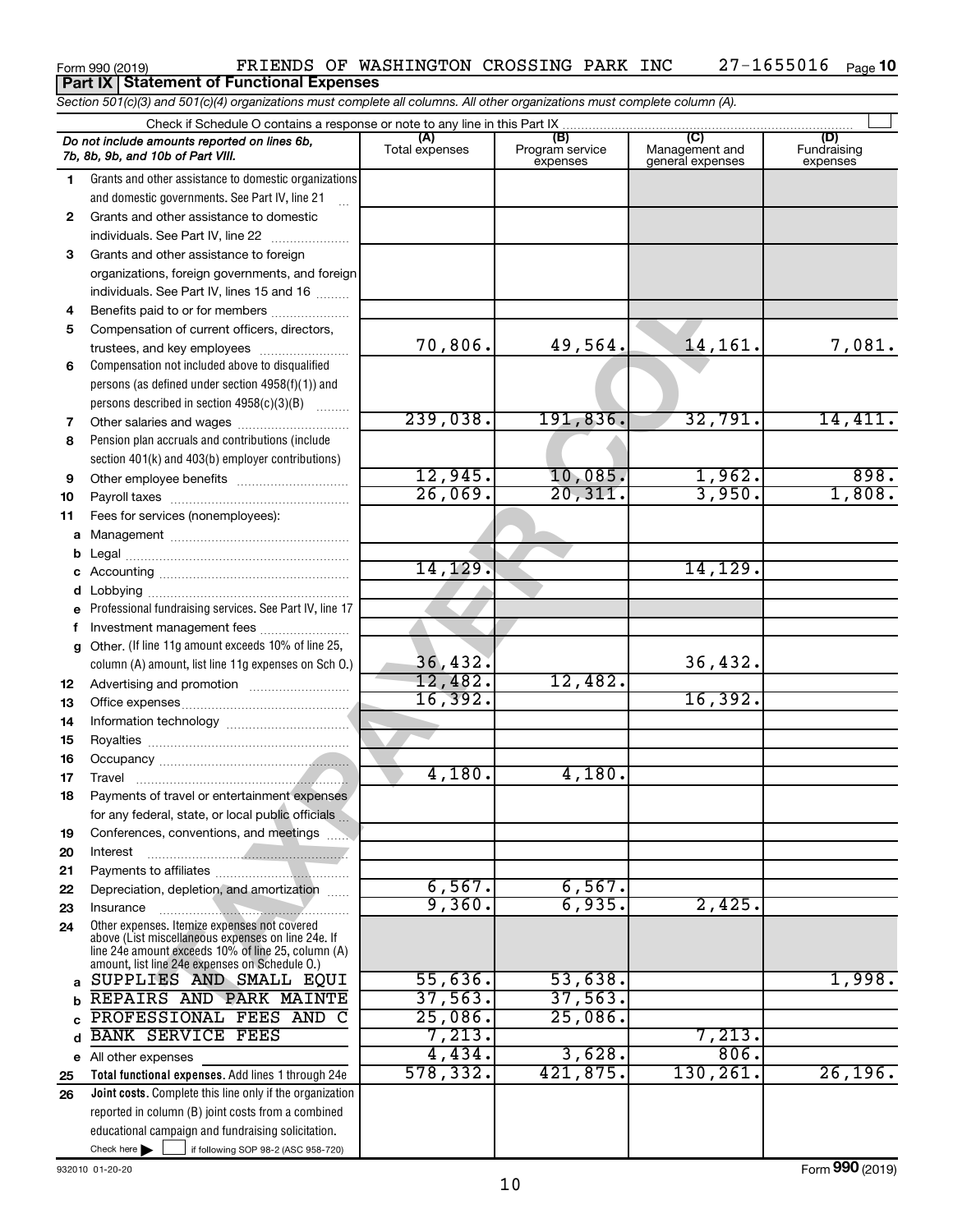Form 990 (2019) FRIENDS OF WASHINGTON CROSSING PARK INC 27-1655016 Page **10**

**Part IX Statement of Functional Expenses**

*Section 501(c)(3) and 501(c)(4) organizations must complete all columns. All other organizations must complete column (A).*

Check if Schedule O contains a response or note to any line in this Part IX

| *Do not include amounts reported on lines 6b, 7b, 8b, 9b, and 10b of Part VIII.* | (A) Total expenses | (B) Program service expenses | (C) Management and general expenses | (D) Fundraising expenses |
|---|---|---|---|---|
| 1 Grants and other assistance to domestic organizations and domestic governments. See Part IV, line 21 | | | | |
| 2 Grants and other assistance to domestic individuals. See Part IV, line 22 | | | | |
| 3 Grants and other assistance to foreign organizations, foreign governments, and foreign individuals. See Part IV, lines 15 and 16 | | | | |
| 4 Benefits paid to or for members | | | | |
| 5 Compensation of current officers, directors, trustees, and key employees | 70,806. | 49,564. | 14,161. | 7,081. |
| 6 Compensation not included above to disqualified persons (as defined under section 4958(f)(1)) and persons described in section 4958(c)(3)(B) | | | | |
| 7 Other salaries and wages | 239,038. | 191,836. | 32,791. | 14,411. |
| 8 Pension plan accruals and contributions (include section 401(k) and 403(b) employer contributions) | | | | |
| 9 Other employee benefits | 12,945. | 10,085. | 1,962. | 898. |
| 10 Payroll taxes | 26,069. | 20,311. | 3,950. | 1,808. |
| 11 Fees for services (nonemployees): | | | | |
| a Management | | | | |
| b Legal | | | | |
| c Accounting | 14,129. | | 14,129. | |
| d Lobbying | | | | |
| e Professional fundraising services. See Part IV, line 17 | | | | |
| f Investment management fees | | | | |
| g Other. (If line 11g amount exceeds 10% of line 25, column (A) amount, list line 11g expenses on Sch O.) | 36,432. | | 36,432. | |
| 12 Advertising and promotion | 12,482. | 12,482. | | |
| 13 Office expenses | 16,392. | | 16,392. | |
| 14 Information technology | | | | |
| 15 Royalties | | | | |
| 16 Occupancy | | | | |
| 17 Travel | 4,180. | 4,180. | | |
| 18 Payments of travel or entertainment expenses for any federal, state, or local public officials | | | | |
| 19 Conferences, conventions, and meetings | | | | |
| 20 Interest | | | | |
| 21 Payments to affiliates | | | | |
| 22 Depreciation, depletion, and amortization | 6,567. | 6,567. | | |
| 23 Insurance | 9,360. | 6,935. | 2,425. | |
| 24 Other expenses. Itemize expenses not covered above (List miscellaneous expenses on line 24e. If line 24e amount exceeds 10% of line 25, column (A) amount, list line 24e expenses on Schedule O.) | | | | |
| a SUPPLIES AND SMALL EQUI | 55,636. | 53,638. | | 1,998. |
| b REPAIRS AND PARK MAINTE | 37,563. | 37,563. | | |
| c PROFESSIONAL FEES AND C | 25,086. | 25,086. | | |
| d BANK SERVICE FEES | 7,213. | | 7,213. | |
| e All other expenses | 4,434. | 3,628. | 806. | |
| 25 **Total functional expenses.** Add lines 1 through 24e | 578,332. | 421,875. | 130,261. | 26,196. |
| 26 **Joint costs.** Complete this line only if the organization reported in column (B) joint costs from a combined educational campaign and fundraising solicitation. Check here ☐ if following SOP 98-2 (ASC 958-720) | | | | |

932010 01-20-20 Form **990** (2019)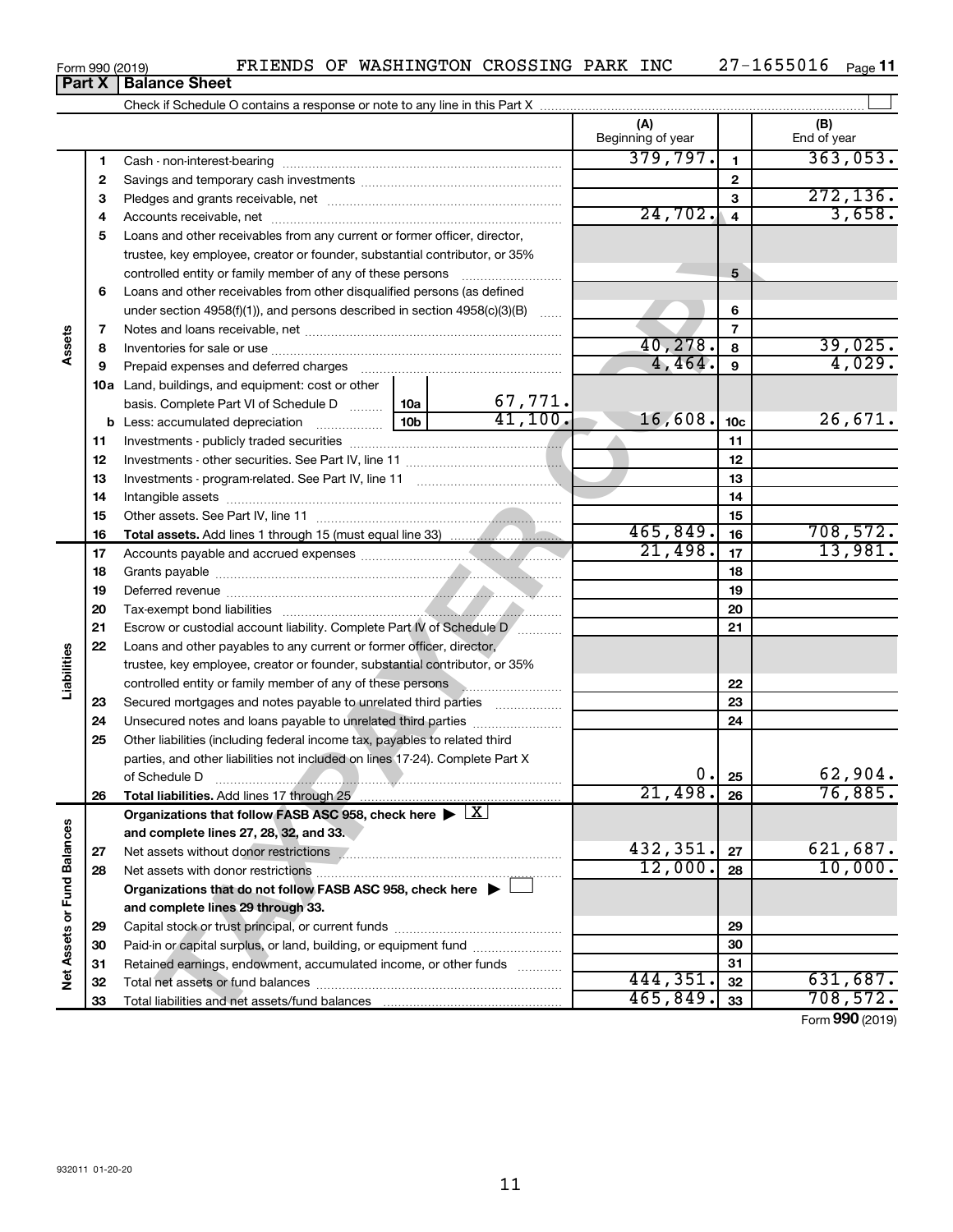Form 990 (2019) FRIENDS OF WASHINGTON CROSSING PARK INC 27-1655016

## Part X Balance Sheet

Check if Schedule O contains a response or note to any line in this Part X

| | | | (A) Beginning of year | | (B) End of year |
|---|---|---|---|---|---|
| Assets | 1 | Cash - non-interest-bearing | 379,797. | 1 | 363,053. |
| | 2 | Savings and temporary cash investments | | 2 | |
| | 3 | Pledges and grants receivable, net | | 3 | 272,136. |
| | 4 | Accounts receivable, net | 24,702. | 4 | 3,658. |
| | 5 | Loans and other receivables from any current or former officer, director, trustee, key employee, creator or founder, substantial contributor, or 35% controlled entity or family member of any of these persons | | 5 | |
| | 6 | Loans and other receivables from other disqualified persons (as defined under section 4958(f)(1)), and persons described in section 4958(c)(3)(B) | | 6 | |
| | 7 | Notes and loans receivable, net | | 7 | |
| | 8 | Inventories for sale or use | 40,278. | 8 | 39,025. |
| | 9 | Prepaid expenses and deferred charges | 4,464. | 9 | 4,029. |
| | 10a | Land, buildings, and equipment: cost or other basis. Complete Part VI of Schedule D — 10a: 67,771. | | | |
| | b | Less: accumulated depreciation — 10b: 41,100. | 16,608. | 10c | 26,671. |
| | 11 | Investments - publicly traded securities | | 11 | |
| | 12 | Investments - other securities. See Part IV, line 11 | | 12 | |
| | 13 | Investments - program-related. See Part IV, line 11 | | 13 | |
| | 14 | Intangible assets | | 14 | |
| | 15 | Other assets. See Part IV, line 11 | | 15 | |
| | 16 | **Total assets.** Add lines 1 through 15 (must equal line 33) | 465,849. | 16 | 708,572. |
| Liabilities | 17 | Accounts payable and accrued expenses | 21,498. | 17 | 13,981. |
| | 18 | Grants payable | | 18 | |
| | 19 | Deferred revenue | | 19 | |
| | 20 | Tax-exempt bond liabilities | | 20 | |
| | 21 | Escrow or custodial account liability. Complete Part IV of Schedule D | | 21 | |
| | 22 | Loans and other payables to any current or former officer, director, trustee, key employee, creator or founder, substantial contributor, or 35% controlled entity or family member of any of these persons | | 22 | |
| | 23 | Secured mortgages and notes payable to unrelated third parties | | 23 | |
| | 24 | Unsecured notes and loans payable to unrelated third parties | | 24 | |
| | 25 | Other liabilities (including federal income tax, payables to related third parties, and other liabilities not included on lines 17-24). Complete Part X of Schedule D | 0. | 25 | 62,904. |
| | 26 | **Total liabilities.** Add lines 17 through 25 | 21,498. | 26 | 76,885. |
| Net Assets or Fund Balances | | **Organizations that follow FASB ASC 958, check here ▶ [X] and complete lines 27, 28, 32, and 33.** | | | |
| | 27 | Net assets without donor restrictions | 432,351. | 27 | 621,687. |
| | 28 | Net assets with donor restrictions | 12,000. | 28 | 10,000. |
| | | **Organizations that do not follow FASB ASC 958, check here ▶ [ ] and complete lines 29 through 33.** | | | |
| | 29 | Capital stock or trust principal, or current funds | | 29 | |
| | 30 | Paid-in or capital surplus, or land, building, or equipment fund | | 30 | |
| | 31 | Retained earnings, endowment, accumulated income, or other funds | | 31 | |
| | 32 | Total net assets or fund balances | 444,351. | 32 | 631,687. |
| | 33 | Total liabilities and net assets/fund balances | 465,849. | 33 | 708,572. |

Form **990** (2019)

932011 01-20-20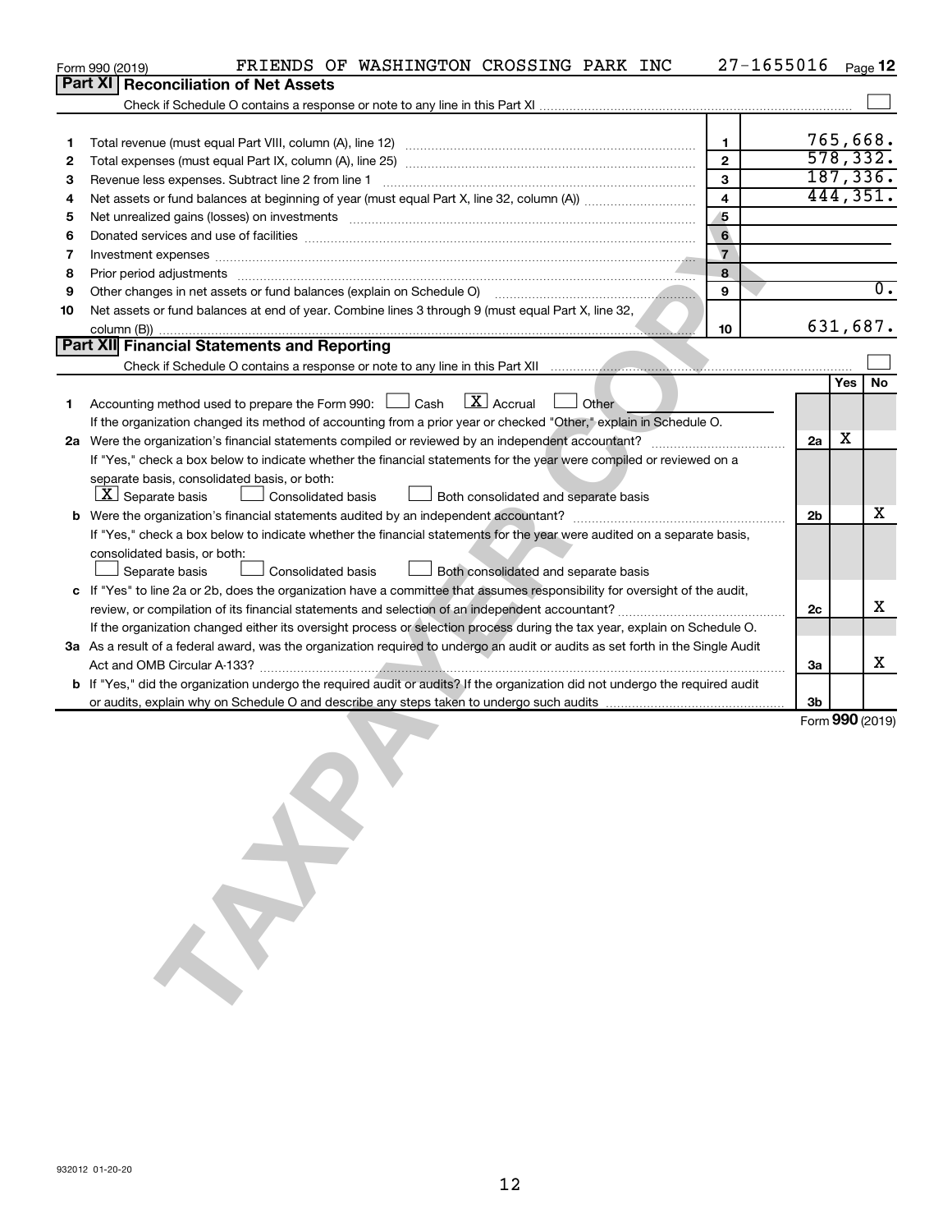Form 990 (2019) FRIENDS OF WASHINGTON CROSSING PARK INC 27-1655016 Page 12

## Part XI Reconciliation of Net Assets

Check if Schedule O contains a response or note to any line in this Part XI ☐

| | | | |
|---|---|---|---|
| 1 | Total revenue (must equal Part VIII, column (A), line 12) | 1 | 765,668. |
| 2 | Total expenses (must equal Part IX, column (A), line 25) | 2 | 578,332. |
| 3 | Revenue less expenses. Subtract line 2 from line 1 | 3 | 187,336. |
| 4 | Net assets or fund balances at beginning of year (must equal Part X, line 32, column (A)) | 4 | 444,351. |
| 5 | Net unrealized gains (losses) on investments | 5 | |
| 6 | Donated services and use of facilities | 6 | |
| 7 | Investment expenses | 7 | |
| 8 | Prior period adjustments | 8 | |
| 9 | Other changes in net assets or fund balances (explain on Schedule O) | 9 | 0. |
| 10 | Net assets or fund balances at end of year. Combine lines 3 through 9 (must equal Part X, line 32, column (B)) | 10 | 631,687. |

## Part XII Financial Statements and Reporting

Check if Schedule O contains a response or note to any line in this Part XII ☐

| | | | Yes | No |
|---|---|---|---|---|
| 1 | Accounting method used to prepare the Form 990: ☐ Cash ☒ Accrual ☐ Other<br>If the organization changed its method of accounting from a prior year or checked "Other," explain in Schedule O. | | | |
| 2a | Were the organization's financial statements compiled or reviewed by an independent accountant?<br>If "Yes," check a box below to indicate whether the financial statements for the year were compiled or reviewed on a separate basis, consolidated basis, or both:<br>☒ Separate basis ☐ Consolidated basis ☐ Both consolidated and separate basis | 2a | X | |
| b | Were the organization's financial statements audited by an independent accountant?<br>If "Yes," check a box below to indicate whether the financial statements for the year were audited on a separate basis, consolidated basis, or both:<br>☐ Separate basis ☐ Consolidated basis ☐ Both consolidated and separate basis | 2b | | X |
| c | If "Yes" to line 2a or 2b, does the organization have a committee that assumes responsibility for oversight of the audit, review, or compilation of its financial statements and selection of an independent accountant?<br>If the organization changed either its oversight process or selection process during the tax year, explain on Schedule O. | 2c | | X |
| 3a | As a result of a federal award, was the organization required to undergo an audit or audits as set forth in the Single Audit Act and OMB Circular A-133? | 3a | | X |
| b | If "Yes," did the organization undergo the required audit or audits? If the organization did not undergo the required audit or audits, explain why on Schedule O and describe any steps taken to undergo such audits | 3b | | |

Form **990** (2019)

932012 01-20-20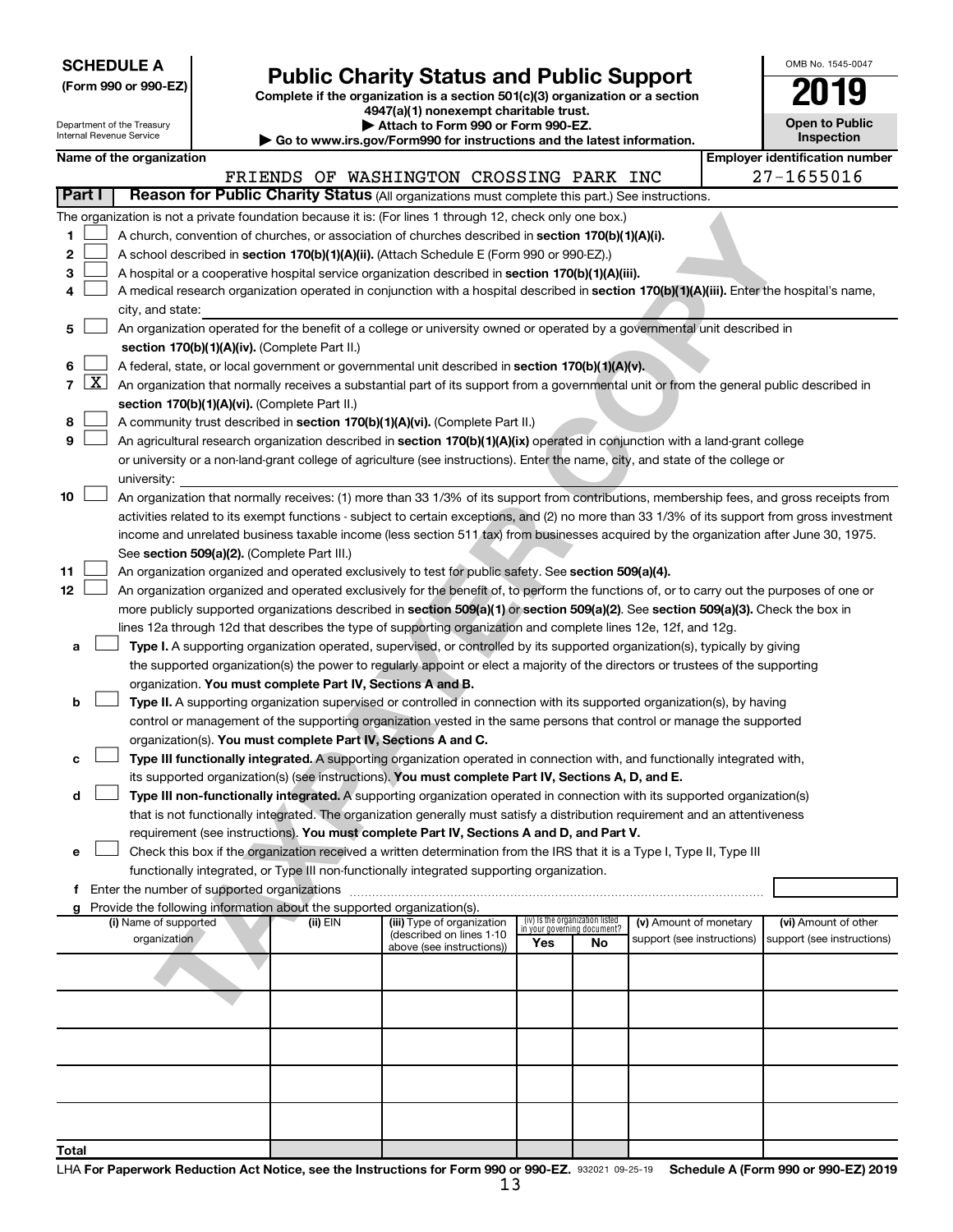**SCHEDULE A**
**(Form 990 or 990-EZ)**

Department of the Treasury
Internal Revenue Service

# Public Charity Status and Public Support

**Complete if the organization is a section 501(c)(3) organization or a section 4947(a)(1) nonexempt charitable trust.**
**▶ Attach to Form 990 or Form 990-EZ.**
**▶ Go to www.irs.gov/Form990 for instructions and the latest information.**

OMB No. 1545-0047

**2019**

**Open to Public Inspection**

**Name of the organization**: FRIENDS OF WASHINGTON CROSSING PARK INC

**Employer identification number**: 27-1655016

## Part I — Reason for Public Charity Status (All organizations must complete this part.) See instructions.

The organization is not a private foundation because it is: (For lines 1 through 12, check only one box.)

1. ☐ A church, convention of churches, or association of churches described in **section 170(b)(1)(A)(i).**
2. ☐ A school described in **section 170(b)(1)(A)(ii).** (Attach Schedule E (Form 990 or 990-EZ).)
3. ☐ A hospital or a cooperative hospital service organization described in **section 170(b)(1)(A)(iii).**
4. ☐ A medical research organization operated in conjunction with a hospital described in **section 170(b)(1)(A)(iii).** Enter the hospital's name, city, and state:
5. ☐ An organization operated for the benefit of a college or university owned or operated by a governmental unit described in **section 170(b)(1)(A)(iv).** (Complete Part II.)
6. ☐ A federal, state, or local government or governmental unit described in **section 170(b)(1)(A)(v).**
7. ☒ An organization that normally receives a substantial part of its support from a governmental unit or from the general public described in **section 170(b)(1)(A)(vi).** (Complete Part II.)
8. ☐ A community trust described in **section 170(b)(1)(A)(vi).** (Complete Part II.)
9. ☐ An agricultural research organization described in **section 170(b)(1)(A)(ix)** operated in conjunction with a land-grant college or university or a non-land-grant college of agriculture (see instructions). Enter the name, city, and state of the college or university:
10. ☐ An organization that normally receives: (1) more than 33 1/3% of its support from contributions, membership fees, and gross receipts from activities related to its exempt functions - subject to certain exceptions, and (2) no more than 33 1/3% of its support from gross investment income and unrelated business taxable income (less section 511 tax) from businesses acquired by the organization after June 30, 1975. See **section 509(a)(2).** (Complete Part III.)
11. ☐ An organization organized and operated exclusively to test for public safety. See **section 509(a)(4).**
12. ☐ An organization organized and operated exclusively for the benefit of, to perform the functions of, or to carry out the purposes of one or more publicly supported organizations described in **section 509(a)(1)** or **section 509(a)(2).** See **section 509(a)(3).** Check the box in lines 12a through 12d that describes the type of supporting organization and complete lines 12e, 12f, and 12g.

a. ☐ **Type I.** A supporting organization operated, supervised, or controlled by its supported organization(s), typically by giving the supported organization(s) the power to regularly appoint or elect a majority of the directors or trustees of the supporting organization. **You must complete Part IV, Sections A and B.**

b. ☐ **Type II.** A supporting organization supervised or controlled in connection with its supported organization(s), by having control or management of the supporting organization vested in the same persons that control or manage the supported organization(s). **You must complete Part IV, Sections A and C.**

c. ☐ **Type III functionally integrated.** A supporting organization operated in connection with, and functionally integrated with, its supported organization(s) (see instructions). **You must complete Part IV, Sections A, D, and E.**

d. ☐ **Type III non-functionally integrated.** A supporting organization operated in connection with its supported organization(s) that is not functionally integrated. The organization generally must satisfy a distribution requirement and an attentiveness requirement (see instructions). **You must complete Part IV, Sections A and D, and Part V.**

e. ☐ Check this box if the organization received a written determination from the IRS that it is a Type I, Type II, Type III functionally integrated, or Type III non-functionally integrated supporting organization.

f. Enter the number of supported organizations

g. Provide the following information about the supported organization(s).

| (i) Name of supported organization | (ii) EIN | (iii) Type of organization (described on lines 1-10 above (see instructions)) | (iv) Is the organization listed in your governing document? Yes | No | (v) Amount of monetary support (see instructions) | (vi) Amount of other support (see instructions) |
|---|---|---|---|---|---|---|
| | | | | | | |
| | | | | | | |
| | | | | | | |
| | | | | | | |
| | | | | | | |
| **Total** | | | | | | |

LHA **For Paperwork Reduction Act Notice, see the Instructions for Form 990 or 990-EZ.** 932021 09-25-19 **Schedule A (Form 990 or 990-EZ) 2019**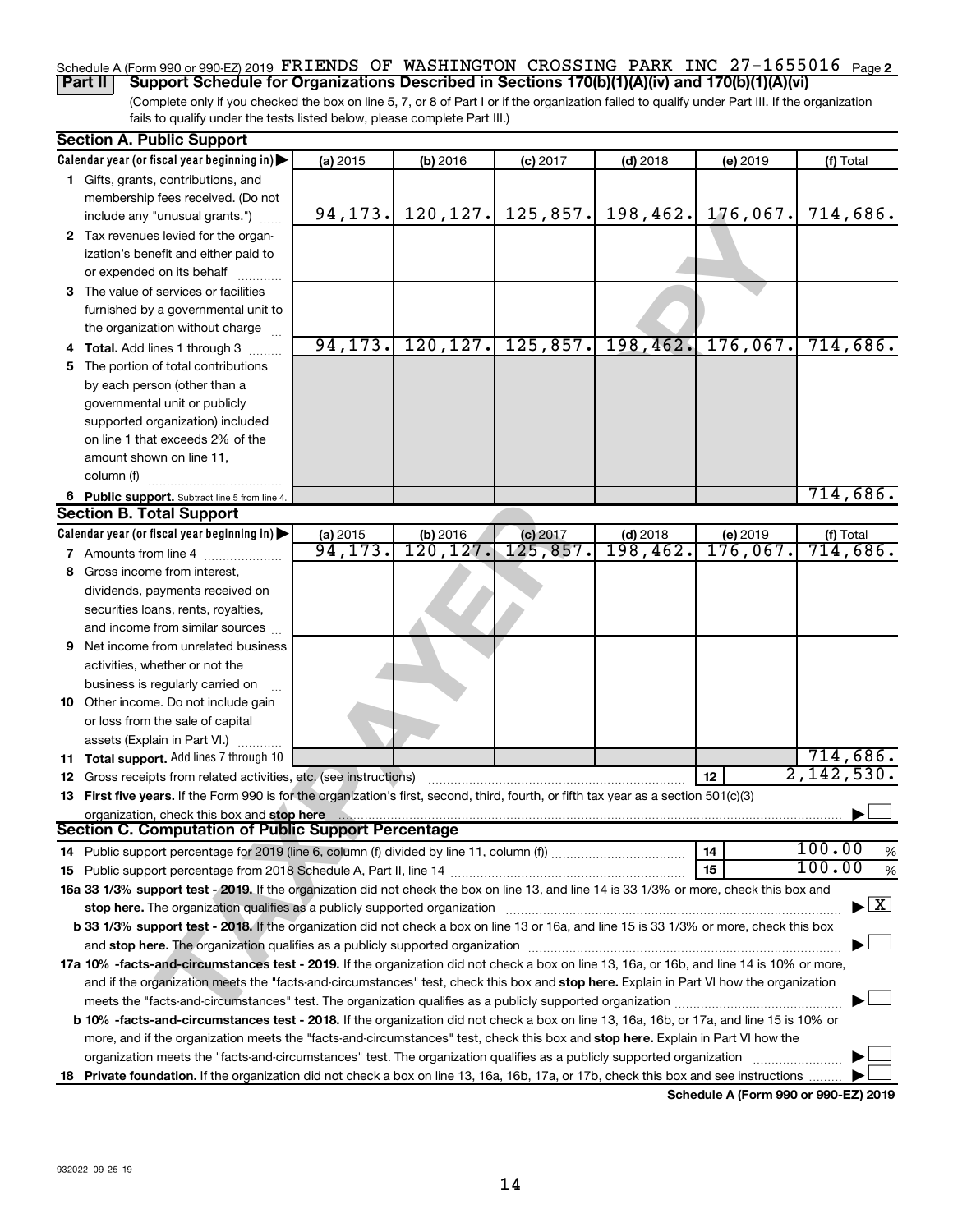Schedule A (Form 990 or 990-EZ) 2019 FRIENDS OF WASHINGTON CROSSING PARK INC 27-1655016 Page 2

**Part II** **Support Schedule for Organizations Described in Sections 170(b)(1)(A)(iv) and 170(b)(1)(A)(vi)**

(Complete only if you checked the box on line 5, 7, or 8 of Part I or if the organization failed to qualify under Part III. If the organization fails to qualify under the tests listed below, please complete Part III.)

## Section A. Public Support

| Calendar year (or fiscal year beginning in) ▶ | (a) 2015 | (b) 2016 | (c) 2017 | (d) 2018 | (e) 2019 | (f) Total |
|---|---|---|---|---|---|---|
| 1 Gifts, grants, contributions, and membership fees received. (Do not include any "unusual grants.") | 94,173. | 120,127. | 125,857. | 198,462. | 176,067. | 714,686. |
| 2 Tax revenues levied for the organization's benefit and either paid to or expended on its behalf | | | | | | |
| 3 The value of services or facilities furnished by a governmental unit to the organization without charge | | | | | | |
| 4 **Total.** Add lines 1 through 3 | 94,173. | 120,127. | 125,857. | 198,462. | 176,067. | 714,686. |
| 5 The portion of total contributions by each person (other than a governmental unit or publicly supported organization) included on line 1 that exceeds 2% of the amount shown on line 11, column (f) | | | | | | |
| 6 **Public support.** Subtract line 5 from line 4. | | | | | | 714,686. |

## Section B. Total Support

| Calendar year (or fiscal year beginning in) ▶ | (a) 2015 | (b) 2016 | (c) 2017 | (d) 2018 | (e) 2019 | (f) Total |
|---|---|---|---|---|---|---|
| 7 Amounts from line 4 | 94,173. | 120,127. | 125,857. | 198,462. | 176,067. | 714,686. |
| 8 Gross income from interest, dividends, payments received on securities loans, rents, royalties, and income from similar sources | | | | | | |
| 9 Net income from unrelated business activities, whether or not the business is regularly carried on | | | | | | |
| 10 Other income. Do not include gain or loss from the sale of capital assets (Explain in Part VI.) | | | | | | |
| 11 **Total support.** Add lines 7 through 10 | | | | | | 714,686. |

12 Gross receipts from related activities, etc. (see instructions) | 12 | 2,142,530.

13 **First five years.** If the Form 990 is for the organization's first, second, third, fourth, or fifth tax year as a section 501(c)(3) organization, check this box and **stop here** ▶ ☐

## Section C. Computation of Public Support Percentage

14 Public support percentage for 2019 (line 6, column (f) divided by line 11, column (f)) | 14 | 100.00 %

15 Public support percentage from 2018 Schedule A, Part II, line 14 | 15 | 100.00 %

**16a 33 1/3% support test - 2019.** If the organization did not check the box on line 13, and line 14 is 33 1/3% or more, check this box and **stop here.** The organization qualifies as a publicly supported organization ▶ ☒

**b 33 1/3% support test - 2018.** If the organization did not check a box on line 13 or 16a, and line 15 is 33 1/3% or more, check this box and **stop here.** The organization qualifies as a publicly supported organization ▶ ☐

**17a 10% -facts-and-circumstances test - 2019.** If the organization did not check a box on line 13, 16a, or 16b, and line 14 is 10% or more, and if the organization meets the "facts-and-circumstances" test, check this box and **stop here.** Explain in Part VI how the organization meets the "facts-and-circumstances" test. The organization qualifies as a publicly supported organization ▶ ☐

**b 10% -facts-and-circumstances test - 2018.** If the organization did not check a box on line 13, 16a, 16b, or 17a, and line 15 is 10% or more, and if the organization meets the "facts-and-circumstances" test, check this box and **stop here.** Explain in Part VI how the organization meets the "facts-and-circumstances" test. The organization qualifies as a publicly supported organization ▶ ☐

**18 Private foundation.** If the organization did not check a box on line 13, 16a, 16b, 17a, or 17b, check this box and see instructions ▶ ☐

**Schedule A (Form 990 or 990-EZ) 2019**

932022 09-25-19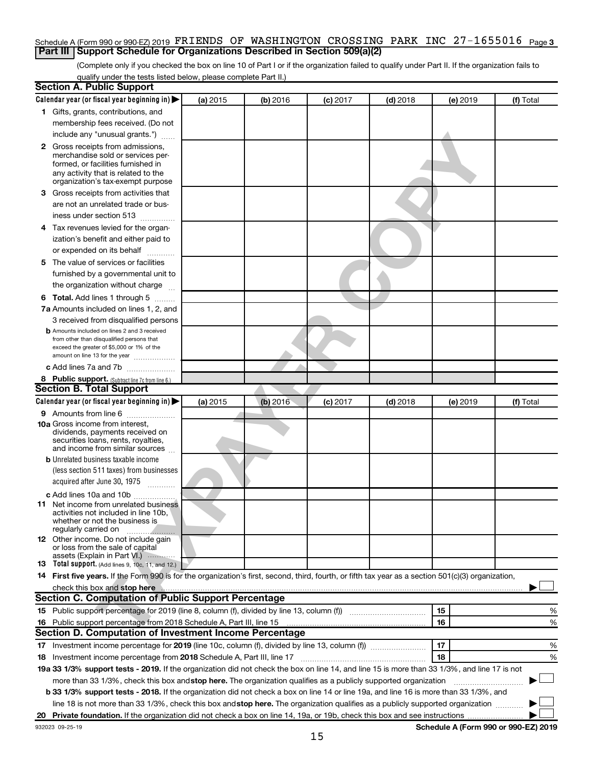Schedule A (Form 990 or 990-EZ) 2019 FRIENDS OF WASHINGTON CROSSING PARK INC 27-1655016 Page 3

## Part III Support Schedule for Organizations Described in Section 509(a)(2)

(Complete only if you checked the box on line 10 of Part I or if the organization failed to qualify under Part II. If the organization fails to qualify under the tests listed below, please complete Part II.)

### Section A. Public Support

| Calendar year (or fiscal year beginning in) ▶ | (a) 2015 | (b) 2016 | (c) 2017 | (d) 2018 | (e) 2019 | (f) Total |
|---|---|---|---|---|---|---|
| **1** Gifts, grants, contributions, and membership fees received. (Do not include any "unusual grants.") | | | | | | |
| **2** Gross receipts from admissions, merchandise sold or services performed, or facilities furnished in any activity that is related to the organization's tax-exempt purpose | | | | | | |
| **3** Gross receipts from activities that are not an unrelated trade or business under section 513 | | | | | | |
| **4** Tax revenues levied for the organization's benefit and either paid to or expended on its behalf | | | | | | |
| **5** The value of services or facilities furnished by a governmental unit to the organization without charge | | | | | | |
| **6 Total.** Add lines 1 through 5 | | | | | | |
| **7a** Amounts included on lines 1, 2, and 3 received from disqualified persons | | | | | | |
| **b** Amounts included on lines 2 and 3 received from other than disqualified persons that exceed the greater of $5,000 or 1% of the amount on line 13 for the year | | | | | | |
| **c** Add lines 7a and 7b | | | | | | |
| **8 Public support.** (Subtract line 7c from line 6.) | | | | | | |

### Section B. Total Support

| Calendar year (or fiscal year beginning in) ▶ | (a) 2015 | (b) 2016 | (c) 2017 | (d) 2018 | (e) 2019 | (f) Total |
|---|---|---|---|---|---|---|
| **9** Amounts from line 6 | | | | | | |
| **10a** Gross income from interest, dividends, payments received on securities loans, rents, royalties, and income from similar sources | | | | | | |
| **b** Unrelated business taxable income (less section 511 taxes) from businesses acquired after June 30, 1975 | | | | | | |
| **c** Add lines 10a and 10b | | | | | | |
| **11** Net income from unrelated business activities not included in line 10b, whether or not the business is regularly carried on | | | | | | |
| **12** Other income. Do not include gain or loss from the sale of capital assets (Explain in Part VI.) | | | | | | |
| **13 Total support.** (Add lines 9, 10c, 11, and 12.) | | | | | | |

**14 First five years.** If the Form 990 is for the organization's first, second, third, fourth, or fifth tax year as a section 501(c)(3) organization, check this box and **stop here** ▶ ☐

### Section C. Computation of Public Support Percentage

| | | |
|---|---|---|
| **15** Public support percentage for 2019 (line 8, column (f), divided by line 13, column (f)) | 15 | % |
| **16** Public support percentage from 2018 Schedule A, Part III, line 15 | 16 | % |

### Section D. Computation of Investment Income Percentage

| | | |
|---|---|---|
| **17** Investment income percentage for **2019** (line 10c, column (f), divided by line 13, column (f)) | 17 | % |
| **18** Investment income percentage from **2018** Schedule A, Part III, line 17 | 18 | % |

**19a 33 1/3% support tests - 2019.** If the organization did not check the box on line 14, and line 15 is more than 33 1/3%, and line 17 is not more than 33 1/3%, check this box and **stop here.** The organization qualifies as a publicly supported organization ▶ ☐

**b 33 1/3% support tests - 2018.** If the organization did not check a box on line 14 or line 19a, and line 16 is more than 33 1/3%, and line 18 is not more than 33 1/3%, check this box and **stop here.** The organization qualifies as a publicly supported organization ▶ ☐

**20 Private foundation.** If the organization did not check a box on line 14, 19a, or 19b, check this box and see instructions ▶ ☐

932023 09-25-19 **Schedule A (Form 990 or 990-EZ) 2019**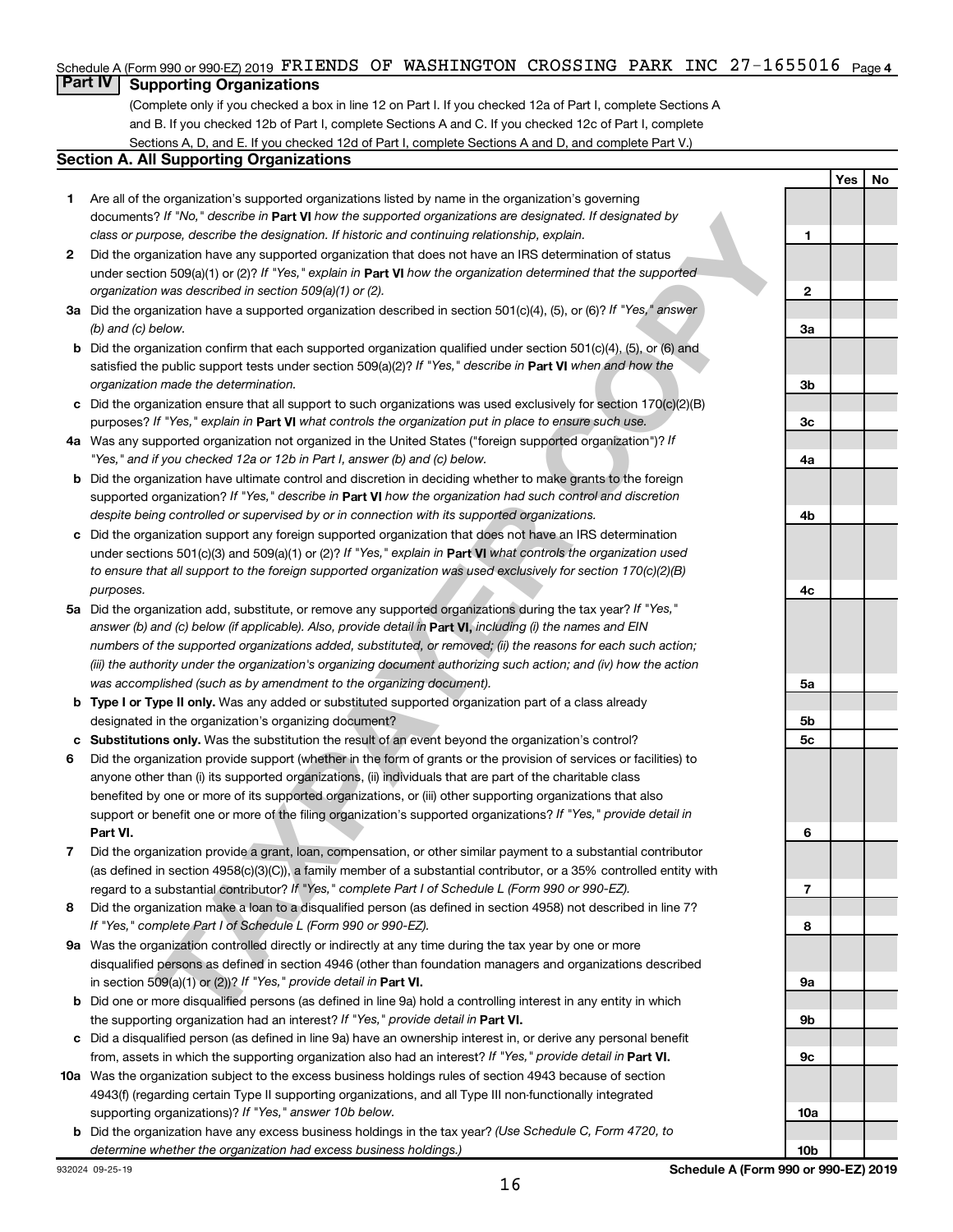Schedule A (Form 990 or 990-EZ) 2019 FRIENDS OF WASHINGTON CROSSING PARK INC 27-1655016 Page 4

## Part IV Supporting Organizations

(Complete only if you checked a box in line 12 on Part I. If you checked 12a of Part I, complete Sections A and B. If you checked 12b of Part I, complete Sections A and C. If you checked 12c of Part I, complete Sections A, D, and E. If you checked 12d of Part I, complete Sections A and D, and complete Part V.)

### Section A. All Supporting Organizations

| | | | Yes | No |
|---|---|---|---|---|
| **1** | Are all of the organization's supported organizations listed by name in the organization's governing documents? *If "No," describe in* **Part VI** *how the supported organizations are designated. If designated by class or purpose, describe the designation. If historic and continuing relationship, explain.* | 1 | | |
| **2** | Did the organization have any supported organization that does not have an IRS determination of status under section 509(a)(1) or (2)? *If "Yes," explain in* **Part VI** *how the organization determined that the supported organization was described in section 509(a)(1) or (2).* | 2 | | |
| **3a** | Did the organization have a supported organization described in section 501(c)(4), (5), or (6)? *If "Yes," answer (b) and (c) below.* | 3a | | |
| **b** | Did the organization confirm that each supported organization qualified under section 501(c)(4), (5), or (6) and satisfied the public support tests under section 509(a)(2)? *If "Yes," describe in* **Part VI** *when and how the organization made the determination.* | 3b | | |
| **c** | Did the organization ensure that all support to such organizations was used exclusively for section 170(c)(2)(B) purposes? *If "Yes," explain in* **Part VI** *what controls the organization put in place to ensure such use.* | 3c | | |
| **4a** | Was any supported organization not organized in the United States ("foreign supported organization")? *If "Yes," and if you checked 12a or 12b in Part I, answer (b) and (c) below.* | 4a | | |
| **b** | Did the organization have ultimate control and discretion in deciding whether to make grants to the foreign supported organization? *If "Yes," describe in* **Part VI** *how the organization had such control and discretion despite being controlled or supervised by or in connection with its supported organizations.* | 4b | | |
| **c** | Did the organization support any foreign supported organization that does not have an IRS determination under sections 501(c)(3) and 509(a)(1) or (2)? *If "Yes," explain in* **Part VI** *what controls the organization used to ensure that all support to the foreign supported organization was used exclusively for section 170(c)(2)(B) purposes.* | 4c | | |
| **5a** | Did the organization add, substitute, or remove any supported organizations during the tax year? *If "Yes," answer (b) and (c) below (if applicable). Also, provide detail in* **Part VI,** *including (i) the names and EIN numbers of the supported organizations added, substituted, or removed; (ii) the reasons for each such action; (iii) the authority under the organization's organizing document authorizing such action; and (iv) how the action was accomplished (such as by amendment to the organizing document).* | 5a | | |
| **b** | **Type I or Type II only.** Was any added or substituted supported organization part of a class already designated in the organization's organizing document? | 5b | | |
| **c** | **Substitutions only.** Was the substitution the result of an event beyond the organization's control? | 5c | | |
| **6** | Did the organization provide support (whether in the form of grants or the provision of services or facilities) to anyone other than (i) its supported organizations, (ii) individuals that are part of the charitable class benefited by one or more of its supported organizations, or (iii) other supporting organizations that also support or benefit one or more of the filing organization's supported organizations? *If "Yes," provide detail in* **Part VI.** | 6 | | |
| **7** | Did the organization provide a grant, loan, compensation, or other similar payment to a substantial contributor (as defined in section 4958(c)(3)(C)), a family member of a substantial contributor, or a 35% controlled entity with regard to a substantial contributor? *If "Yes," complete Part I of Schedule L (Form 990 or 990-EZ).* | 7 | | |
| **8** | Did the organization make a loan to a disqualified person (as defined in section 4958) not described in line 7? *If "Yes," complete Part I of Schedule L (Form 990 or 990-EZ).* | 8 | | |
| **9a** | Was the organization controlled directly or indirectly at any time during the tax year by one or more disqualified persons as defined in section 4946 (other than foundation managers and organizations described in section 509(a)(1) or (2))? *If "Yes," provide detail in* **Part VI.** | 9a | | |
| **b** | Did one or more disqualified persons (as defined in line 9a) hold a controlling interest in any entity in which the supporting organization had an interest? *If "Yes," provide detail in* **Part VI.** | 9b | | |
| **c** | Did a disqualified person (as defined in line 9a) have an ownership interest in, or derive any personal benefit from, assets in which the supporting organization also had an interest? *If "Yes," provide detail in* **Part VI.** | 9c | | |
| **10a** | Was the organization subject to the excess business holdings rules of section 4943 because of section 4943(f) (regarding certain Type II supporting organizations, and all Type III non-functionally integrated supporting organizations)? *If "Yes," answer 10b below.* | 10a | | |
| **b** | Did the organization have any excess business holdings in the tax year? *(Use Schedule C, Form 4720, to determine whether the organization had excess business holdings.)* | 10b | | |

932024 09-25-19 **Schedule A (Form 990 or 990-EZ) 2019**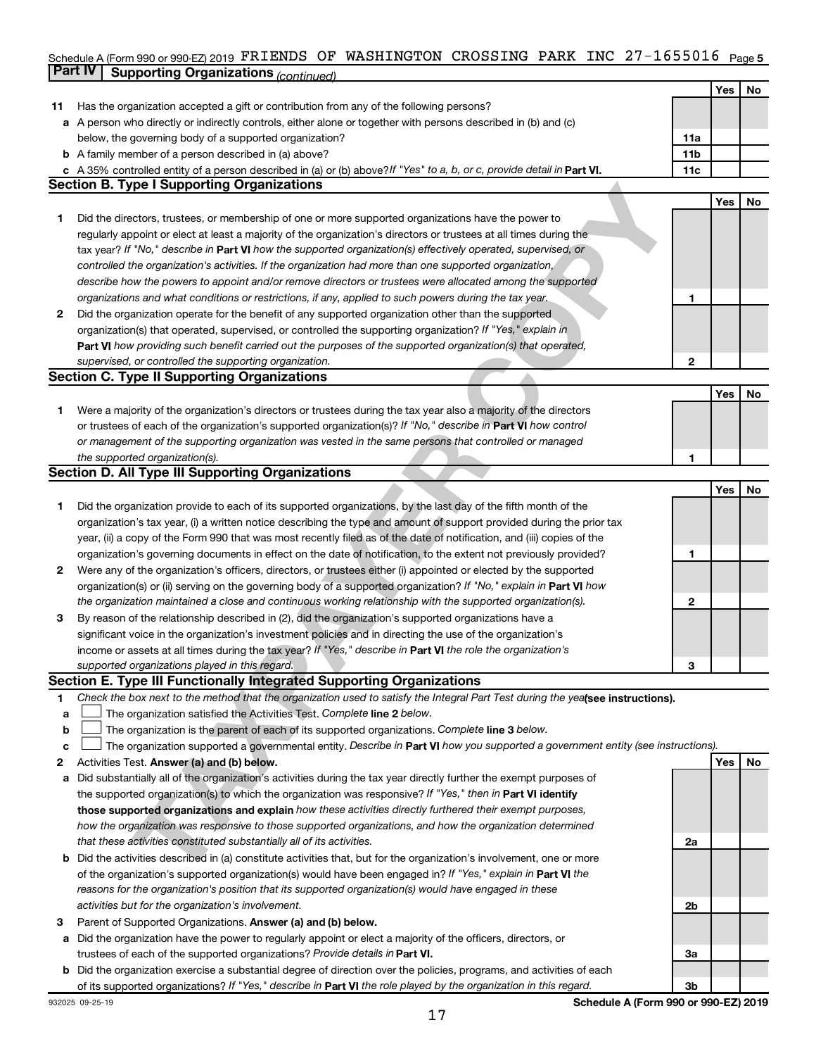Schedule A (Form 990 or 990-EZ) 2019 FRIENDS OF WASHINGTON CROSSING PARK INC 27-1655016 Page 5

**Part IV | Supporting Organizations** *(continued)*

| | | | Yes | No |
|---|---|---|---|---|
| **11** | Has the organization accepted a gift or contribution from any of the following persons? | | | |
| **a** | A person who directly or indirectly controls, either alone or together with persons described in (b) and (c) below, the governing body of a supported organization? | 11a | | |
| **b** | A family member of a person described in (a) above? | 11b | | |
| **c** | A 35% controlled entity of a person described in (a) or (b) above? *If "Yes" to a, b, or c, provide detail in* **Part VI.** | 11c | | |

**Section B. Type I Supporting Organizations**

| | | | Yes | No |
|---|---|---|---|---|
| **1** | Did the directors, trustees, or membership of one or more supported organizations have the power to regularly appoint or elect at least a majority of the organization's directors or trustees at all times during the tax year? *If "No," describe in* **Part VI** *how the supported organization(s) effectively operated, supervised, or controlled the organization's activities. If the organization had more than one supported organization, describe how the powers to appoint and/or remove directors or trustees were allocated among the supported organizations and what conditions or restrictions, if any, applied to such powers during the tax year.* | 1 | | |
| **2** | Did the organization operate for the benefit of any supported organization other than the supported organization(s) that operated, supervised, or controlled the supporting organization? *If "Yes," explain in* **Part VI** *how providing such benefit carried out the purposes of the supported organization(s) that operated, supervised, or controlled the supporting organization.* | 2 | | |

**Section C. Type II Supporting Organizations**

| | | | Yes | No |
|---|---|---|---|---|
| **1** | Were a majority of the organization's directors or trustees during the tax year also a majority of the directors or trustees of each of the organization's supported organization(s)? *If "No," describe in* **Part VI** *how control or management of the supporting organization was vested in the same persons that controlled or managed the supported organization(s).* | 1 | | |

**Section D. All Type III Supporting Organizations**

| | | | Yes | No |
|---|---|---|---|---|
| **1** | Did the organization provide to each of its supported organizations, by the last day of the fifth month of the organization's tax year, (i) a written notice describing the type and amount of support provided during the prior tax year, (ii) a copy of the Form 990 that was most recently filed as of the date of notification, and (iii) copies of the organization's governing documents in effect on the date of notification, to the extent not previously provided? | 1 | | |
| **2** | Were any of the organization's officers, directors, or trustees either (i) appointed or elected by the supported organization(s) or (ii) serving on the governing body of a supported organization? *If "No," explain in* **Part VI** *how the organization maintained a close and continuous working relationship with the supported organization(s).* | 2 | | |
| **3** | By reason of the relationship described in (2), did the organization's supported organizations have a significant voice in the organization's investment policies and in directing the use of the organization's income or assets at all times during the tax year? *If "Yes," describe in* **Part VI** *the role the organization's supported organizations played in this regard.* | 3 | | |

**Section E. Type III Functionally Integrated Supporting Organizations**

**1** *Check the box next to the method that the organization used to satisfy the Integral Part Test during the year* **(see instructions).**

- **a** ☐ The organization satisfied the Activities Test. *Complete* **line 2** *below.*
- **b** ☐ The organization is the parent of each of its supported organizations. *Complete* **line 3** *below.*
- **c** ☐ The organization supported a governmental entity. *Describe in* **Part VI** *how you supported a government entity (see instructions).*

| | | | Yes | No |
|---|---|---|---|---|
| **2** | Activities Test. **Answer (a) and (b) below.** | | | |
| **a** | Did substantially all of the organization's activities during the tax year directly further the exempt purposes of the supported organization(s) to which the organization was responsive? *If "Yes," then in* **Part VI identify those supported organizations and explain** *how these activities directly furthered their exempt purposes, how the organization was responsive to those supported organizations, and how the organization determined that these activities constituted substantially all of its activities.* | 2a | | |
| **b** | Did the activities described in (a) constitute activities that, but for the organization's involvement, one or more of the organization's supported organization(s) would have been engaged in? *If "Yes," explain in* **Part VI** *the reasons for the organization's position that its supported organization(s) would have engaged in these activities but for the organization's involvement.* | 2b | | |
| **3** | Parent of Supported Organizations. **Answer (a) and (b) below.** | | | |
| **a** | Did the organization have the power to regularly appoint or elect a majority of the officers, directors, or trustees of each of the supported organizations? *Provide details in* **Part VI.** | 3a | | |
| **b** | Did the organization exercise a substantial degree of direction over the policies, programs, and activities of each of its supported organizations? *If "Yes," describe in* **Part VI** *the role played by the organization in this regard.* | 3b | | |

932025 09-25-19 **Schedule A (Form 990 or 990-EZ) 2019**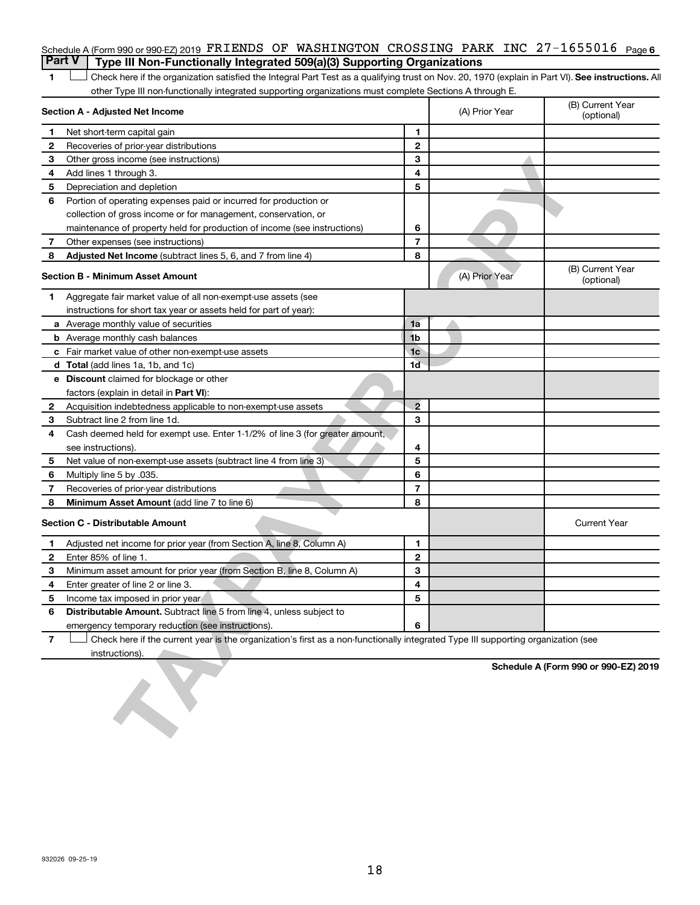Schedule A (Form 990 or 990-EZ) 2019 FRIENDS OF WASHINGTON CROSSING PARK INC 27-1655016 Page 6

## Part V | Type III Non-Functionally Integrated 509(a)(3) Supporting Organizations

1 ☐ Check here if the organization satisfied the Integral Part Test as a qualifying trust on Nov. 20, 1970 (explain in Part VI). **See instructions.** All other Type III non-functionally integrated supporting organizations must complete Sections A through E.

| **Section A - Adjusted Net Income** | | (A) Prior Year | (B) Current Year (optional) |
|---|---|---|---|
| **1** Net short-term capital gain | 1 | | |
| **2** Recoveries of prior-year distributions | 2 | | |
| **3** Other gross income (see instructions) | 3 | | |
| **4** Add lines 1 through 3. | 4 | | |
| **5** Depreciation and depletion | 5 | | |
| **6** Portion of operating expenses paid or incurred for production or collection of gross income or for management, conservation, or maintenance of property held for production of income (see instructions) | 6 | | |
| **7** Other expenses (see instructions) | 7 | | |
| **8** **Adjusted Net Income** (subtract lines 5, 6, and 7 from line 4) | 8 | | |

| **Section B - Minimum Asset Amount** | | (A) Prior Year | (B) Current Year (optional) |
|---|---|---|---|
| **1** Aggregate fair market value of all non-exempt-use assets (see instructions for short tax year or assets held for part of year): | | | |
| **a** Average monthly value of securities | 1a | | |
| **b** Average monthly cash balances | 1b | | |
| **c** Fair market value of other non-exempt-use assets | 1c | | |
| **d** **Total** (add lines 1a, 1b, and 1c) | 1d | | |
| **e** **Discount** claimed for blockage or other factors (explain in detail in **Part VI**): | | | |
| **2** Acquisition indebtedness applicable to non-exempt-use assets | 2 | | |
| **3** Subtract line 2 from line 1d. | 3 | | |
| **4** Cash deemed held for exempt use. Enter 1-1/2% of line 3 (for greater amount, see instructions). | 4 | | |
| **5** Net value of non-exempt-use assets (subtract line 4 from line 3) | 5 | | |
| **6** Multiply line 5 by .035. | 6 | | |
| **7** Recoveries of prior-year distributions | 7 | | |
| **8** **Minimum Asset Amount** (add line 7 to line 6) | 8 | | |

| **Section C - Distributable Amount** | | | Current Year |
|---|---|---|---|
| **1** Adjusted net income for prior year (from Section A, line 8, Column A) | 1 | | |
| **2** Enter 85% of line 1. | 2 | | |
| **3** Minimum asset amount for prior year (from Section B, line 8, Column A) | 3 | | |
| **4** Enter greater of line 2 or line 3. | 4 | | |
| **5** Income tax imposed in prior year | 5 | | |
| **6** **Distributable Amount.** Subtract line 5 from line 4, unless subject to emergency temporary reduction (see instructions). | 6 | | |

7 ☐ Check here if the current year is the organization's first as a non-functionally integrated Type III supporting organization (see instructions).

**Schedule A (Form 990 or 990-EZ) 2019**

932026 09-25-19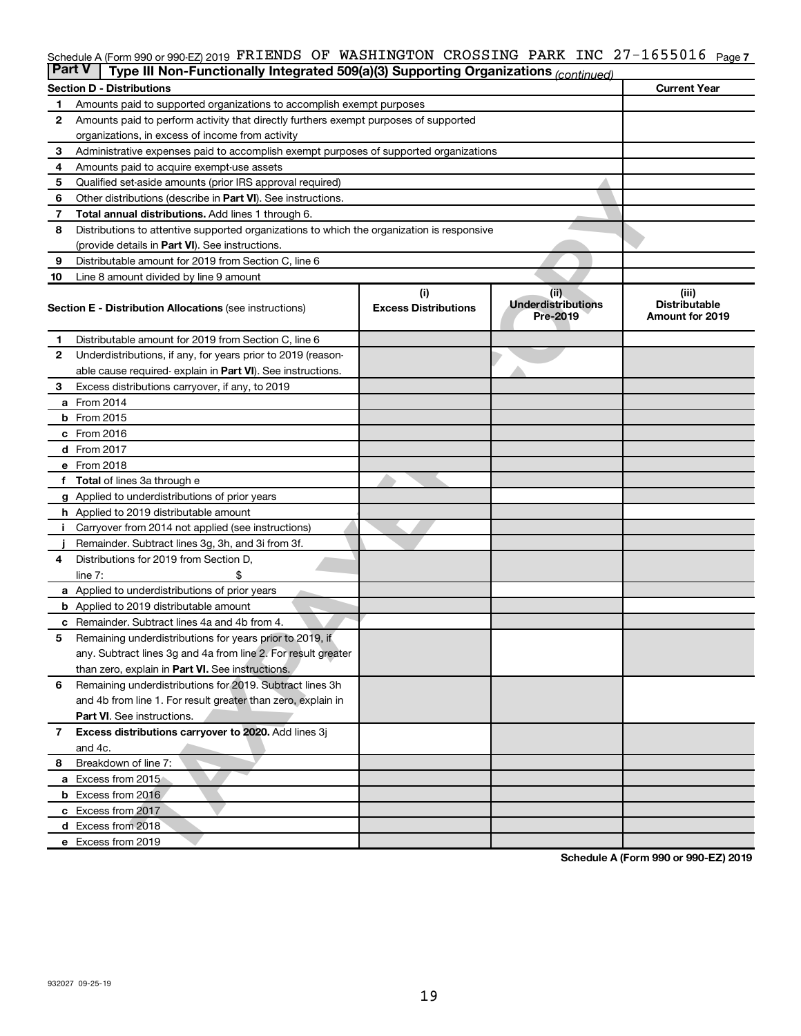Schedule A (Form 990 or 990-EZ) 2019 FRIENDS OF WASHINGTON CROSSING PARK INC 27-1655016 Page 7

**Part V** | **Type III Non-Functionally Integrated 509(a)(3) Supporting Organizations** *(continued)*

| **Section D - Distributions** | | **Current Year** |
|---|---|---|
| 1 | Amounts paid to supported organizations to accomplish exempt purposes | |
| 2 | Amounts paid to perform activity that directly furthers exempt purposes of supported organizations, in excess of income from activity | |
| 3 | Administrative expenses paid to accomplish exempt purposes of supported organizations | |
| 4 | Amounts paid to acquire exempt-use assets | |
| 5 | Qualified set-aside amounts (prior IRS approval required) | |
| 6 | Other distributions (describe in **Part VI**). See instructions. | |
| 7 | **Total annual distributions.** Add lines 1 through 6. | |
| 8 | Distributions to attentive supported organizations to which the organization is responsive (provide details in **Part VI**). See instructions. | |
| 9 | Distributable amount for 2019 from Section C, line 6 | |
| 10 | Line 8 amount divided by line 9 amount | |

| | **Section E - Distribution Allocations** (see instructions) | (i) **Excess Distributions** | (ii) **Underdistributions Pre-2019** | (iii) **Distributable Amount for 2019** |
|---|---|---|---|---|
| 1 | Distributable amount for 2019 from Section C, line 6 | | | |
| 2 | Underdistributions, if any, for years prior to 2019 (reasonable cause required- explain in **Part VI**). See instructions. | | | |
| 3 | Excess distributions carryover, if any, to 2019 | | | |
| a | From 2014 | | | |
| b | From 2015 | | | |
| c | From 2016 | | | |
| d | From 2017 | | | |
| e | From 2018 | | | |
| f | **Total** of lines 3a through e | | | |
| g | Applied to underdistributions of prior years | | | |
| h | Applied to 2019 distributable amount | | | |
| i | Carryover from 2014 not applied (see instructions) | | | |
| j | Remainder. Subtract lines 3g, 3h, and 3i from 3f. | | | |
| 4 | Distributions for 2019 from Section D, line 7: $ | | | |
| a | Applied to underdistributions of prior years | | | |
| b | Applied to 2019 distributable amount | | | |
| c | Remainder. Subtract lines 4a and 4b from 4. | | | |
| 5 | Remaining underdistributions for years prior to 2019, if any. Subtract lines 3g and 4a from line 2. For result greater than zero, explain in **Part VI.** See instructions. | | | |
| 6 | Remaining underdistributions for 2019. Subtract lines 3h and 4b from line 1. For result greater than zero, explain in **Part VI**. See instructions. | | | |
| 7 | **Excess distributions carryover to 2020.** Add lines 3j and 4c. | | | |
| 8 | Breakdown of line 7: | | | |
| a | Excess from 2015 | | | |
| b | Excess from 2016 | | | |
| c | Excess from 2017 | | | |
| d | Excess from 2018 | | | |
| e | Excess from 2019 | | | |

**Schedule A (Form 990 or 990-EZ) 2019**

932027 09-25-19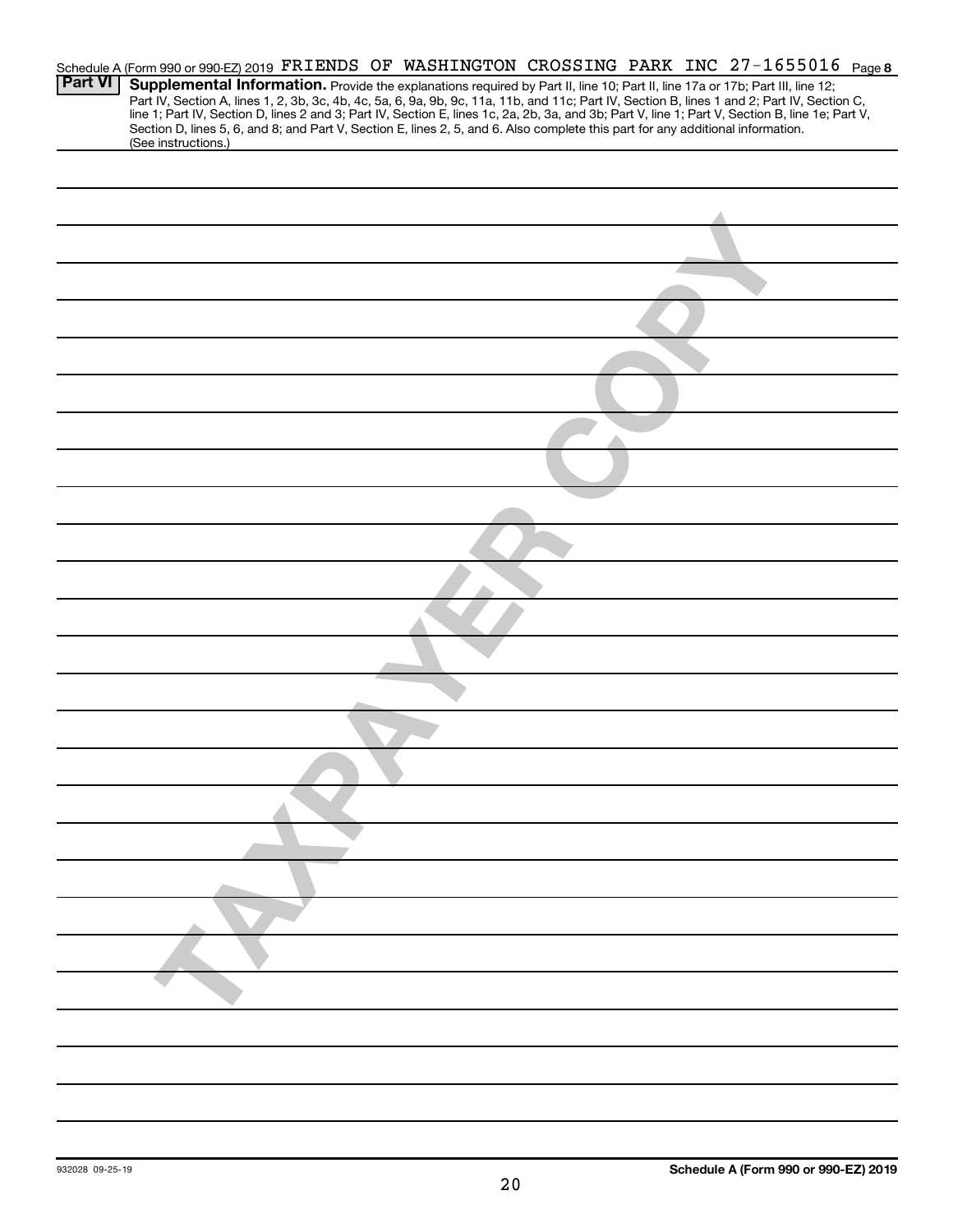Schedule A (Form 990 or 990-EZ) 2019 FRIENDS OF WASHINGTON CROSSING PARK INC 27-1655016 Page **8**

**Part VI** **Supplemental Information.** Provide the explanations required by Part II, line 10; Part II, line 17a or 17b; Part III, line 12; Part IV, Section A, lines 1, 2, 3b, 3c, 4b, 4c, 5a, 6, 9a, 9b, 9c, 11a, 11b, and 11c; Part IV, Section B, lines 1 and 2; Part IV, Section C, line 1; Part IV, Section D, lines 2 and 3; Part IV, Section E, lines 1c, 2a, 2b, 3a, and 3b; Part V, line 1; Part V, Section B, line 1e; Part V, Section D, lines 5, 6, and 8; and Part V, Section E, lines 2, 5, and 6. Also complete this part for any additional information. (See instructions.)

TAXPAYER COPY

932028 09-25-19

**Schedule A (Form 990 or 990-EZ) 2019**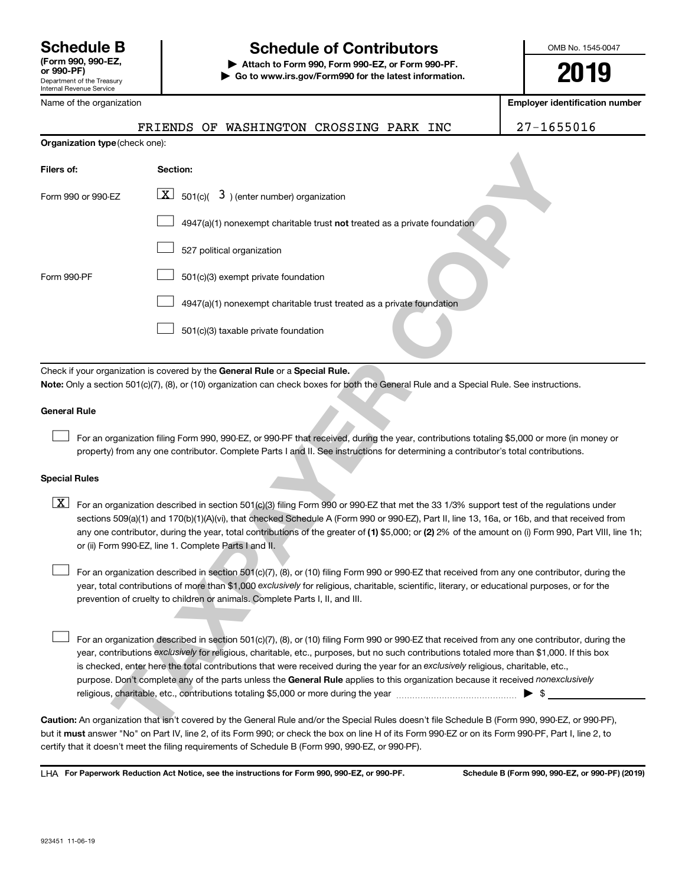# Schedule B

**(Form 990, 990-EZ, or 990-PF)**

Department of the Treasury
Internal Revenue Service

## Schedule of Contributors

▶ **Attach to Form 990, Form 990-EZ, or Form 990-PF.**
▶ **Go to www.irs.gov/Form990 for the latest information.**

OMB No. 1545-0047

**2019**

| Name of the organization | Employer identification number |
|---|---|
| FRIENDS OF WASHINGTON CROSSING PARK INC | 27-1655016 |

**Organization type** (check one):

| Filers of: | Section: |
|---|---|
| Form 990 or 990-EZ | [X] 501(c)( 3 ) (enter number) organization |
| | [ ] 4947(a)(1) nonexempt charitable trust **not** treated as a private foundation |
| | [ ] 527 political organization |
| Form 990-PF | [ ] 501(c)(3) exempt private foundation |
| | [ ] 4947(a)(1) nonexempt charitable trust treated as a private foundation |
| | [ ] 501(c)(3) taxable private foundation |

Check if your organization is covered by the **General Rule** or a **Special Rule.**

**Note:** Only a section 501(c)(7), (8), or (10) organization can check boxes for both the General Rule and a Special Rule. See instructions.

### General Rule

[ ] For an organization filing Form 990, 990-EZ, or 990-PF that received, during the year, contributions totaling $5,000 or more (in money or property) from any one contributor. Complete Parts I and II. See instructions for determining a contributor's total contributions.

### Special Rules

[X] For an organization described in section 501(c)(3) filing Form 990 or 990-EZ that met the 33 1/3% support test of the regulations under sections 509(a)(1) and 170(b)(1)(A)(vi), that checked Schedule A (Form 990 or 990-EZ), Part II, line 13, 16a, or 16b, and that received from any one contributor, during the year, total contributions of the greater of **(1)** $5,000; or **(2)** 2% of the amount on (i) Form 990, Part VIII, line 1h; or (ii) Form 990-EZ, line 1. Complete Parts I and II.

[ ] For an organization described in section 501(c)(7), (8), or (10) filing Form 990 or 990-EZ that received from any one contributor, during the year, total contributions of more than $1,000 *exclusively* for religious, charitable, scientific, literary, or educational purposes, or for the prevention of cruelty to children or animals. Complete Parts I, II, and III.

[ ] For an organization described in section 501(c)(7), (8), or (10) filing Form 990 or 990-EZ that received from any one contributor, during the year, contributions *exclusively* for religious, charitable, etc., purposes, but no such contributions totaled more than $1,000. If this box is checked, enter here the total contributions that were received during the year for an *exclusively* religious, charitable, etc., purpose. Don't complete any of the parts unless the **General Rule** applies to this organization because it received *nonexclusively* religious, charitable, etc., contributions totaling $5,000 or more during the year ▶ $ ____________

**Caution:** An organization that isn't covered by the General Rule and/or the Special Rules doesn't file Schedule B (Form 990, 990-EZ, or 990-PF), but it **must** answer "No" on Part IV, line 2, of its Form 990; or check the box on line H of its Form 990-EZ or on its Form 990-PF, Part I, line 2, to certify that it doesn't meet the filing requirements of Schedule B (Form 990, 990-EZ, or 990-PF).

LHA **For Paperwork Reduction Act Notice, see the instructions for Form 990, 990-EZ, or 990-PF.** **Schedule B (Form 990, 990-EZ, or 990-PF) (2019)**

923451 11-06-19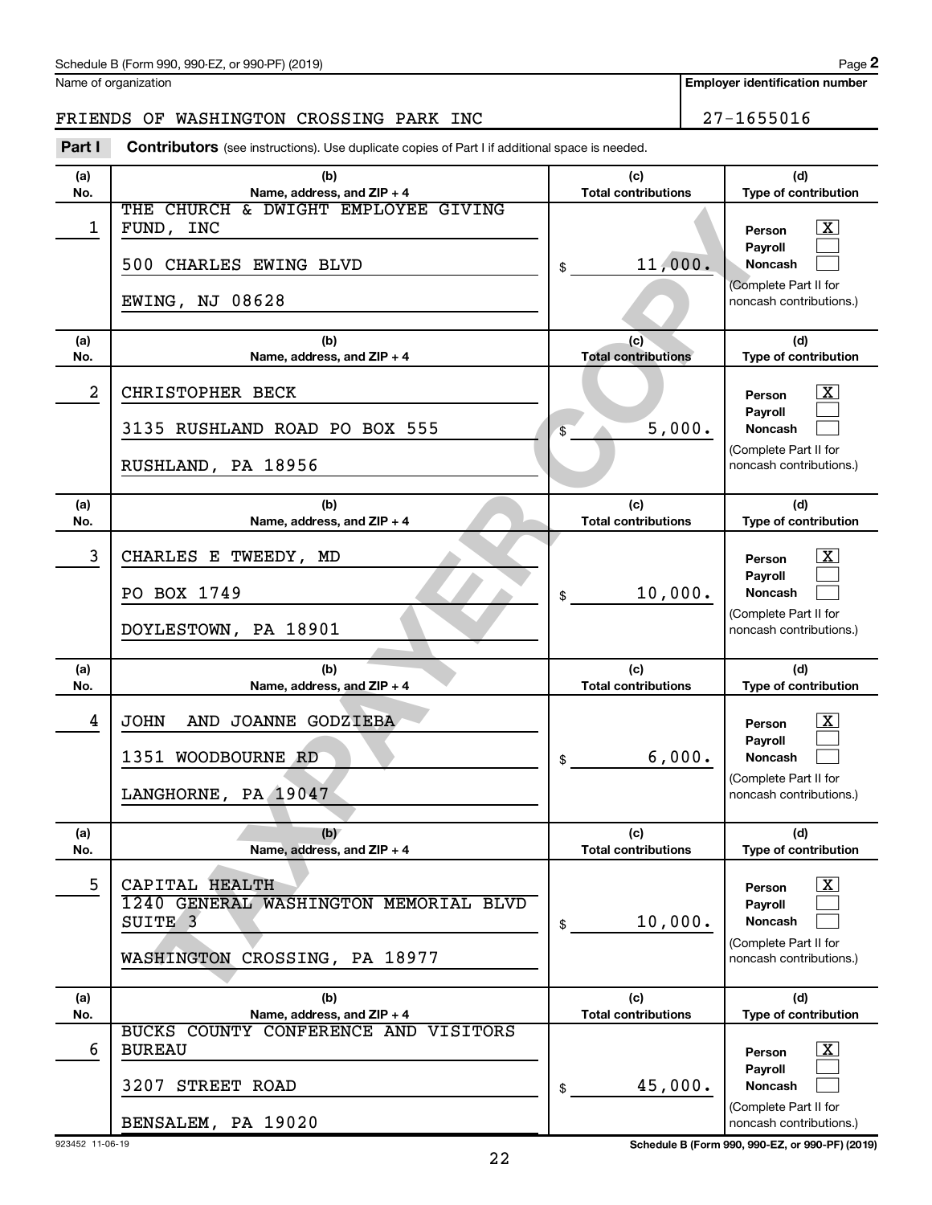Schedule B (Form 990, 990-EZ, or 990-PF) (2019) Page **2**

Name of organization: FRIENDS OF WASHINGTON CROSSING PARK INC

**Employer identification number**: 27-1655016

**Part I** **Contributors** (see instructions). Use duplicate copies of Part I if additional space is needed.

| (a) No. | (b) Name, address, and ZIP + 4 | (c) Total contributions | (d) Type of contribution |
|---|---|---|---|
| 1 | THE CHURCH & DWIGHT EMPLOYEE GIVING FUND, INC<br>500 CHARLES EWING BLVD<br>EWING, NJ 08628 | $ 11,000. | Person [X]<br>Payroll [ ]<br>Noncash [ ]<br>(Complete Part II for noncash contributions.) |
| 2 | CHRISTOPHER BECK<br>3135 RUSHLAND ROAD PO BOX 555<br>RUSHLAND, PA 18956 | $ 5,000. | Person [X]<br>Payroll [ ]<br>Noncash [ ]<br>(Complete Part II for noncash contributions.) |
| 3 | CHARLES E TWEEDY, MD<br>PO BOX 1749<br>DOYLESTOWN, PA 18901 | $ 10,000. | Person [X]<br>Payroll [ ]<br>Noncash [ ]<br>(Complete Part II for noncash contributions.) |
| 4 | JOHN AND JOANNE GODZIEBA<br>1351 WOODBOURNE RD<br>LANGHORNE, PA 19047 | $ 6,000. | Person [X]<br>Payroll [ ]<br>Noncash [ ]<br>(Complete Part II for noncash contributions.) |
| 5 | CAPITAL HEALTH<br>1240 GENERAL WASHINGTON MEMORIAL BLVD SUITE 3<br>WASHINGTON CROSSING, PA 18977 | $ 10,000. | Person [X]<br>Payroll [ ]<br>Noncash [ ]<br>(Complete Part II for noncash contributions.) |
| 6 | BUCKS COUNTY CONFERENCE AND VISITORS BUREAU<br>3207 STREET ROAD<br>BENSALEM, PA 19020 | $ 45,000. | Person [X]<br>Payroll [ ]<br>Noncash [ ]<br>(Complete Part II for noncash contributions.) |

923452 11-06-19

**Schedule B (Form 990, 990-EZ, or 990-PF) (2019)**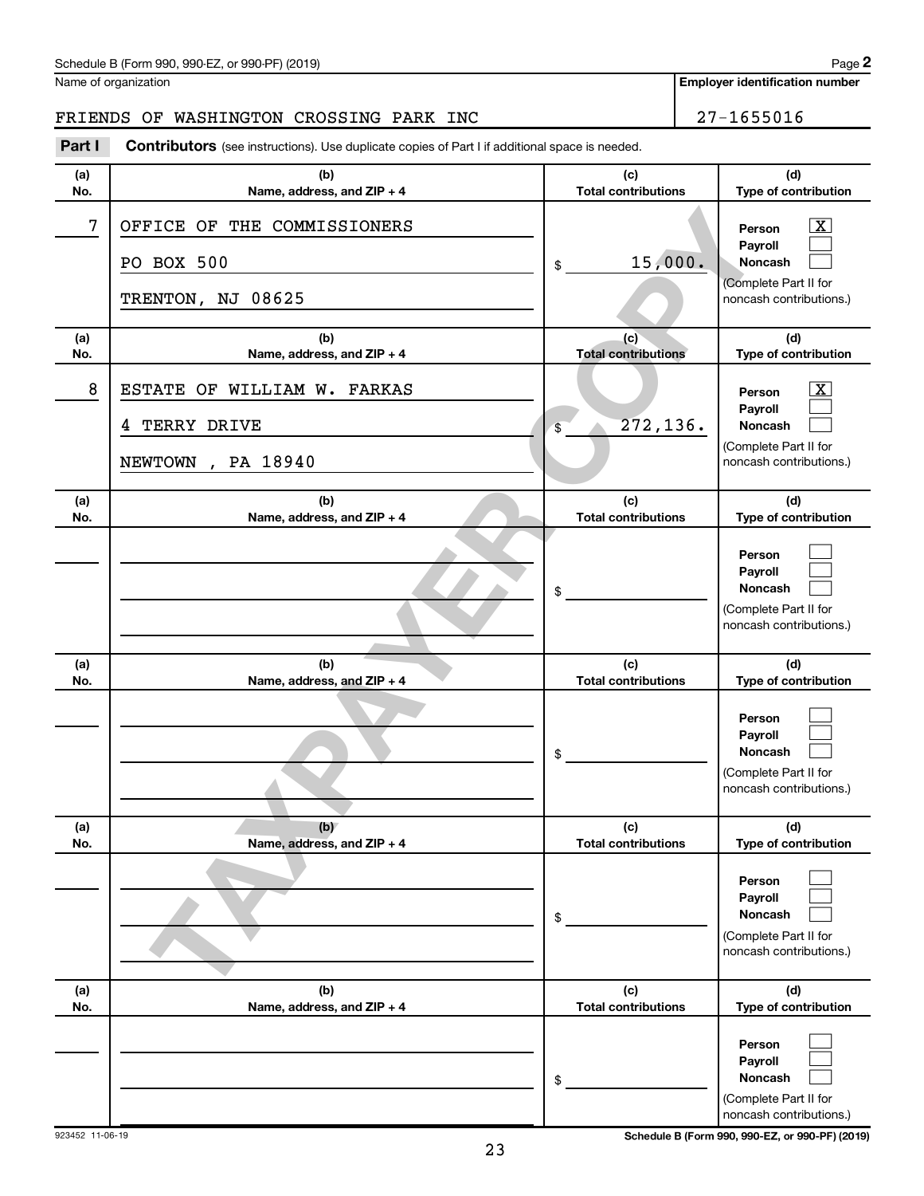Schedule B (Form 990, 990-EZ, or 990-PF) (2019)

Name of organization: FRIENDS OF WASHINGTON CROSSING PARK INC

**Employer identification number:** 27-1655016

**Part I** **Contributors** (see instructions). Use duplicate copies of Part I if additional space is needed.

| (a) No. | (b) Name, address, and ZIP + 4 | (c) Total contributions | (d) Type of contribution |
|---|---|---|---|
| 7 | OFFICE OF THE COMMISSIONERS<br>PO BOX 500<br>TRENTON, NJ 08625 | $ 15,000. | Person [X]<br>Payroll [ ]<br>Noncash [ ]<br>(Complete Part II for noncash contributions.) |
| 8 | ESTATE OF WILLIAM W. FARKAS<br>4 TERRY DRIVE<br>NEWTOWN , PA 18940 | $ 272,136. | Person [X]<br>Payroll [ ]<br>Noncash [ ]<br>(Complete Part II for noncash contributions.) |
| | | $ | Person [ ]<br>Payroll [ ]<br>Noncash [ ]<br>(Complete Part II for noncash contributions.) |
| | | $ | Person [ ]<br>Payroll [ ]<br>Noncash [ ]<br>(Complete Part II for noncash contributions.) |
| | | $ | Person [ ]<br>Payroll [ ]<br>Noncash [ ]<br>(Complete Part II for noncash contributions.) |
| | | $ | Person [ ]<br>Payroll [ ]<br>Noncash [ ]<br>(Complete Part II for noncash contributions.) |

923452 11-06-19

Schedule B (Form 990, 990-EZ, or 990-PF) (2019)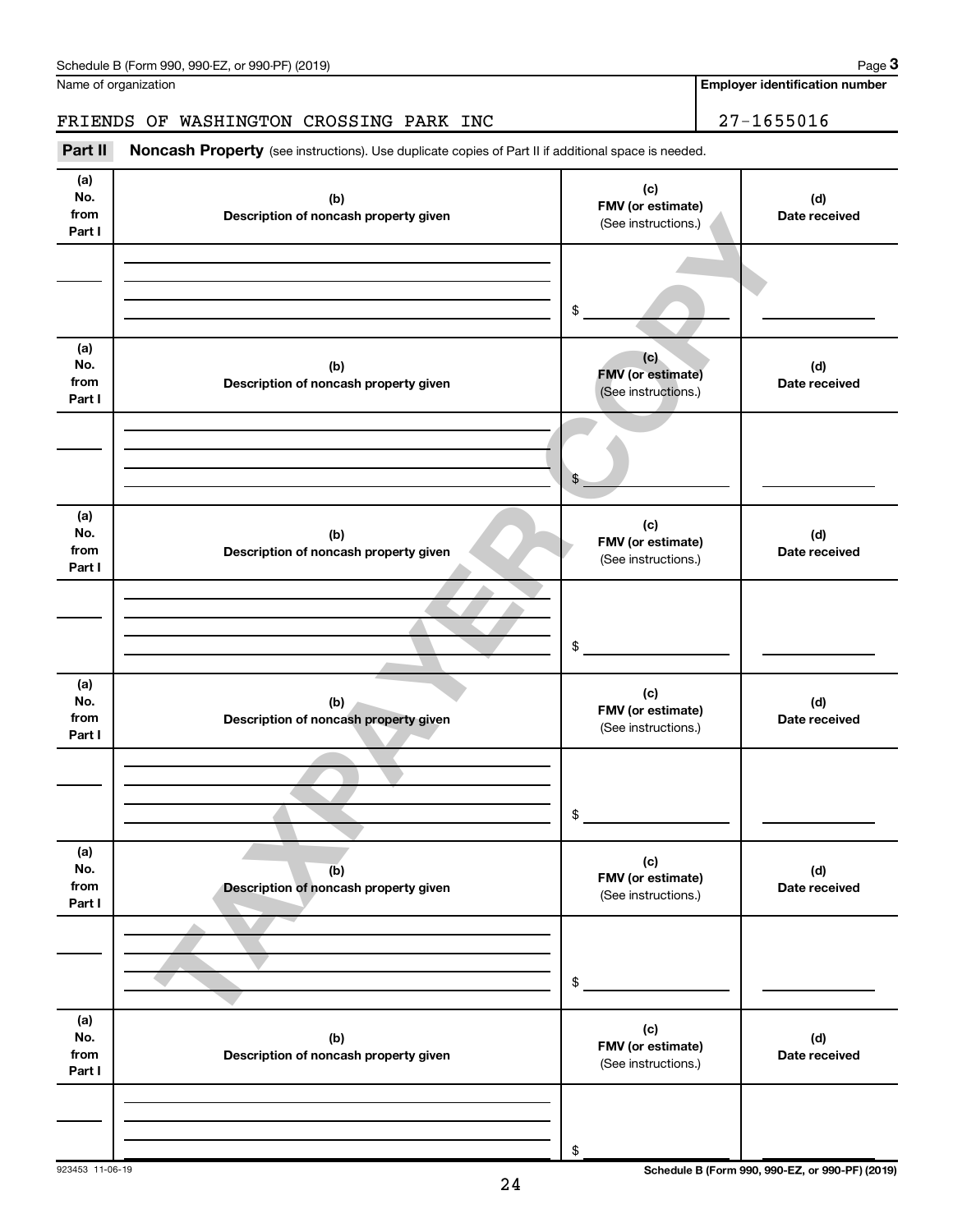Schedule B (Form 990, 990-EZ, or 990-PF) (2019) Page **3**

Name of organization

FRIENDS OF WASHINGTON CROSSING PARK INC

**Employer identification number**

27-1655016

**Part II** **Noncash Property** (see instructions). Use duplicate copies of Part II if additional space is needed.

| (a) No. from Part I | (b) Description of noncash property given | (c) FMV (or estimate) (See instructions.) | (d) Date received |
|---|---|---|---|
| | | $ | |

| (a) No. from Part I | (b) Description of noncash property given | (c) FMV (or estimate) (See instructions.) | (d) Date received |
|---|---|---|---|
| | | $ | |

| (a) No. from Part I | (b) Description of noncash property given | (c) FMV (or estimate) (See instructions.) | (d) Date received |
|---|---|---|---|
| | | $ | |

| (a) No. from Part I | (b) Description of noncash property given | (c) FMV (or estimate) (See instructions.) | (d) Date received |
|---|---|---|---|
| | | $ | |

| (a) No. from Part I | (b) Description of noncash property given | (c) FMV (or estimate) (See instructions.) | (d) Date received |
|---|---|---|---|
| | | $ | |

| (a) No. from Part I | (b) Description of noncash property given | (c) FMV (or estimate) (See instructions.) | (d) Date received |
|---|---|---|---|
| | | $ | |

TAXPAYER COPY

923453 11-06-19

**Schedule B (Form 990, 990-EZ, or 990-PF) (2019)**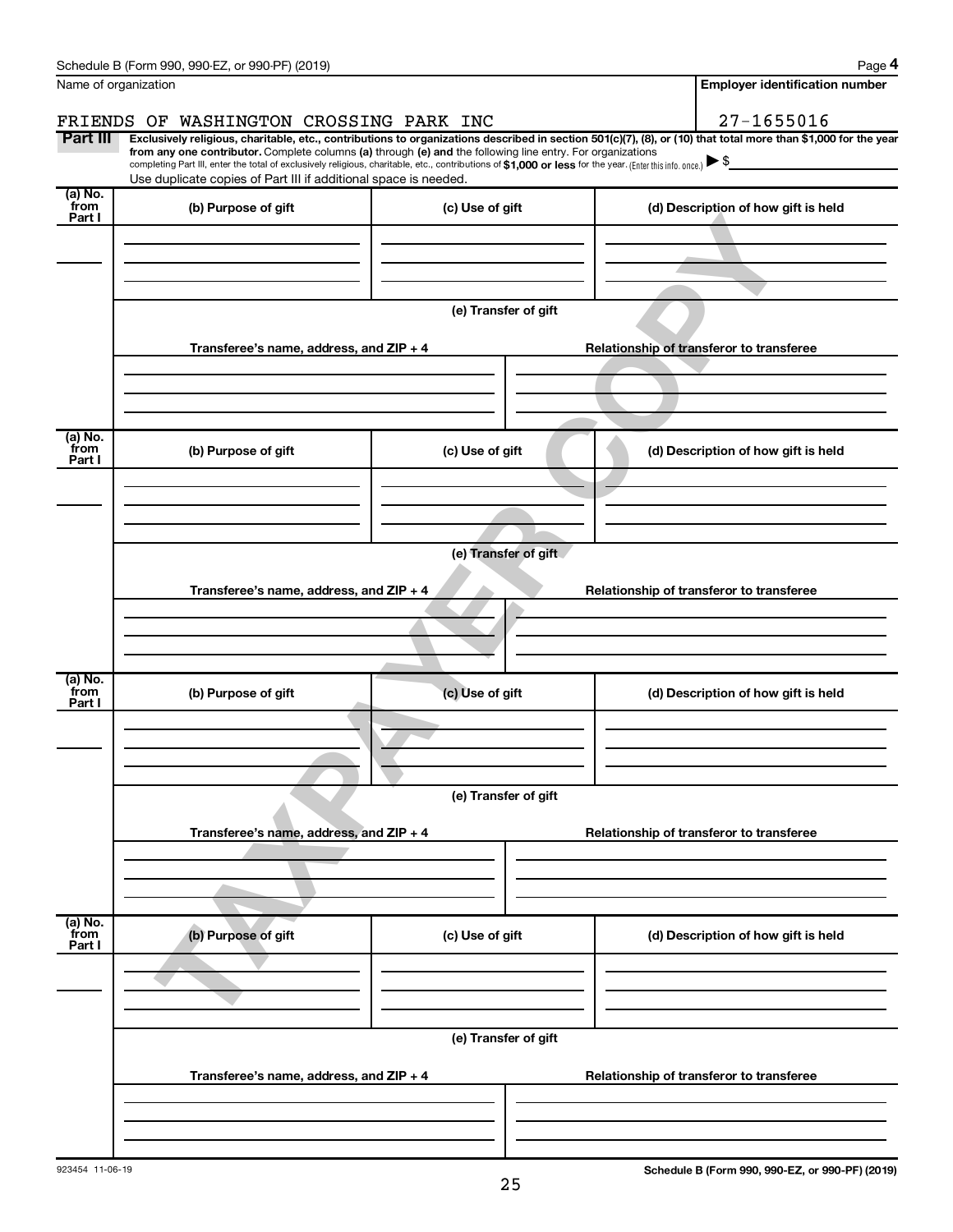Schedule B (Form 990, 990-EZ, or 990-PF) (2019) Page **4**

Name of organization: FRIENDS OF WASHINGTON CROSSING PARK INC

**Employer identification number**: 27-1655016

**Part III** **Exclusively religious, charitable, etc., contributions to organizations described in section 501(c)(7), (8), or (10) that total more than $1,000 for the year from any one contributor.** Complete columns **(a)** through **(e)** and the following line entry. For organizations completing Part III, enter the total of exclusively religious, charitable, etc., contributions of **$1,000 or less** for the year. (Enter this info. once.) ▶ $

Use duplicate copies of Part III if additional space is needed.

| (a) No. from Part I | (b) Purpose of gift | (c) Use of gift | (d) Description of how gift is held |
|---|---|---|---|
| | | | |

**(e) Transfer of gift**

| Transferee's name, address, and ZIP + 4 | Relationship of transferor to transferee |
|---|---|
| | |

| (a) No. from Part I | (b) Purpose of gift | (c) Use of gift | (d) Description of how gift is held |
|---|---|---|---|
| | | | |

**(e) Transfer of gift**

| Transferee's name, address, and ZIP + 4 | Relationship of transferor to transferee |
|---|---|
| | |

| (a) No. from Part I | (b) Purpose of gift | (c) Use of gift | (d) Description of how gift is held |
|---|---|---|---|
| | | | |

**(e) Transfer of gift**

| Transferee's name, address, and ZIP + 4 | Relationship of transferor to transferee |
|---|---|
| | |

| (a) No. from Part I | (b) Purpose of gift | (c) Use of gift | (d) Description of how gift is held |
|---|---|---|---|
| | | | |

**(e) Transfer of gift**

| Transferee's name, address, and ZIP + 4 | Relationship of transferor to transferee |
|---|---|
| | |

TAXPAYER COPY

923454 11-06-19

**Schedule B (Form 990, 990-EZ, or 990-PF) (2019)**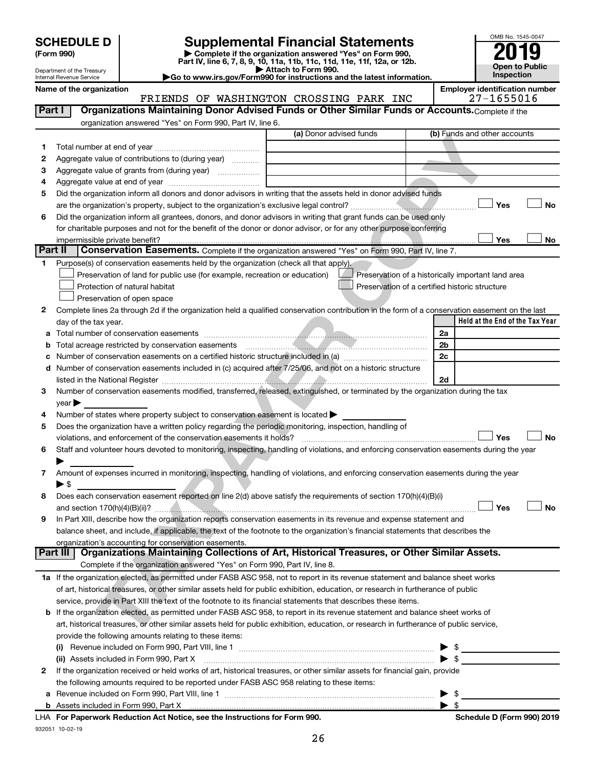# SCHEDULE D (Form 990)

Department of the Treasury
Internal Revenue Service

## Supplemental Financial Statements

▶ Complete if the organization answered "Yes" on Form 990, Part IV, line 6, 7, 8, 9, 10, 11a, 11b, 11c, 11d, 11e, 11f, 12a, or 12b.
▶ Attach to Form 990.
▶Go to www.irs.gov/Form990 for instructions and the latest information.

OMB No. 1545-0047

**2019**

**Open to Public Inspection**

Name of the organization: FRIENDS OF WASHINGTON CROSSING PARK INC

Employer identification number: 27-1655016

**Part I — Organizations Maintaining Donor Advised Funds or Other Similar Funds or Accounts.** Complete if the organization answered "Yes" on Form 990, Part IV, line 6.

| | | (a) Donor advised funds | (b) Funds and other accounts |
|---|---|---|---|
| 1 | Total number at end of year | | |
| 2 | Aggregate value of contributions to (during year) | | |
| 3 | Aggregate value of grants from (during year) | | |
| 4 | Aggregate value at end of year | | |

5 Did the organization inform all donors and donor advisors in writing that the assets held in donor advised funds are the organization's property, subject to the organization's exclusive legal control? ☐ Yes ☐ No

6 Did the organization inform all grantees, donors, and donor advisors in writing that grant funds can be used only for charitable purposes and not for the benefit of the donor or donor advisor, or for any other purpose conferring impermissible private benefit? ☐ Yes ☐ No

**Part II — Conservation Easements.** Complete if the organization answered "Yes" on Form 990, Part IV, line 7.

1 Purpose(s) of conservation easements held by the organization (check all that apply).

- ☐ Preservation of land for public use (for example, recreation or education)
- ☐ Preservation of a historically important land area
- ☐ Protection of natural habitat
- ☐ Preservation of a certified historic structure
- ☐ Preservation of open space

2 Complete lines 2a through 2d if the organization held a qualified conservation contribution in the form of a conservation easement on the last day of the tax year.

| | | | Held at the End of the Tax Year |
|---|---|---|---|
| a | Total number of conservation easements | 2a | |
| b | Total acreage restricted by conservation easements | 2b | |
| c | Number of conservation easements on a certified historic structure included in (a) | 2c | |
| d | Number of conservation easements included in (c) acquired after 7/25/06, and not on a historic structure listed in the National Register | 2d | |

3 Number of conservation easements modified, transferred, released, extinguished, or terminated by the organization during the tax year ▶

4 Number of states where property subject to conservation easement is located ▶

5 Does the organization have a written policy regarding the periodic monitoring, inspection, handling of violations, and enforcement of the conservation easements it holds? ☐ Yes ☐ No

6 Staff and volunteer hours devoted to monitoring, inspecting, handling of violations, and enforcing conservation easements during the year ▶

7 Amount of expenses incurred in monitoring, inspecting, handling of violations, and enforcing conservation easements during the year ▶ $

8 Does each conservation easement reported on line 2(d) above satisfy the requirements of section 170(h)(4)(B)(i) and section 170(h)(4)(B)(ii)? ☐ Yes ☐ No

9 In Part XIII, describe how the organization reports conservation easements in its revenue and expense statement and balance sheet, and include, if applicable, the text of the footnote to the organization's financial statements that describes the organization's accounting for conservation easements.

**Part III — Organizations Maintaining Collections of Art, Historical Treasures, or Other Similar Assets.** Complete if the organization answered "Yes" on Form 990, Part IV, line 8.

1a If the organization elected, as permitted under FASB ASC 958, not to report in its revenue statement and balance sheet works of art, historical treasures, or other similar assets held for public exhibition, education, or research in furtherance of public service, provide in Part XIII the text of the footnote to its financial statements that describes these items.

b If the organization elected, as permitted under FASB ASC 958, to report in its revenue statement and balance sheet works of art, historical treasures, or other similar assets held for public exhibition, education, or research in furtherance of public service, provide the following amounts relating to these items:

(i) Revenue included on Form 990, Part VIII, line 1 ▶ $

(ii) Assets included in Form 990, Part X ▶ $

2 If the organization received or held works of art, historical treasures, or other similar assets for financial gain, provide the following amounts required to be reported under FASB ASC 958 relating to these items:

a Revenue included on Form 990, Part VIII, line 1 ▶ $

b Assets included in Form 990, Part X ▶ $

LHA For Paperwork Reduction Act Notice, see the Instructions for Form 990. Schedule D (Form 990) 2019

932051 10-02-19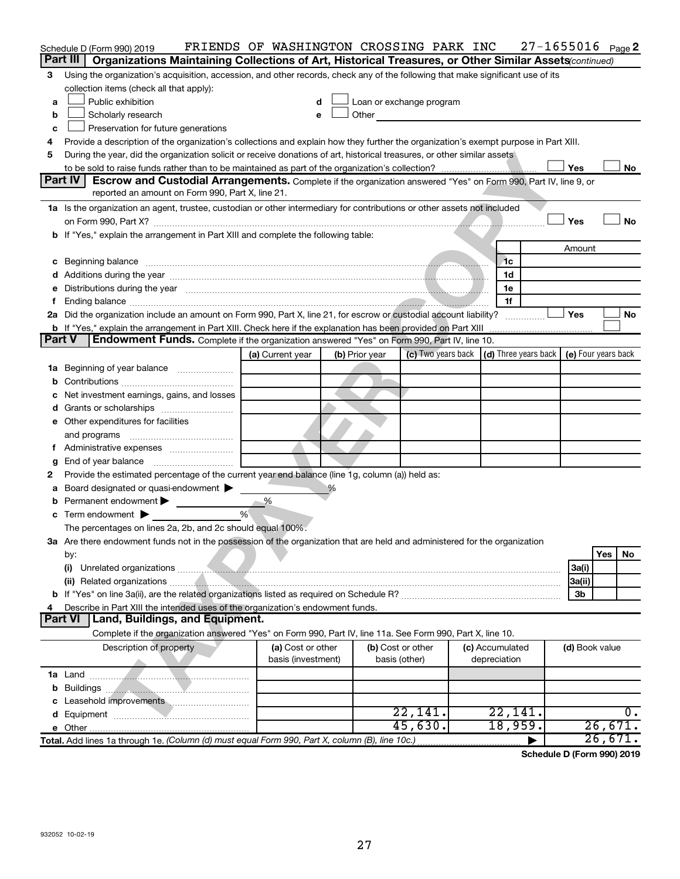Schedule D (Form 990) 2019 FRIENDS OF WASHINGTON CROSSING PARK INC 27-1655016 Page 2

## Part III Organizations Maintaining Collections of Art, Historical Treasures, or Other Similar Assets *(continued)*

3 Using the organization's acquisition, accession, and other records, check any of the following that make significant use of its collection items (check all that apply):

- a ☐ Public exhibition
- b ☐ Scholarly research
- c ☐ Preservation for future generations
- d ☐ Loan or exchange program
- e ☐ Other

4 Provide a description of the organization's collections and explain how they further the organization's exempt purpose in Part XIII.

5 During the year, did the organization solicit or receive donations of art, historical treasures, or other similar assets to be sold to raise funds rather than to be maintained as part of the organization's collection? ☐ Yes ☐ No

## Part IV Escrow and Custodial Arrangements.

Complete if the organization answered "Yes" on Form 990, Part IV, line 9, or reported an amount on Form 990, Part X, line 21.

1a Is the organization an agent, trustee, custodian or other intermediary for contributions or other assets not included on Form 990, Part X? ☐ Yes ☐ No

b If "Yes," explain the arrangement in Part XIII and complete the following table:

| | | Amount |
|---|---|---|
| c Beginning balance | 1c | |
| d Additions during the year | 1d | |
| e Distributions during the year | 1e | |
| f Ending balance | 1f | |

2a Did the organization include an amount on Form 990, Part X, line 21, for escrow or custodial account liability? ☐ Yes ☐ No

b If "Yes," explain the arrangement in Part XIII. Check here if the explanation has been provided on Part XIII ☐

## Part V Endowment Funds.

Complete if the organization answered "Yes" on Form 990, Part IV, line 10.

| | (a) Current year | (b) Prior year | (c) Two years back | (d) Three years back | (e) Four years back |
|---|---|---|---|---|---|
| 1a Beginning of year balance | | | | | |
| b Contributions | | | | | |
| c Net investment earnings, gains, and losses | | | | | |
| d Grants or scholarships | | | | | |
| e Other expenditures for facilities and programs | | | | | |
| f Administrative expenses | | | | | |
| g End of year balance | | | | | |

2 Provide the estimated percentage of the current year end balance (line 1g, column (a)) held as:

- a Board designated or quasi-endowment ▶ %
- b Permanent endowment ▶ %
- c Term endowment ▶ %

The percentages on lines 2a, 2b, and 2c should equal 100%.

3a Are there endowment funds not in the possession of the organization that are held and administered for the organization by:

| | | Yes | No |
|---|---|---|---|
| (i) Unrelated organizations | 3a(i) | | |
| (ii) Related organizations | 3a(ii) | | |
| b If "Yes" on line 3a(ii), are the related organizations listed as required on Schedule R? | 3b | | |

4 Describe in Part XIII the intended uses of the organization's endowment funds.

## Part VI Land, Buildings, and Equipment.

Complete if the organization answered "Yes" on Form 990, Part IV, line 11a. See Form 990, Part X, line 10.

| Description of property | (a) Cost or other basis (investment) | (b) Cost or other basis (other) | (c) Accumulated depreciation | (d) Book value |
|---|---|---|---|---|
| 1a Land | | | | |
| b Buildings | | | | |
| c Leasehold improvements | | | | |
| d Equipment | | 22,141. | 22,141. | 0. |
| e Other | | 45,630. | 18,959. | 26,671. |
| Total. Add lines 1a through 1e. *(Column (d) must equal Form 990, Part X, column (B), line 10c.)* | | | ▶ | 26,671. |

Schedule D (Form 990) 2019

932052 10-02-19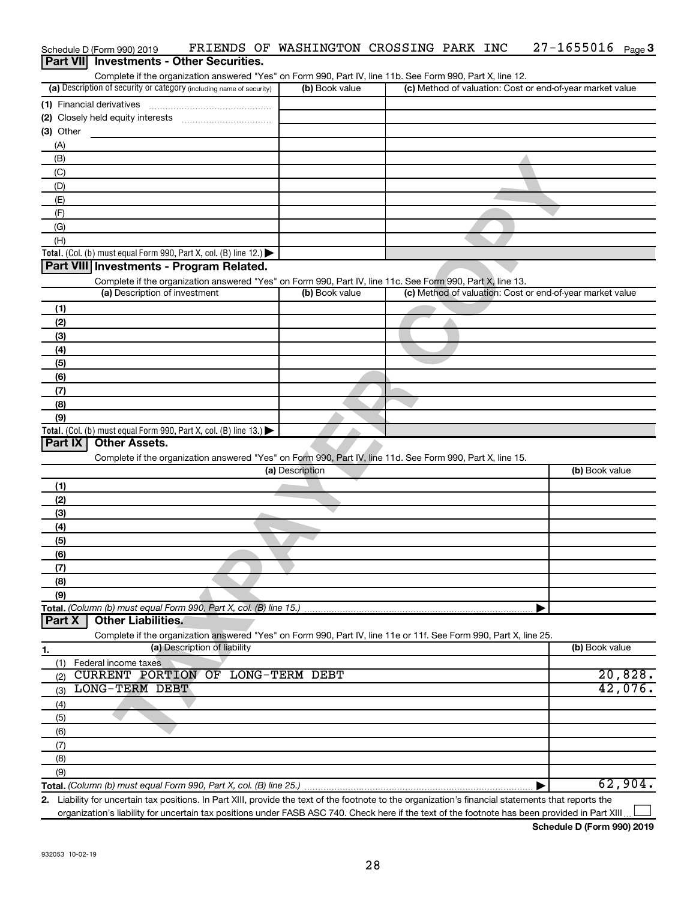Schedule D (Form 990) 2019 FRIENDS OF WASHINGTON CROSSING PARK INC 27-1655016 Page 3

## Part VII Investments - Other Securities.

Complete if the organization answered "Yes" on Form 990, Part IV, line 11b. See Form 990, Part X, line 12.

| (a) Description of security or category (including name of security) | (b) Book value | (c) Method of valuation: Cost or end-of-year market value |
|---|---|---|
| (1) Financial derivatives | | |
| (2) Closely held equity interests | | |
| (3) Other | | |
| (A) | | |
| (B) | | |
| (C) | | |
| (D) | | |
| (E) | | |
| (F) | | |
| (G) | | |
| (H) | | |
| **Total.** (Col. (b) must equal Form 990, Part X, col. (B) line 12.) ▶ | | |

## Part VIII Investments - Program Related.

Complete if the organization answered "Yes" on Form 990, Part IV, line 11c. See Form 990, Part X, line 13.

| (a) Description of investment | (b) Book value | (c) Method of valuation: Cost or end-of-year market value |
|---|---|---|
| (1) | | |
| (2) | | |
| (3) | | |
| (4) | | |
| (5) | | |
| (6) | | |
| (7) | | |
| (8) | | |
| (9) | | |
| **Total.** (Col. (b) must equal Form 990, Part X, col. (B) line 13.) ▶ | | |

## Part IX Other Assets.

Complete if the organization answered "Yes" on Form 990, Part IV, line 11d. See Form 990, Part X, line 15.

| (a) Description | (b) Book value |
|---|---|
| (1) | |
| (2) | |
| (3) | |
| (4) | |
| (5) | |
| (6) | |
| (7) | |
| (8) | |
| (9) | |
| **Total.** *(Column (b) must equal Form 990, Part X, col. (B) line 15.)* ▶ | |

## Part X Other Liabilities.

Complete if the organization answered "Yes" on Form 990, Part IV, line 11e or 11f. See Form 990, Part X, line 25.

| 1. (a) Description of liability | (b) Book value |
|---|---|
| (1) Federal income taxes | |
| (2) CURRENT PORTION OF LONG-TERM DEBT | 20,828. |
| (3) LONG-TERM DEBT | 42,076. |
| (4) | |
| (5) | |
| (6) | |
| (7) | |
| (8) | |
| (9) | |
| **Total.** *(Column (b) must equal Form 990, Part X, col. (B) line 25.)* ▶ | 62,904. |

**2.** Liability for uncertain tax positions. In Part XIII, provide the text of the footnote to the organization's financial statements that reports the organization's liability for uncertain tax positions under FASB ASC 740. Check here if the text of the footnote has been provided in Part XIII ☐

**Schedule D (Form 990) 2019**

932053 10-02-19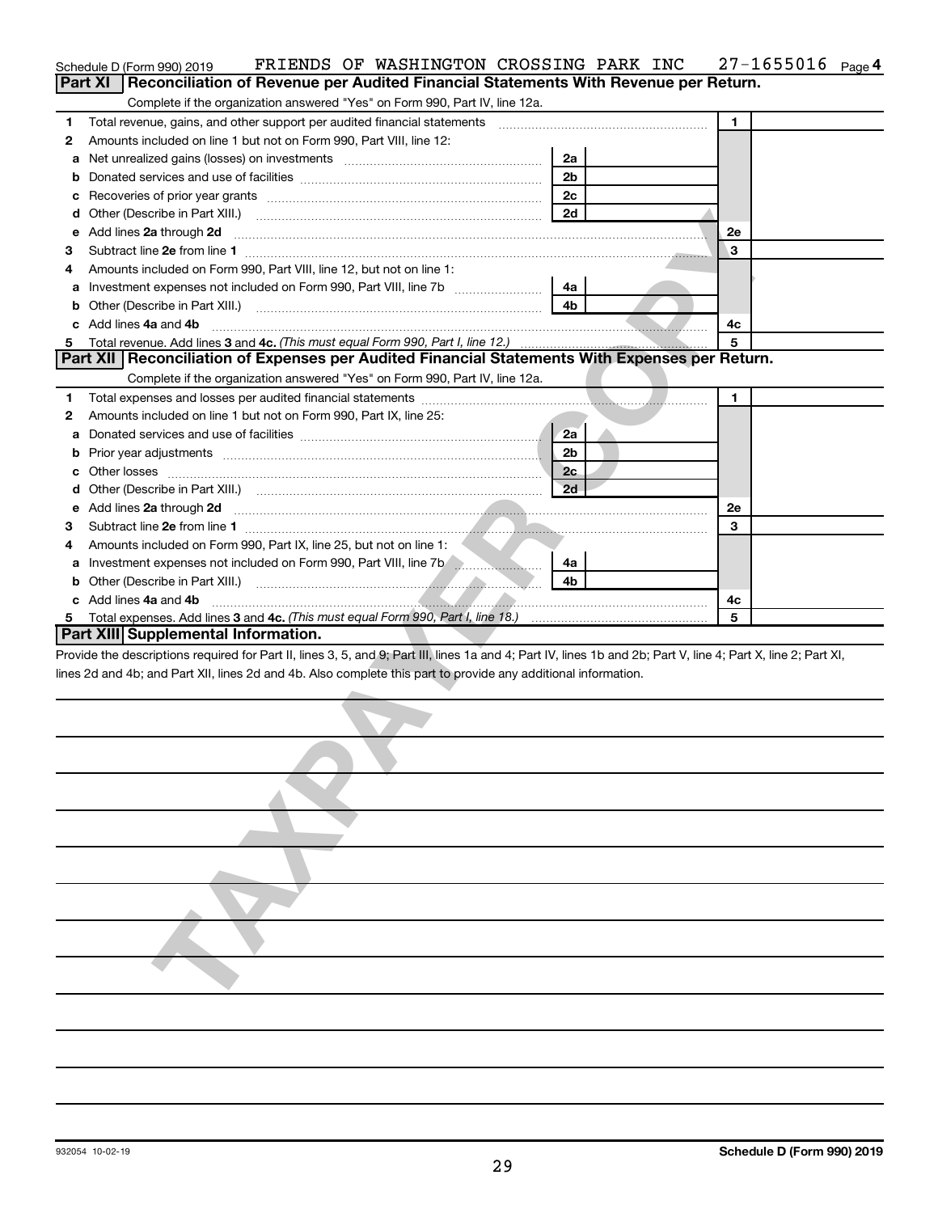Schedule D (Form 990) 2019 FRIENDS OF WASHINGTON CROSSING PARK INC 27-1655016 Page 4

## Part XI Reconciliation of Revenue per Audited Financial Statements With Revenue per Return.

Complete if the organization answered "Yes" on Form 990, Part IV, line 12a.

| | | | | | |
|---|---|---|---|---|---|
| 1 | Total revenue, gains, and other support per audited financial statements | | | 1 | |
| 2 | Amounts included on line 1 but not on Form 990, Part VIII, line 12: | | | | |
| a | Net unrealized gains (losses) on investments | 2a | | | |
| b | Donated services and use of facilities | 2b | | | |
| c | Recoveries of prior year grants | 2c | | | |
| d | Other (Describe in Part XIII.) | 2d | | | |
| e | Add lines 2a through 2d | | | 2e | |
| 3 | Subtract line 2e from line 1 | | | 3 | |
| 4 | Amounts included on Form 990, Part VIII, line 12, but not on line 1: | | | | |
| a | Investment expenses not included on Form 990, Part VIII, line 7b | 4a | | | |
| b | Other (Describe in Part XIII.) | 4b | | | |
| c | Add lines 4a and 4b | | | 4c | |
| 5 | Total revenue. Add lines 3 and 4c. *(This must equal Form 990, Part I, line 12.)* | | | 5 | |

## Part XII Reconciliation of Expenses per Audited Financial Statements With Expenses per Return.

Complete if the organization answered "Yes" on Form 990, Part IV, line 12a.

| | | | | | |
|---|---|---|---|---|---|
| 1 | Total expenses and losses per audited financial statements | | | 1 | |
| 2 | Amounts included on line 1 but not on Form 990, Part IX, line 25: | | | | |
| a | Donated services and use of facilities | 2a | | | |
| b | Prior year adjustments | 2b | | | |
| c | Other losses | 2c | | | |
| d | Other (Describe in Part XIII.) | 2d | | | |
| e | Add lines 2a through 2d | | | 2e | |
| 3 | Subtract line 2e from line 1 | | | 3 | |
| 4 | Amounts included on Form 990, Part IX, line 25, but not on line 1: | | | | |
| a | Investment expenses not included on Form 990, Part VIII, line 7b | 4a | | | |
| b | Other (Describe in Part XIII.) | 4b | | | |
| c | Add lines 4a and 4b | | | 4c | |
| 5 | Total expenses. Add lines 3 and 4c. *(This must equal Form 990, Part I, line 18.)* | | | 5 | |

## Part XIII Supplemental Information.

Provide the descriptions required for Part II, lines 3, 5, and 9; Part III, lines 1a and 4; Part IV, lines 1b and 2b; Part V, line 4; Part X, line 2; Part XI, lines 2d and 4b; and Part XII, lines 2d and 4b. Also complete this part to provide any additional information.

932054 10-02-19

Schedule D (Form 990) 2019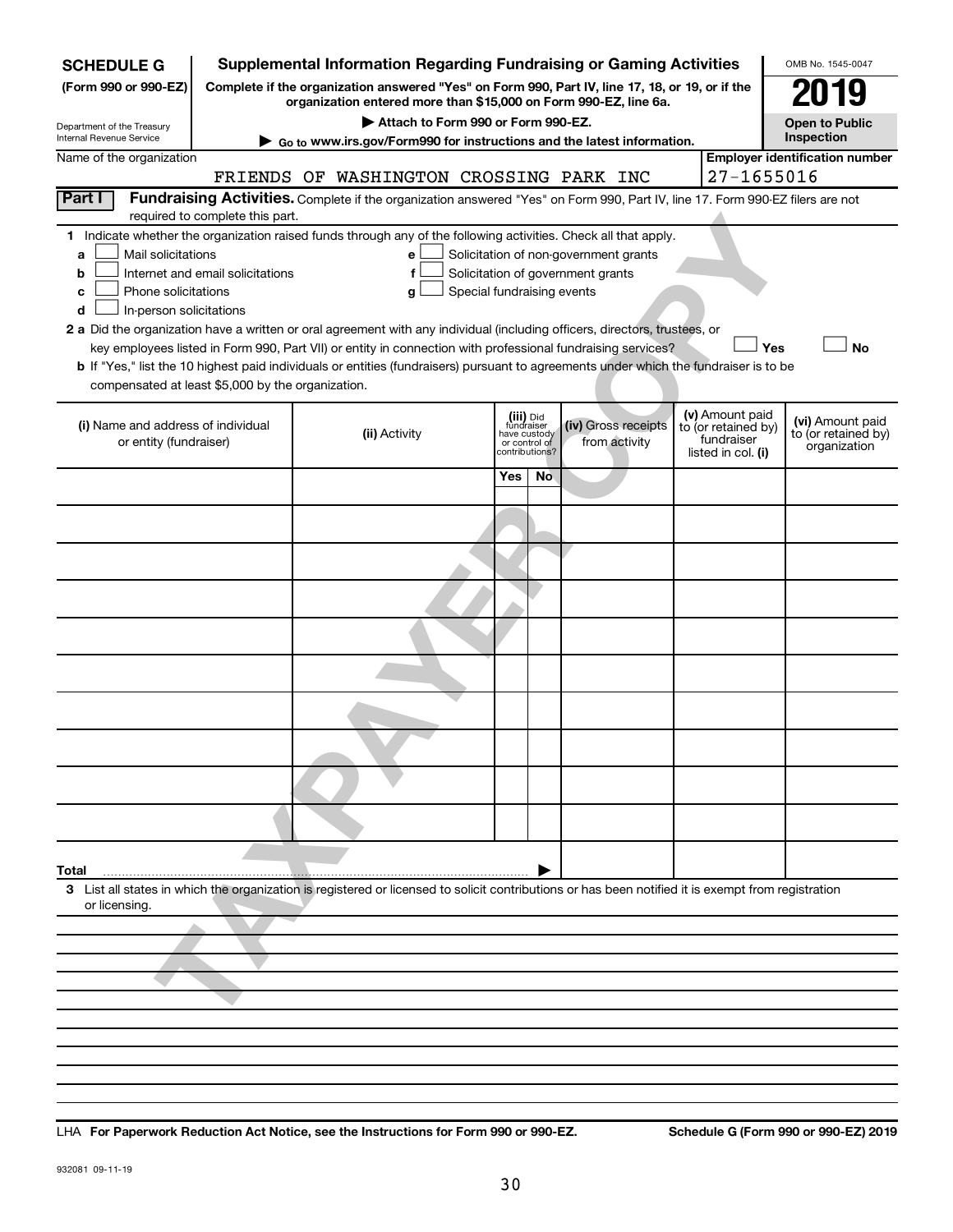**SCHEDULE G** (Form 990 or 990-EZ)

Department of the Treasury
Internal Revenue Service

# Supplemental Information Regarding Fundraising or Gaming Activities

**Complete if the organization answered "Yes" on Form 990, Part IV, line 17, 18, or 19, or if the organization entered more than $15,000 on Form 990-EZ, line 6a.**

▶ **Attach to Form 990 or Form 990-EZ.**

▶ **Go to www.irs.gov/Form990 for instructions and the latest information.**

OMB No. 1545-0047

**2019**

**Open to Public Inspection**

Name of the organization: FRIENDS OF WASHINGTON CROSSING PARK INC

**Employer identification number:** 27-1655016

**Part I** **Fundraising Activities.** Complete if the organization answered "Yes" on Form 990, Part IV, line 17. Form 990-EZ filers are not required to complete this part.

**1** Indicate whether the organization raised funds through any of the following activities. Check all that apply.

- **a** ☐ Mail solicitations
- **b** ☐ Internet and email solicitations
- **c** ☐ Phone solicitations
- **d** ☐ In-person solicitations
- **e** ☐ Solicitation of non-government grants
- **f** ☐ Solicitation of government grants
- **g** ☐ Special fundraising events

**2 a** Did the organization have a written or oral agreement with any individual (including officers, directors, trustees, or key employees listed in Form 990, Part VII) or entity in connection with professional fundraising services? ☐ **Yes** ☐ **No**

**b** If "Yes," list the 10 highest paid individuals or entities (fundraisers) pursuant to agreements under which the fundraiser is to be compensated at least $5,000 by the organization.

| (i) Name and address of individual or entity (fundraiser) | (ii) Activity | (iii) Did fundraiser have custody or control of contributions? | | (iv) Gross receipts from activity | (v) Amount paid to (or retained by) fundraiser listed in col. (i) | (vi) Amount paid to (or retained by) organization |
|---|---|---|---|---|---|---|
| | | Yes | No | | | |
| | | | | | | |
| | | | | | | |
| | | | | | | |
| | | | | | | |
| | | | | | | |
| | | | | | | |
| | | | | | | |
| | | | | | | |
| | | | | | | |
| | | | | | | |
| **Total** | | | | | | |

**3** List all states in which the organization is registered or licensed to solicit contributions or has been notified it is exempt from registration or licensing.

LHA **For Paperwork Reduction Act Notice, see the Instructions for Form 990 or 990-EZ.** **Schedule G (Form 990 or 990-EZ) 2019**

932081 09-11-19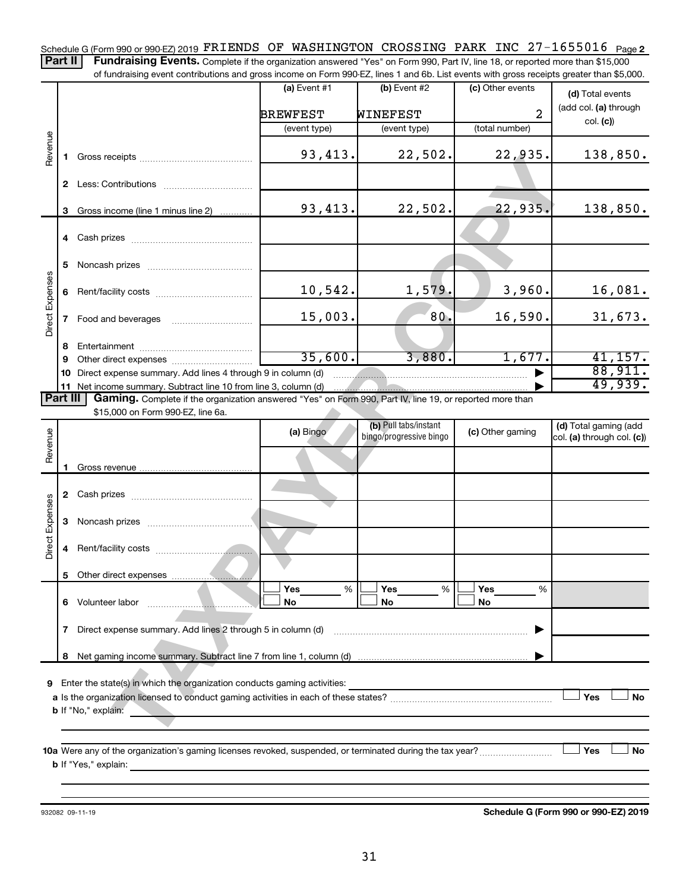Schedule G (Form 990 or 990-EZ) 2019 FRIENDS OF WASHINGTON CROSSING PARK INC 27-1655016 Page 2

**Part II** **Fundraising Events.** Complete if the organization answered "Yes" on Form 990, Part IV, line 18, or reported more than $15,000 of fundraising event contributions and gross income on Form 990-EZ, lines 1 and 6b. List events with gross receipts greater than $5,000.

| | | (a) Event #1 | (b) Event #2 | (c) Other events | (d) Total events (add col. (a) through col. (c)) |
|---|---|---|---|---|---|
| | | BREWFEST | WINEFEST | 2 | |
| | | (event type) | (event type) | (total number) | |
| Revenue | 1 Gross receipts | 93,413. | 22,502. | 22,935. | 138,850. |
| | 2 Less: Contributions | | | | |
| | 3 Gross income (line 1 minus line 2) | 93,413. | 22,502. | 22,935. | 138,850. |
| Direct Expenses | 4 Cash prizes | | | | |
| | 5 Noncash prizes | | | | |
| | 6 Rent/facility costs | 10,542. | 1,579. | 3,960. | 16,081. |
| | 7 Food and beverages | 15,003. | 80. | 16,590. | 31,673. |
| | 8 Entertainment | | | | |
| | 9 Other direct expenses | 35,600. | 3,880. | 1,677. | 41,157. |
| | 10 Direct expense summary. Add lines 4 through 9 in column (d) | | | | 88,911. |
| | 11 Net income summary. Subtract line 10 from line 3, column (d) | | | | 49,939. |

**Part III** **Gaming.** Complete if the organization answered "Yes" on Form 990, Part IV, line 19, or reported more than $15,000 on Form 990-EZ, line 6a.

| | | (a) Bingo | (b) Pull tabs/instant bingo/progressive bingo | (c) Other gaming | (d) Total gaming (add col. (a) through col. (c)) |
|---|---|---|---|---|---|
| Revenue | 1 Gross revenue | | | | |
| Direct Expenses | 2 Cash prizes | | | | |
| | 3 Noncash prizes | | | | |
| | 4 Rent/facility costs | | | | |
| | 5 Other direct expenses | | | | |
| | 6 Volunteer labor | ☐ Yes ___ % ☐ No | ☐ Yes ___ % ☐ No | ☐ Yes ___ % ☐ No | |
| | 7 Direct expense summary. Add lines 2 through 5 in column (d) | | | | |
| | 8 Net gaming income summary. Subtract line 7 from line 1, column (d) | | | | |

9 Enter the state(s) in which the organization conducts gaming activities:

a Is the organization licensed to conduct gaming activities in each of these states? ☐ Yes ☐ No

b If "No," explain:

10a Were any of the organization's gaming licenses revoked, suspended, or terminated during the tax year? ☐ Yes ☐ No

b If "Yes," explain:

932082 09-11-19

**Schedule G (Form 990 or 990-EZ) 2019**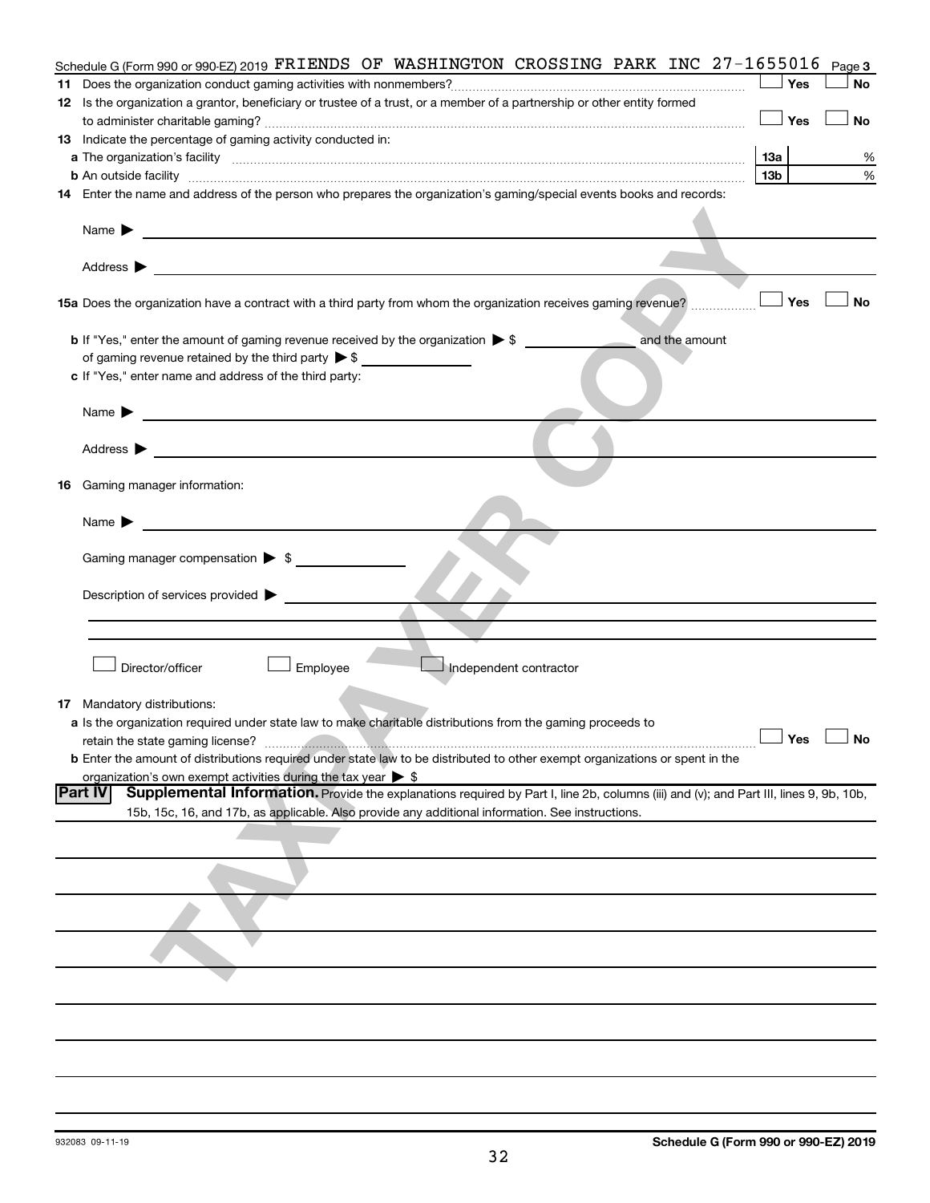Schedule G (Form 990 or 990-EZ) 2019 FRIENDS OF WASHINGTON CROSSING PARK INC 27-1655016 Page 3

**11** Does the organization conduct gaming activities with nonmembers? ☐ Yes ☐ No

**12** Is the organization a grantor, beneficiary or trustee of a trust, or a member of a partnership or other entity formed to administer charitable gaming? ☐ Yes ☐ No

**13** Indicate the percentage of gaming activity conducted in:

**a** The organization's facility **13a** %

**b** An outside facility **13b** %

**14** Enter the name and address of the person who prepares the organization's gaming/special events books and records:

Name ▶

Address ▶

**15a** Does the organization have a contract with a third party from whom the organization receives gaming revenue? ☐ Yes ☐ No

**b** If "Yes," enter the amount of gaming revenue received by the organization ▶ $ __________ and the amount of gaming revenue retained by the third party ▶ $ __________

**c** If "Yes," enter name and address of the third party:

Name ▶

Address ▶

**16** Gaming manager information:

Name ▶

Gaming manager compensation ▶ $

Description of services provided ▶

☐ Director/officer ☐ Employee ☐ Independent contractor

**17** Mandatory distributions:

**a** Is the organization required under state law to make charitable distributions from the gaming proceeds to retain the state gaming license? ☐ Yes ☐ No

**b** Enter the amount of distributions required under state law to be distributed to other exempt organizations or spent in the organization's own exempt activities during the tax year ▶ $

**Part IV** **Supplemental Information.** Provide the explanations required by Part I, line 2b, columns (iii) and (v); and Part III, lines 9, 9b, 10b, 15b, 15c, 16, and 17b, as applicable. Also provide any additional information. See instructions.

932083 09-11-19

Schedule G (Form 990 or 990-EZ) 2019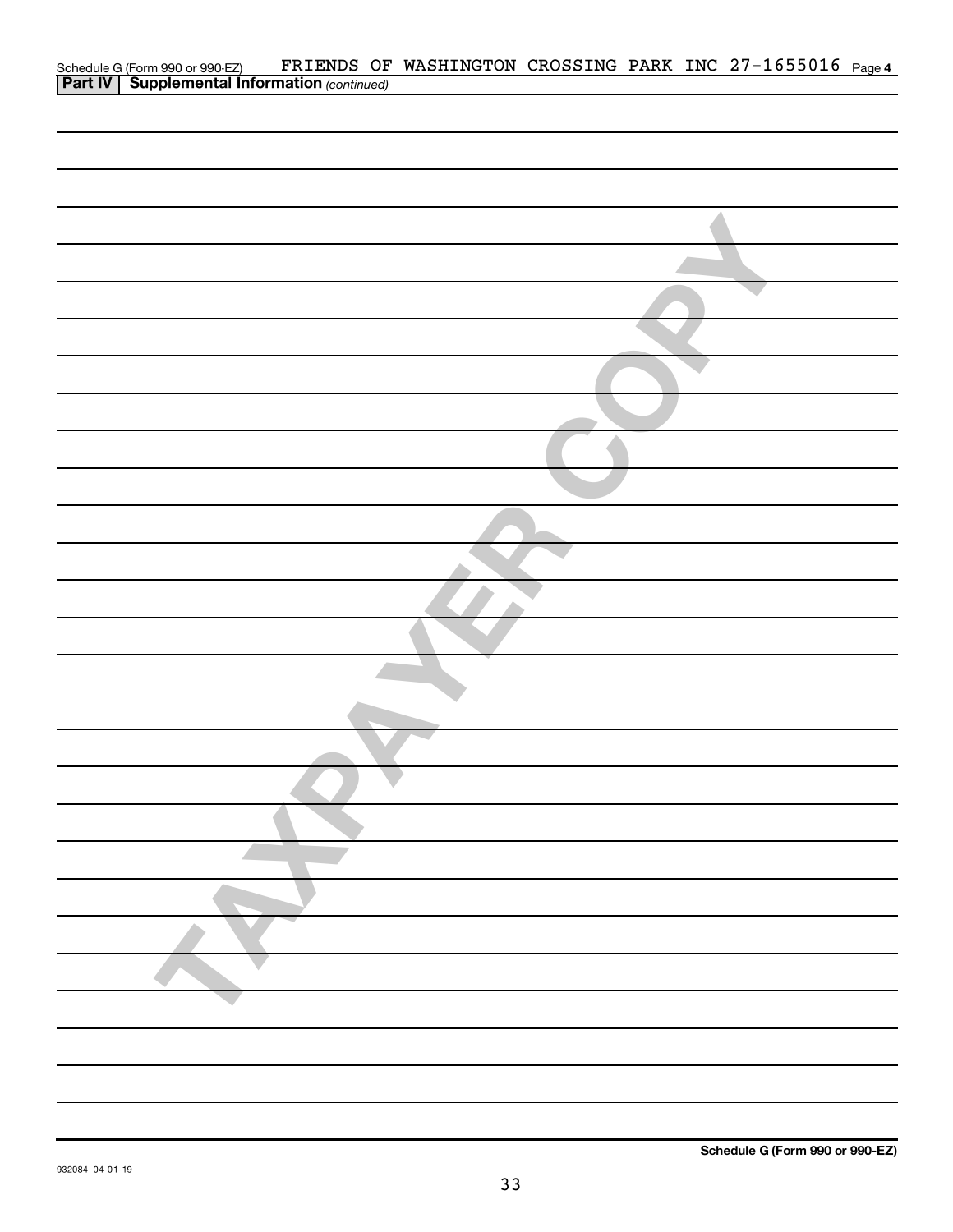Schedule G (Form 990 or 990-EZ) FRIENDS OF WASHINGTON CROSSING PARK INC 27-1655016 Page **4**

**Part IV | Supplemental Information** *(continued)*

TAXPAYER COPY

**Schedule G (Form 990 or 990-EZ)**

932084 04-01-19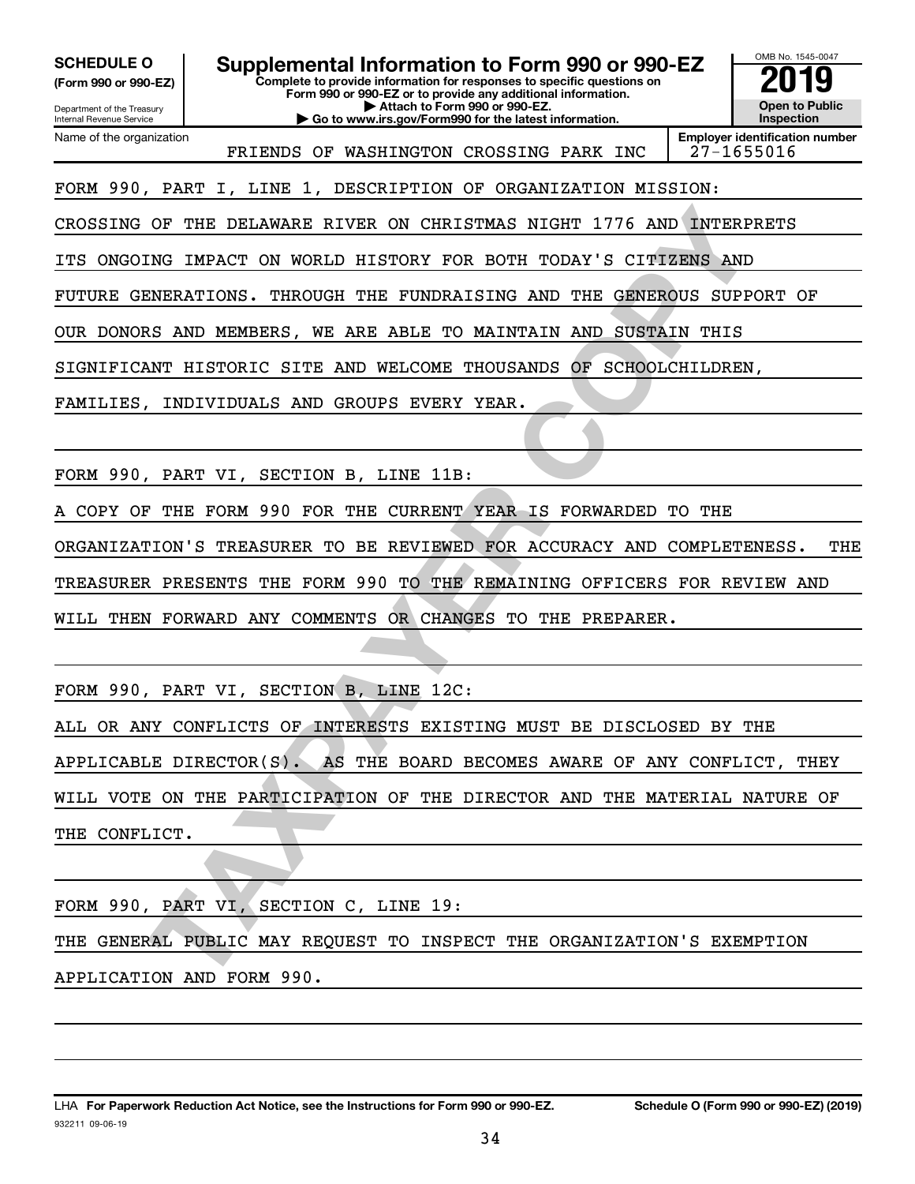**SCHEDULE O**
**(Form 990 or 990-EZ)**

Department of the Treasury
Internal Revenue Service

# Supplemental Information to Form 990 or 990-EZ

**Complete to provide information for responses to specific questions on Form 990 or 990-EZ or to provide any additional information.**
**▶ Attach to Form 990 or 990-EZ.**
**▶ Go to www.irs.gov/Form990 for the latest information.**

OMB No. 1545-0047

**2019**

**Open to Public Inspection**

| Name of the organization | Employer identification number |
|---|---|
| FRIENDS OF WASHINGTON CROSSING PARK INC | 27-1655016 |

FORM 990, PART I, LINE 1, DESCRIPTION OF ORGANIZATION MISSION:

CROSSING OF THE DELAWARE RIVER ON CHRISTMAS NIGHT 1776 AND INTERPRETS ITS ONGOING IMPACT ON WORLD HISTORY FOR BOTH TODAY'S CITIZENS AND FUTURE GENERATIONS. THROUGH THE FUNDRAISING AND THE GENEROUS SUPPORT OF OUR DONORS AND MEMBERS, WE ARE ABLE TO MAINTAIN AND SUSTAIN THIS SIGNIFICANT HISTORIC SITE AND WELCOME THOUSANDS OF SCHOOLCHILDREN, FAMILIES, INDIVIDUALS AND GROUPS EVERY YEAR.

FORM 990, PART VI, SECTION B, LINE 11B:

A COPY OF THE FORM 990 FOR THE CURRENT YEAR IS FORWARDED TO THE ORGANIZATION'S TREASURER TO BE REVIEWED FOR ACCURACY AND COMPLETENESS. THE TREASURER PRESENTS THE FORM 990 TO THE REMAINING OFFICERS FOR REVIEW AND WILL THEN FORWARD ANY COMMENTS OR CHANGES TO THE PREPARER.

FORM 990, PART VI, SECTION B, LINE 12C:

ALL OR ANY CONFLICTS OF INTERESTS EXISTING MUST BE DISCLOSED BY THE APPLICABLE DIRECTOR(S). AS THE BOARD BECOMES AWARE OF ANY CONFLICT, THEY WILL VOTE ON THE PARTICIPATION OF THE DIRECTOR AND THE MATERIAL NATURE OF THE CONFLICT.

FORM 990, PART VI, SECTION C, LINE 19:

THE GENERAL PUBLIC MAY REQUEST TO INSPECT THE ORGANIZATION'S EXEMPTION APPLICATION AND FORM 990.

LHA **For Paperwork Reduction Act Notice, see the Instructions for Form 990 or 990-EZ.** **Schedule O (Form 990 or 990-EZ) (2019)**
932211 09-06-19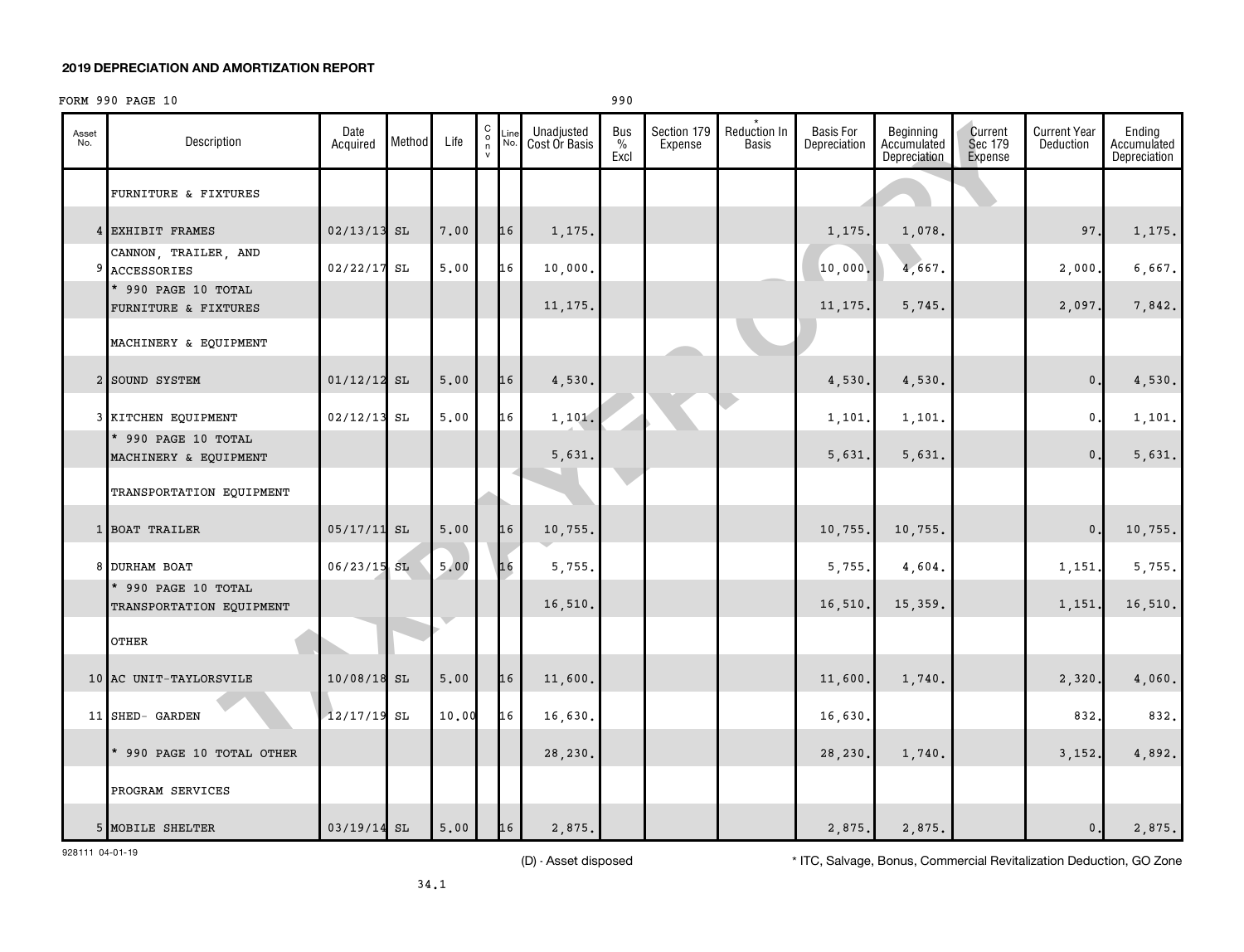## 2019 DEPRECIATION AND AMORTIZATION REPORT

FORM 990 PAGE 10 990

| Asset No. | Description | Date Acquired | Method | Life | C o n v | Line No. | Unadjusted Cost Or Basis | Bus % Excl | Section 179 Expense | * Reduction In Basis | Basis For Depreciation | Beginning Accumulated Depreciation | Current Sec 179 Expense | Current Year Deduction | Ending Accumulated Depreciation |
|---|---|---|---|---|---|---|---|---|---|---|---|---|---|---|---|
| | FURNITURE & FIXTURES | | | | | | | | | | | | | | |
| 4 | EXHIBIT FRAMES | 02/13/13 | SL | 7.00 | | 16 | 1,175. | | | | 1,175. | 1,078. | | 97. | 1,175. |
| 9 | CANNON, TRAILER, AND ACCESSORIES | 02/22/17 | SL | 5.00 | | 16 | 10,000. | | | | 10,000. | 4,667. | | 2,000. | 6,667. |
| | * 990 PAGE 10 TOTAL FURNITURE & FIXTURES | | | | | | 11,175. | | | | 11,175. | 5,745. | | 2,097. | 7,842. |
| | MACHINERY & EQUIPMENT | | | | | | | | | | | | | | |
| 2 | SOUND SYSTEM | 01/12/12 | SL | 5.00 | | 16 | 4,530. | | | | 4,530. | 4,530. | | 0. | 4,530. |
| 3 | KITCHEN EQUIPMENT | 02/12/13 | SL | 5.00 | | 16 | 1,101. | | | | 1,101. | 1,101. | | 0. | 1,101. |
| | * 990 PAGE 10 TOTAL MACHINERY & EQUIPMENT | | | | | | 5,631. | | | | 5,631. | 5,631. | | 0. | 5,631. |
| | TRANSPORTATION EQUIPMENT | | | | | | | | | | | | | | |
| 1 | BOAT TRAILER | 05/17/11 | SL | 5.00 | | 16 | 10,755. | | | | 10,755. | 10,755. | | 0. | 10,755. |
| 8 | DURHAM BOAT | 06/23/15 | SL | 5.00 | | 16 | 5,755. | | | | 5,755. | 4,604. | | 1,151. | 5,755. |
| | * 990 PAGE 10 TOTAL TRANSPORTATION EQUIPMENT | | | | | | 16,510. | | | | 16,510. | 15,359. | | 1,151. | 16,510. |
| | OTHER | | | | | | | | | | | | | | |
| 10 | AC UNIT-TAYLORSVILE | 10/08/18 | SL | 5.00 | | 16 | 11,600. | | | | 11,600. | 1,740. | | 2,320. | 4,060. |
| 11 | SHED- GARDEN | 12/17/19 | SL | 10.00 | | 16 | 16,630. | | | | 16,630. | | | 832. | 832. |
| | * 990 PAGE 10 TOTAL OTHER | | | | | | 28,230. | | | | 28,230. | 1,740. | | 3,152. | 4,892. |
| | PROGRAM SERVICES | | | | | | | | | | | | | | |
| 5 | MOBILE SHELTER | 03/19/14 | SL | 5.00 | | 16 | 2,875. | | | | 2,875. | 2,875. | | 0. | 2,875. |

928111 04-01-19

(D) - Asset disposed

* ITC, Salvage, Bonus, Commercial Revitalization Deduction, GO Zone

34.1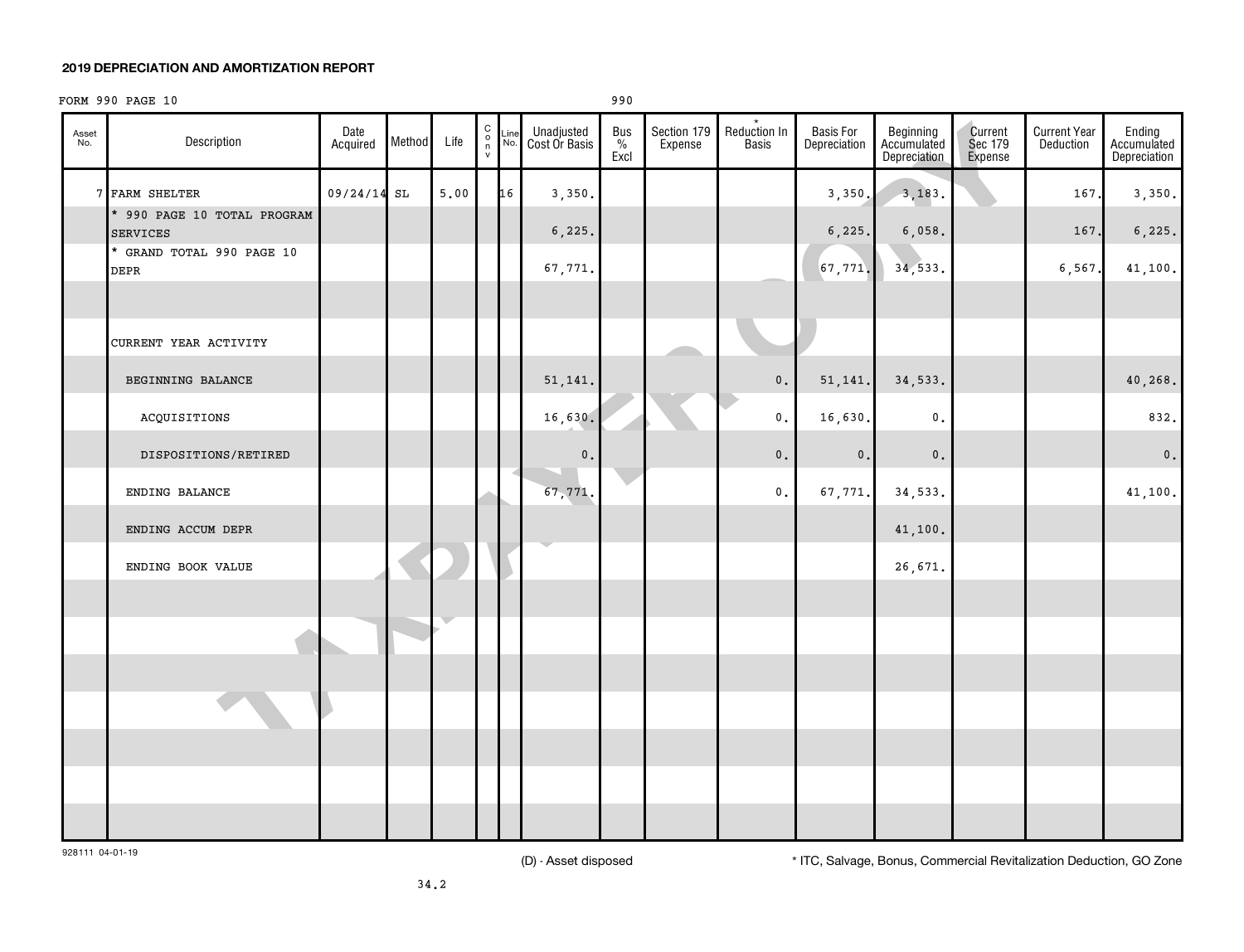**2019 DEPRECIATION AND AMORTIZATION REPORT**

FORM 990 PAGE 10 990

| Asset No. | Description | Date Acquired | Method | Life | C o n v | Line No. | Unadjusted Cost Or Basis | Bus % Excl | Section 179 Expense | * Reduction In Basis | Basis For Depreciation | Beginning Accumulated Depreciation | Current Sec 179 Expense | Current Year Deduction | Ending Accumulated Depreciation |
|---|---|---|---|---|---|---|---|---|---|---|---|---|---|---|---|
| 7 | FARM SHELTER | 09/24/14 | SL | 5.00 | | 16 | 3,350. | | | | 3,350. | 3,183. | | 167. | 3,350. |
| | * 990 PAGE 10 TOTAL PROGRAM SERVICES | | | | | | 6,225. | | | | 6,225. | 6,058. | | 167. | 6,225. |
| | * GRAND TOTAL 990 PAGE 10 DEPR | | | | | | 67,771. | | | | 67,771. | 34,533. | | 6,567. | 41,100. |
| | | | | | | | | | | | | | | | |
| | CURRENT YEAR ACTIVITY | | | | | | | | | | | | | | |
| | BEGINNING BALANCE | | | | | | 51,141. | | | 0. | 51,141. | 34,533. | | | 40,268. |
| | ACQUISITIONS | | | | | | 16,630. | | | 0. | 16,630. | 0. | | | 832. |
| | DISPOSITIONS/RETIRED | | | | | | 0. | | | 0. | 0. | 0. | | | 0. |
| | ENDING BALANCE | | | | | | 67,771. | | | 0. | 67,771. | 34,533. | | | 41,100. |
| | ENDING ACCUM DEPR | | | | | | | | | | | 41,100. | | | |
| | ENDING BOOK VALUE | | | | | | | | | | | 26,671. | | | |

928111 04-01-19

(D) - Asset disposed

* ITC, Salvage, Bonus, Commercial Revitalization Deduction, GO Zone

34.2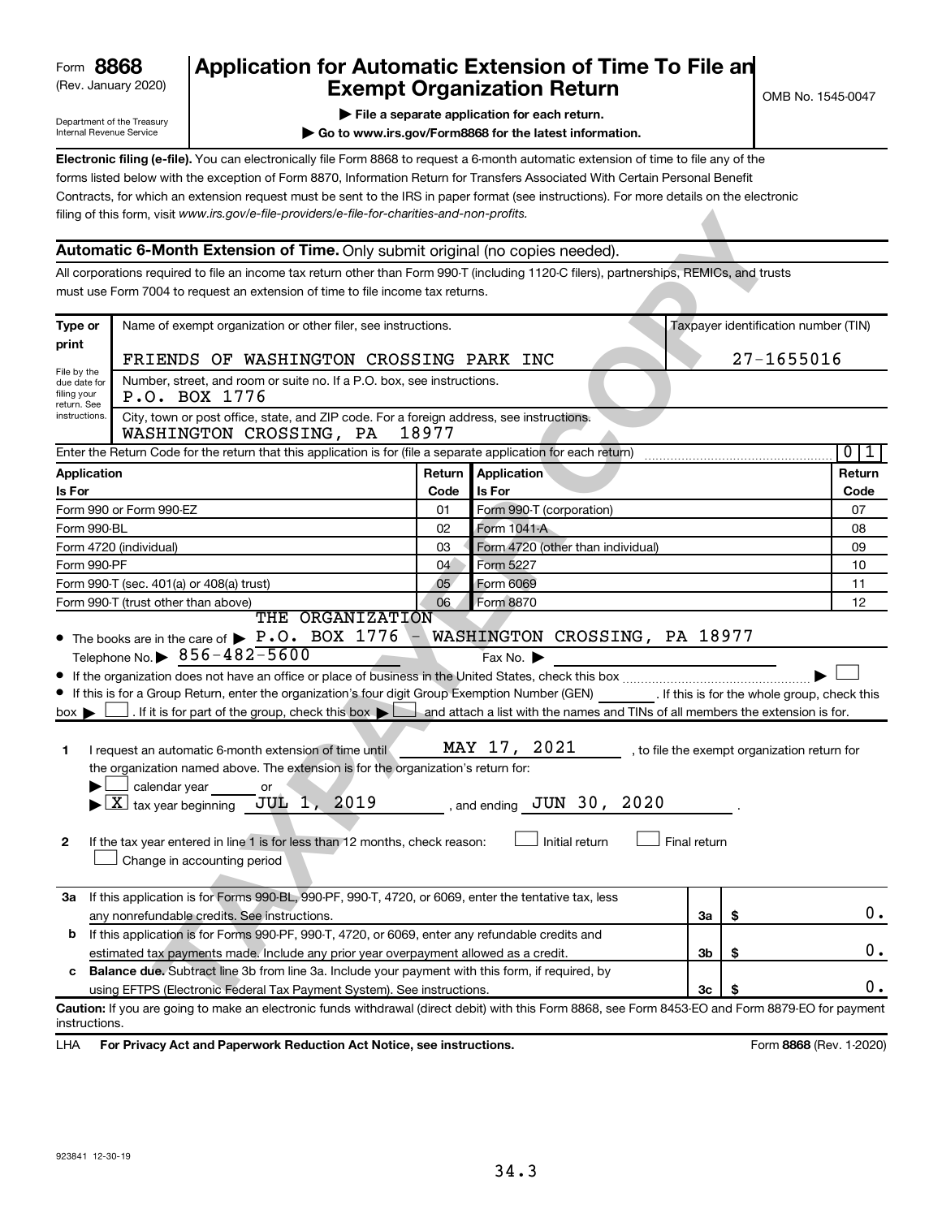Form **8868**
(Rev. January 2020)

Department of the Treasury
Internal Revenue Service

# Application for Automatic Extension of Time To File an Exempt Organization Return

▶ **File a separate application for each return.**

▶ **Go to www.irs.gov/Form8868 for the latest information.**

OMB No. 1545-0047

**Electronic filing (e-file).** You can electronically file Form 8868 to request a 6-month automatic extension of time to file any of the forms listed below with the exception of Form 8870, Information Return for Transfers Associated With Certain Personal Benefit Contracts, for which an extension request must be sent to the IRS in paper format (see instructions). For more details on the electronic filing of this form, visit *www.irs.gov/e-file-providers/e-file-for-charities-and-non-profits.*

## Automatic 6-Month Extension of Time. Only submit original (no copies needed).

All corporations required to file an income tax return other than Form 990-T (including 1120-C filers), partnerships, REMICs, and trusts must use Form 7004 to request an extension of time to file income tax returns.

| Type or print | Name of exempt organization or other filer, see instructions. | Taxpayer identification number (TIN) |
|---|---|---|
| File by the due date for filing your return. See instructions. | FRIENDS OF WASHINGTON CROSSING PARK INC | 27-1655016 |
| | Number, street, and room or suite no. If a P.O. box, see instructions. P.O. BOX 1776 | |
| | City, town or post office, state, and ZIP code. For a foreign address, see instructions. WASHINGTON CROSSING, PA 18977 | |

Enter the Return Code for the return that this application is for (file a separate application for each return) ..... 0 1

| Application Is For | Return Code | Application Is For | Return Code |
|---|---|---|---|
| Form 990 or Form 990-EZ | 01 | Form 990-T (corporation) | 07 |
| Form 990-BL | 02 | Form 1041-A | 08 |
| Form 4720 (individual) | 03 | Form 4720 (other than individual) | 09 |
| Form 990-PF | 04 | Form 5227 | 10 |
| Form 990-T (sec. 401(a) or 408(a) trust) | 05 | Form 6069 | 11 |
| Form 990-T (trust other than above) | 06 | Form 8870 | 12 |

- The books are in the care of ▶ THE ORGANIZATION P.O. BOX 1776 - WASHINGTON CROSSING, PA 18977
  Telephone No. ▶ 856-482-5600 Fax No. ▶
- If the organization does not have an office or place of business in the United States, check this box ..... ▶ ☐
- If this is for a Group Return, enter the organization's four digit Group Exemption Number (GEN) ______ . If this is for the whole group, check this box ▶ ☐ . If it is for part of the group, check this box ▶ ☐ and attach a list with the names and TINs of all members the extension is for.

**1** I request an automatic 6-month extension of time until MAY 17, 2021 , to file the exempt organization return for the organization named above. The extension is for the organization's return for:
▶ ☐ calendar year ______ or
▶ ☒ tax year beginning JUL 1, 2019 , and ending JUN 30, 2020 .

**2** If the tax year entered in line 1 is for less than 12 months, check reason: ☐ Initial return ☐ Final return ☐ Change in accounting period

| | | | |
|---|---|---|---|
| **3a** | If this application is for Forms 990-BL, 990-PF, 990-T, 4720, or 6069, enter the tentative tax, less any nonrefundable credits. See instructions. | 3a | $ 0. |
| **b** | If this application is for Forms 990-PF, 990-T, 4720, or 6069, enter any refundable credits and estimated tax payments made. Include any prior year overpayment allowed as a credit. | 3b | $ 0. |
| **c** | **Balance due.** Subtract line 3b from line 3a. Include your payment with this form, if required, by using EFTPS (Electronic Federal Tax Payment System). See instructions. | 3c | $ 0. |

**Caution:** If you are going to make an electronic funds withdrawal (direct debit) with this Form 8868, see Form 8453-EO and Form 8879-EO for payment instructions.

LHA **For Privacy Act and Paperwork Reduction Act Notice, see instructions.** Form **8868** (Rev. 1-2020)

923841 12-30-19

34.3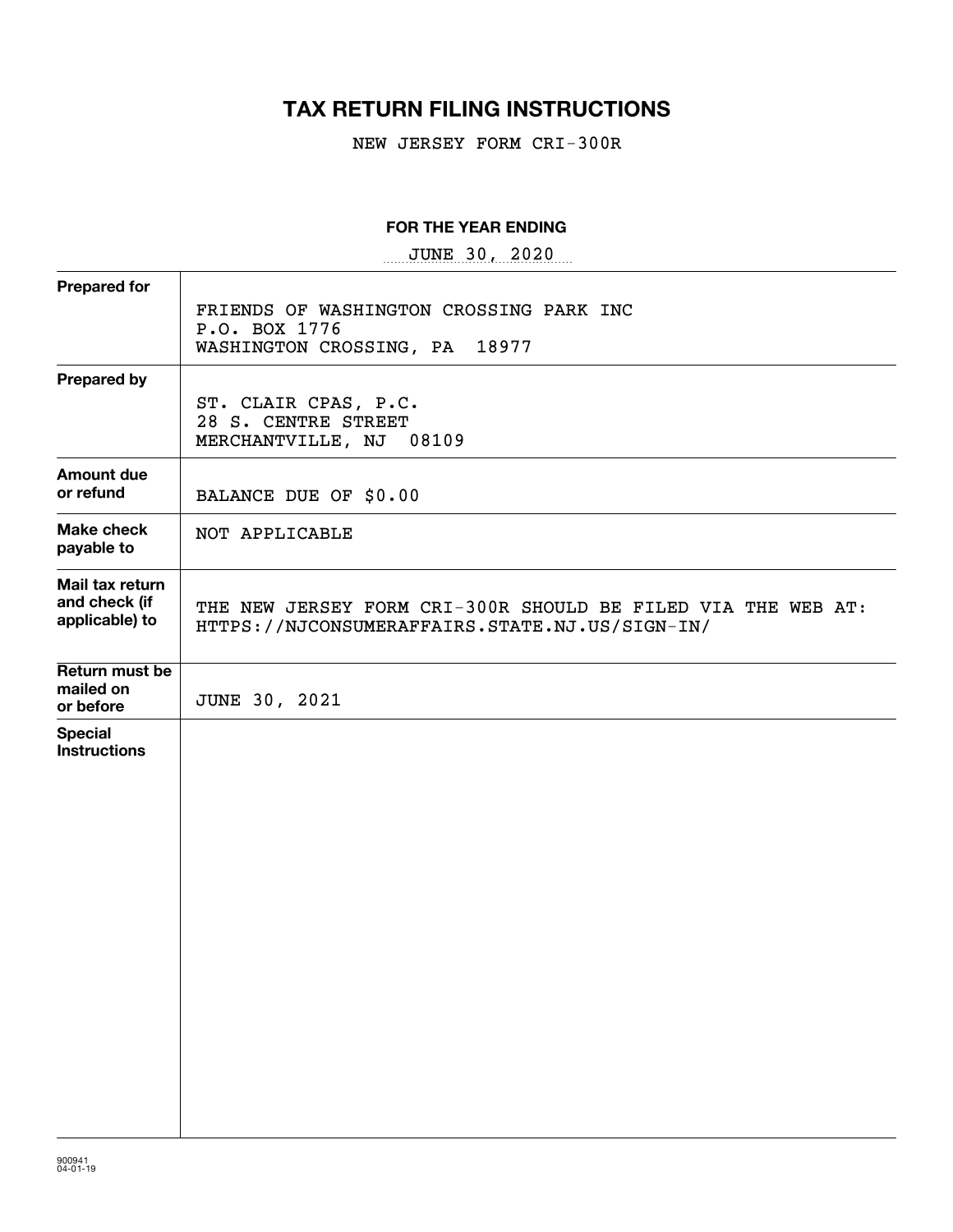# TAX RETURN FILING INSTRUCTIONS

NEW JERSEY FORM CRI-300R

**FOR THE YEAR ENDING**

JUNE 30, 2020

| | |
|---|---|
| **Prepared for** | FRIENDS OF WASHINGTON CROSSING PARK INC<br>P.O. BOX 1776<br>WASHINGTON CROSSING, PA 18977 |
| **Prepared by** | ST. CLAIR CPAS, P.C.<br>28 S. CENTRE STREET<br>MERCHANTVILLE, NJ 08109 |
| **Amount due or refund** | BALANCE DUE OF $0.00 |
| **Make check payable to** | NOT APPLICABLE |
| **Mail tax return and check (if applicable) to** | THE NEW JERSEY FORM CRI-300R SHOULD BE FILED VIA THE WEB AT:<br>HTTPS://NJCONSUMERAFFAIRS.STATE.NJ.US/SIGN-IN/ |
| **Return must be mailed on or before** | JUNE 30, 2021 |
| **Special Instructions** | |

900941
04-01-19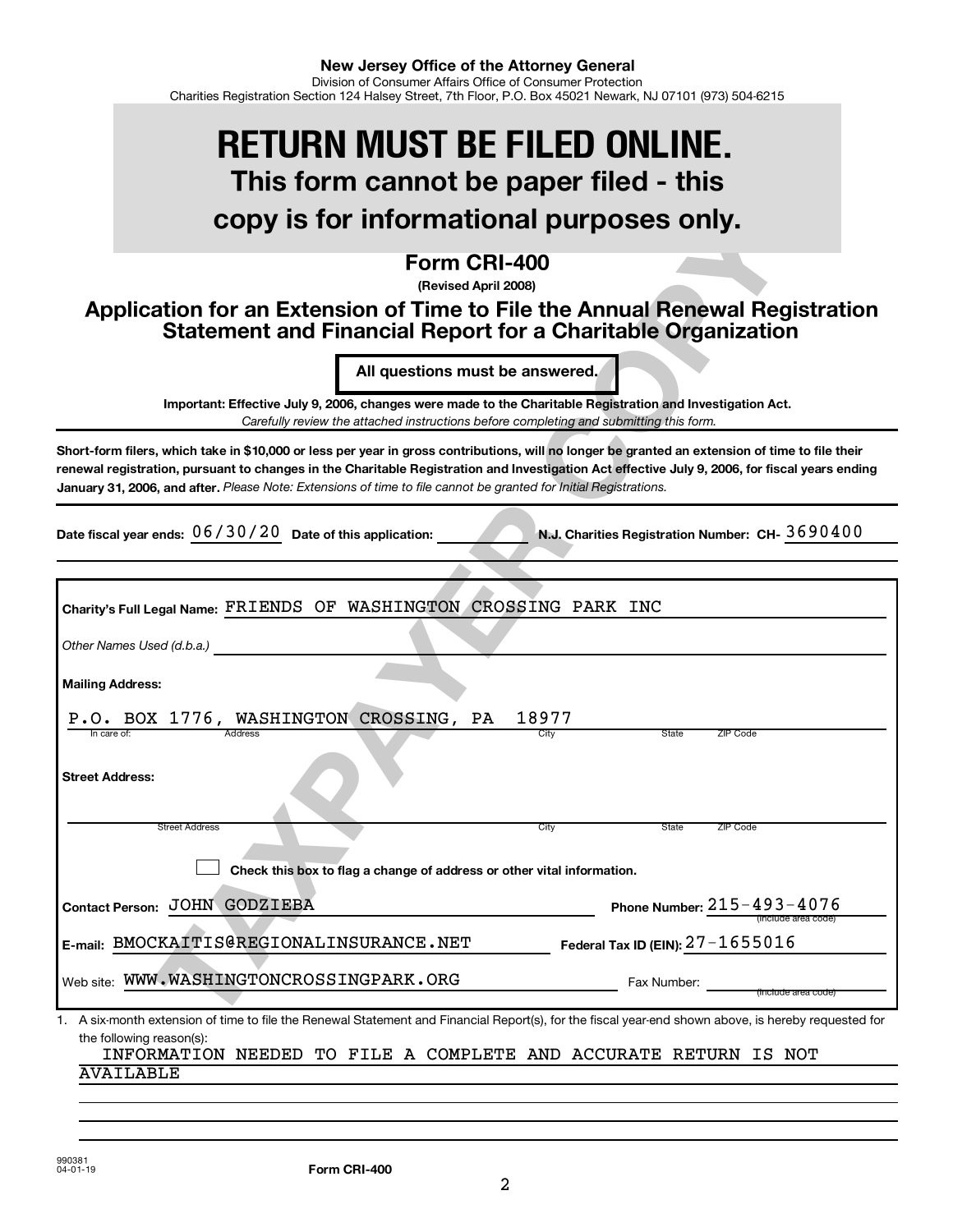**New Jersey Office of the Attorney General**

Division of Consumer Affairs Office of Consumer Protection

Charities Registration Section 124 Halsey Street, 7th Floor, P.O. Box 45021 Newark, NJ 07101 (973) 504-6215

# RETURN MUST BE FILED ONLINE.

## This form cannot be paper filed - this copy is for informational purposes only.

TAXPAYER COPY

## Form CRI-400

**(Revised April 2008)**

## Application for an Extension of Time to File the Annual Renewal Registration Statement and Financial Report for a Charitable Organization

**All questions must be answered.**

**Important: Effective July 9, 2006, changes were made to the Charitable Registration and Investigation Act.**

*Carefully review the attached instructions before completing and submitting this form.*

**Short-form filers, which take in $10,000 or less per year in gross contributions, will no longer be granted an extension of time to file their renewal registration, pursuant to changes in the Charitable Registration and Investigation Act effective July 9, 2006, for fiscal years ending January 31, 2006, and after.** *Please Note: Extensions of time to file cannot be granted for Initial Registrations.*

**Date fiscal year ends:** 06/30/20 **Date of this application:** ________ **N.J. Charities Registration Number: CH-** 3690400

**Charity's Full Legal Name:** FRIENDS OF WASHINGTON CROSSING PARK INC

*Other Names Used (d.b.a.)* ________

**Mailing Address:**

P.O. BOX 1776, WASHINGTON CROSSING, PA 18977

In care of: Address City State ZIP Code

**Street Address:**

Street Address City State ZIP Code

☐ **Check this box to flag a change of address or other vital information.**

**Contact Person:** JOHN GODZIEBA **Phone Number:** 215-493-4076 (include area code)

**E-mail:** BMOCKAITIS@REGIONALINSURANCE.NET **Federal Tax ID (EIN):** 27-1655016

Web site: WWW.WASHINGTONCROSSINGPARK.ORG Fax Number: ________ (include area code)

1. A six-month extension of time to file the Renewal Statement and Financial Report(s), for the fiscal year-end shown above, is hereby requested for the following reason(s):

INFORMATION NEEDED TO FILE A COMPLETE AND ACCURATE RETURN IS NOT AVAILABLE

990381
04-01-19

**Form CRI-400**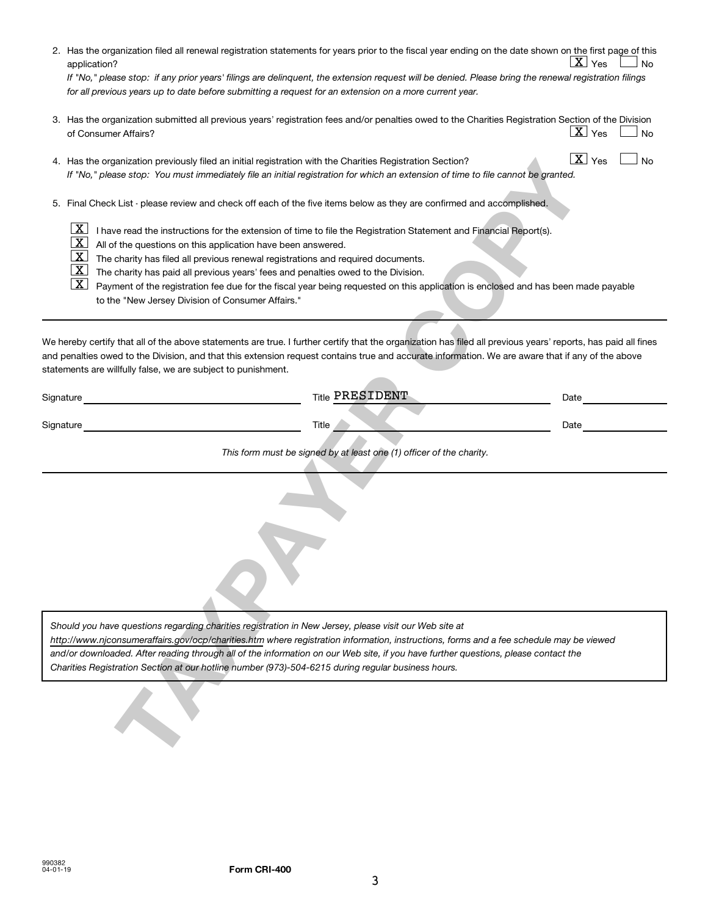2. Has the organization filed all renewal registration statements for years prior to the fiscal year ending on the date shown on the first page of this application? [X] Yes [ ] No

   *If "No," please stop: if any prior years' filings are delinquent, the extension request will be denied. Please bring the renewal registration filings for all previous years up to date before submitting a request for an extension on a more current year.*

3. Has the organization submitted all previous years' registration fees and/or penalties owed to the Charities Registration Section of the Division of Consumer Affairs? [X] Yes [ ] No

4. Has the organization previously filed an initial registration with the Charities Registration Section? [X] Yes [ ] No

   *If "No," please stop: You must immediately file an initial registration for which an extension of time to file cannot be granted.*

5. Final Check List - please review and check off each of the five items below as they are confirmed and accomplished.

   [X] I have read the instructions for the extension of time to file the Registration Statement and Financial Report(s).
   [X] All of the questions on this application have been answered.
   [X] The charity has filed all previous renewal registrations and required documents.
   [X] The charity has paid all previous years' fees and penalties owed to the Division.
   [X] Payment of the registration fee due for the fiscal year being requested on this application is enclosed and has been made payable to the "New Jersey Division of Consumer Affairs."

---

We hereby certify that all of the above statements are true. I further certify that the organization has filed all previous years' reports, has paid all fines and penalties owed to the Division, and that this extension request contains true and accurate information. We are aware that if any of the above statements are willfully false, we are subject to punishment.

Signature \_\_\_\_\_\_\_\_\_\_\_\_\_\_\_\_ Title PRESIDENT \_\_\_\_\_\_\_\_\_\_\_\_\_\_\_\_ Date \_\_\_\_\_\_\_\_

Signature \_\_\_\_\_\_\_\_\_\_\_\_\_\_\_\_ Title \_\_\_\_\_\_\_\_\_\_\_\_\_\_\_\_ Date \_\_\_\_\_\_\_\_

*This form must be signed by at least one (1) officer of the charity.*

---

*Should you have questions regarding charities registration in New Jersey, please visit our Web site at http://www.njconsumeraffairs.gov/ocp/charities.htm where registration information, instructions, forms and a fee schedule may be viewed and/or downloaded. After reading through all of the information on our Web site, if you have further questions, please contact the Charities Registration Section at our hotline number (973)-504-6215 during regular business hours.*

990382
04-01-19

**Form CRI-400**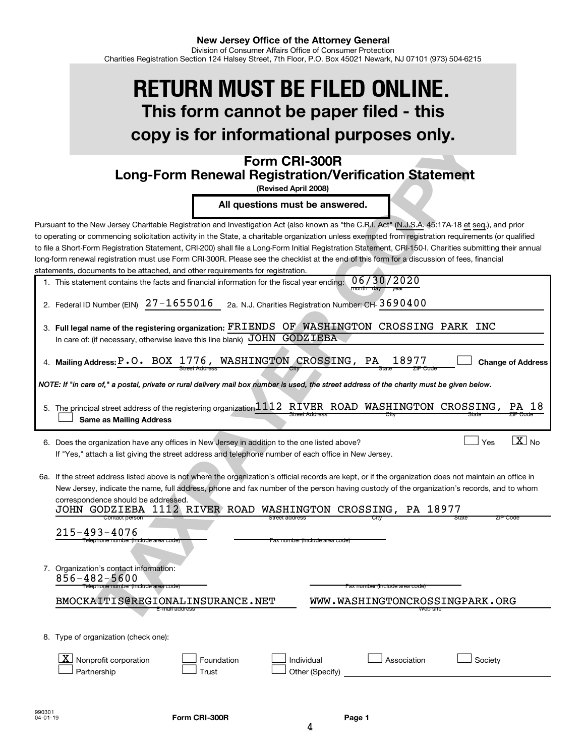**New Jersey Office of the Attorney General**
Division of Consumer Affairs Office of Consumer Protection
Charities Registration Section 124 Halsey Street, 7th Floor, P.O. Box 45021 Newark, NJ 07101 (973) 504-6215

# RETURN MUST BE FILED ONLINE.

## This form cannot be paper filed - this copy is for informational purposes only.

## Form CRI-300R
## Long-Form Renewal Registration/Verification Statement

**(Revised April 2008)**

**All questions must be answered.**

Pursuant to the New Jersey Charitable Registration and Investigation Act (also known as "the C.R.I. Act" (N.J.S.A. 45:17A-18 et seq.), and prior to operating or commencing solicitation activity in the State, a charitable organization unless exempted from registration requirements (or qualified to file a Short-Form Registration Statement, CRI-200) shall file a Long-Form Initial Registration Statement, CRI-150-I. Charities submitting their annual long-form renewal registration must use Form CRI-300R. Please see the checklist at the end of this form for a discussion of fees, financial statements, documents to be attached, and other requirements for registration.

1. This statement contains the facts and financial information for the fiscal year ending: 06/30/2020 (month day year)

2. Federal ID Number (EIN) 27-1655016 2a. N.J. Charities Registration Number: CH- 3690400

3. **Full legal name of the registering organization:** FRIENDS OF WASHINGTON CROSSING PARK INC
   In care of: (if necessary, otherwise leave this line blank) JOHN GODZIEBA

4. **Mailing Address:** P.O. BOX 1776, WASHINGTON CROSSING, PA 18977 (Street Address, City, State, ZIP Code) ☐ **Change of Address**

*NOTE: If "in care of," a postal, private or rural delivery mail box number is used, the street address of the charity must be given below.*

5. The principal street address of the registering organization 1112 RIVER ROAD WASHINGTON CROSSING, PA 18 (Street Address, City, State, ZIP Code)
   ☐ **Same as Mailing Address**

6. Does the organization have any offices in New Jersey in addition to the one listed above? ☐ Yes ☒ No
   If "Yes," attach a list giving the street address and telephone number of each office in New Jersey.

6a. If the street address listed above is not where the organization's official records are kept, or if the organization does not maintain an office in New Jersey, indicate the name, full address, phone and fax number of the person having custody of the organization's records, and to whom correspondence should be addressed.
   JOHN GODZIEBA 1112 RIVER ROAD WASHINGTON CROSSING, PA 18977 (Contact person, Street address, City, State, ZIP Code)
   215-493-4076 (Telephone number (include area code)) ______ (Fax number (include area code))

7. Organization's contact information:
   856-482-5600 (Telephone number (include area code)) ______ (Fax number (include area code))
   BMOCKAITIS@REGIONALINSURANCE.NET (E-mail address) WWW.WASHINGTONCROSSINGPARK.ORG (Web site)

8. Type of organization (check one):
   ☒ Nonprofit corporation ☐ Foundation ☐ Individual ☐ Association ☐ Society
   ☐ Partnership ☐ Trust ☐ Other (Specify) ______

990301
04-01-19

Form CRI-300R Page 1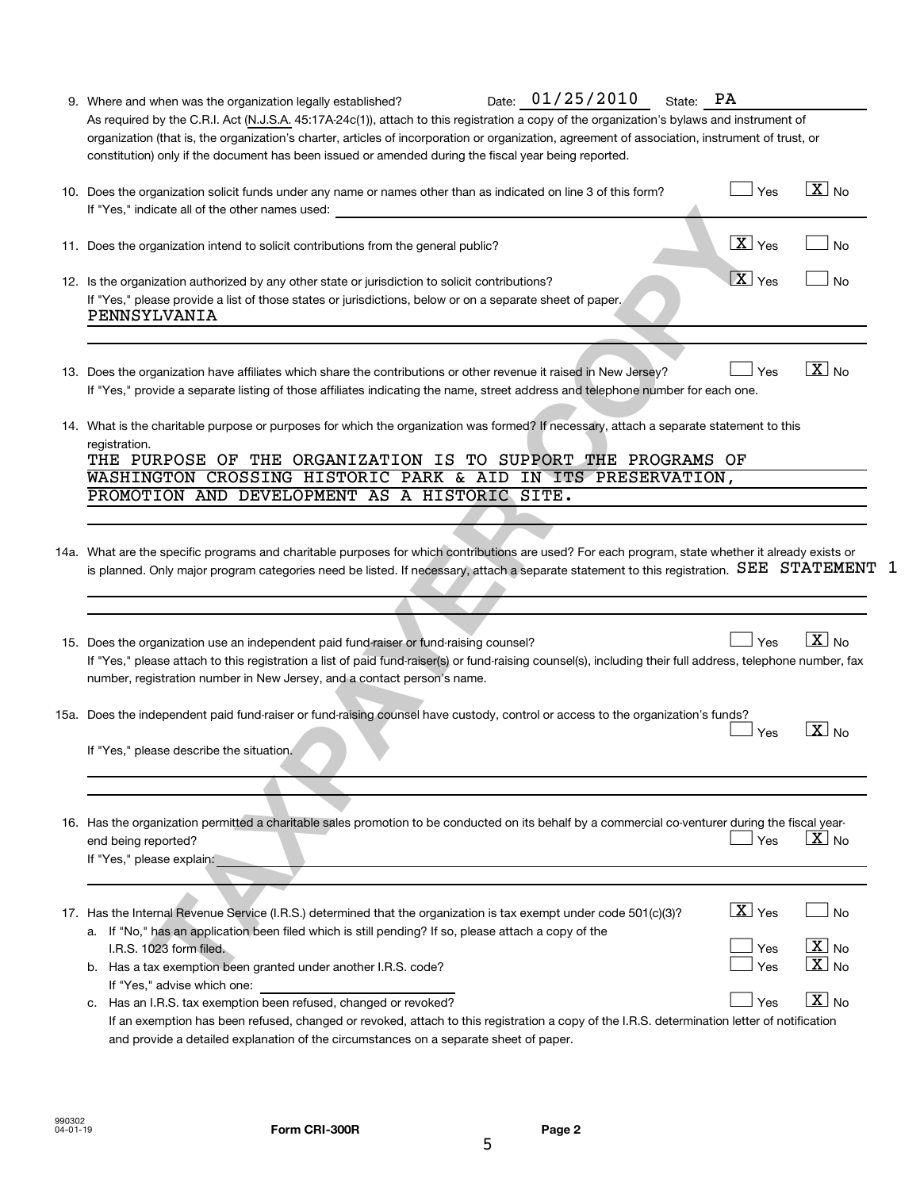9. Where and when was the organization legally established? Date: 01/25/2010 State: PA

As required by the C.R.I. Act (N.J.S.A. 45:17A-24c(1)), attach to this registration a copy of the organization's bylaws and instrument of organization (that is, the organization's charter, articles of incorporation or organization, agreement of association, instrument of trust, or constitution) only if the document has been issued or amended during the fiscal year being reported.

10. Does the organization solicit funds under any name or names other than as indicated on line 3 of this form? [ ] Yes [X] No

If "Yes," indicate all of the other names used:

11. Does the organization intend to solicit contributions from the general public? [X] Yes [ ] No

12. Is the organization authorized by any other state or jurisdiction to solicit contributions? [X] Yes [ ] No

If "Yes," please provide a list of those states or jurisdictions, below or on a separate sheet of paper.

PENNSYLVANIA

13. Does the organization have affiliates which share the contributions or other revenue it raised in New Jersey? [ ] Yes [X] No

If "Yes," provide a separate listing of those affiliates indicating the name, street address and telephone number for each one.

14. What is the charitable purpose or purposes for which the organization was formed? If necessary, attach a separate statement to this registration.

THE PURPOSE OF THE ORGANIZATION IS TO SUPPORT THE PROGRAMS OF WASHINGTON CROSSING HISTORIC PARK & AID IN ITS PRESERVATION, PROMOTION AND DEVELOPMENT AS A HISTORIC SITE.

14a. What are the specific programs and charitable purposes for which contributions are used? For each program, state whether it already exists or is planned. Only major program categories need be listed. If necessary, attach a separate statement to this registration. SEE STATEMENT 1

15. Does the organization use an independent paid fund-raiser or fund-raising counsel? [ ] Yes [X] No

If "Yes," please attach to this registration a list of paid fund-raiser(s) or fund-raising counsel(s), including their full address, telephone number, fax number, registration number in New Jersey, and a contact person's name.

15a. Does the independent paid fund-raiser or fund-raising counsel have custody, control or access to the organization's funds? [ ] Yes [X] No

If "Yes," please describe the situation.

16. Has the organization permitted a charitable sales promotion to be conducted on its behalf by a commercial co-venturer during the fiscal year-end being reported? [ ] Yes [X] No

If "Yes," please explain:

17. Has the Internal Revenue Service (I.R.S.) determined that the organization is tax exempt under code 501(c)(3)? [X] Yes [ ] No

a. If "No," has an application been filed which is still pending? If so, please attach a copy of the I.R.S. 1023 form filed. [ ] Yes [X] No

b. Has a tax exemption been granted under another I.R.S. code? [ ] Yes [X] No

If "Yes," advise which one:

c. Has an I.R.S. tax exemption been refused, changed or revoked? [ ] Yes [X] No

If an exemption has been refused, changed or revoked, attach to this registration a copy of the I.R.S. determination letter of notification and provide a detailed explanation of the circumstances on a separate sheet of paper.

990302
04-01-19

Form CRI-300R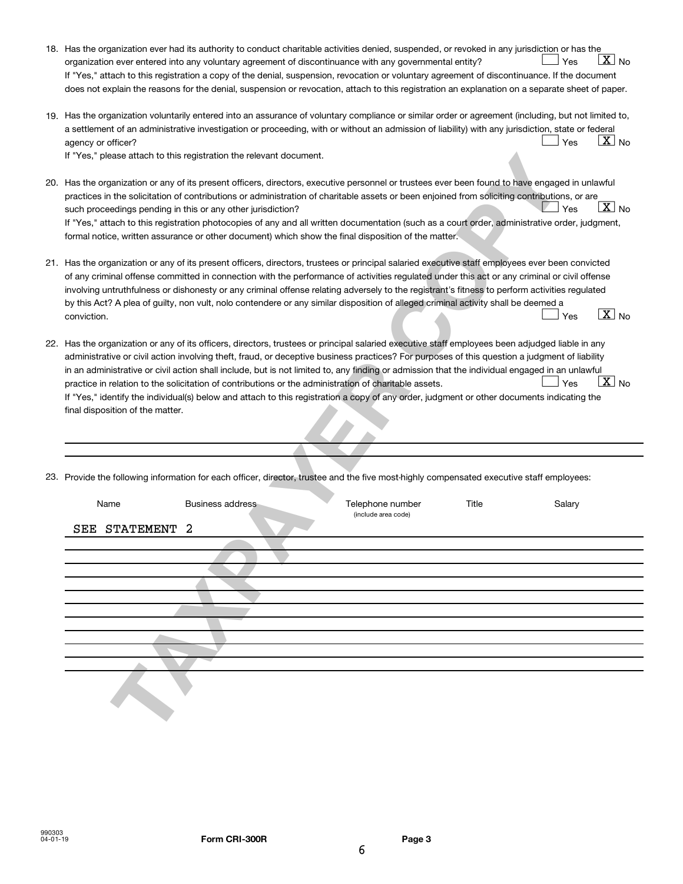18. Has the organization ever had its authority to conduct charitable activities denied, suspended, or revoked in any jurisdiction or has the organization ever entered into any voluntary agreement of discontinuance with any governmental entity? [ ] Yes [X] No

If "Yes," attach to this registration a copy of the denial, suspension, revocation or voluntary agreement of discontinuance. If the document does not explain the reasons for the denial, suspension or revocation, attach to this registration an explanation on a separate sheet of paper.

19. Has the organization voluntarily entered into an assurance of voluntary compliance or similar order or agreement (including, but not limited to, a settlement of an administrative investigation or proceeding, with or without an admission of liability) with any jurisdiction, state or federal agency or officer? [ ] Yes [X] No

If "Yes," please attach to this registration the relevant document.

20. Has the organization or any of its present officers, directors, executive personnel or trustees ever been found to have engaged in unlawful practices in the solicitation of contributions or administration of charitable assets or been enjoined from soliciting contributions, or are such proceedings pending in this or any other jurisdiction? [ ] Yes [X] No

If "Yes," attach to this registration photocopies of any and all written documentation (such as a court order, administrative order, judgment, formal notice, written assurance or other document) which show the final disposition of the matter.

21. Has the organization or any of its present officers, directors, trustees or principal salaried executive staff employees ever been convicted of any criminal offense committed in connection with the performance of activities regulated under this act or any criminal or civil offense involving untruthfulness or dishonesty or any criminal offense relating adversely to the registrant's fitness to perform activities regulated by this Act? A plea of guilty, non vult, nolo contendere or any similar disposition of alleged criminal activity shall be deemed a conviction. [ ] Yes [X] No

22. Has the organization or any of its officers, directors, trustees or principal salaried executive staff employees been adjudged liable in any administrative or civil action involving theft, fraud, or deceptive business practices? For purposes of this question a judgment of liability in an administrative or civil action shall include, but is not limited to, any finding or admission that the individual engaged in an unlawful practice in relation to the solicitation of contributions or the administration of charitable assets. [ ] Yes [X] No

If "Yes," identify the individual(s) below and attach to this registration a copy of any order, judgment or other documents indicating the final disposition of the matter.

23. Provide the following information for each officer, director, trustee and the five most-highly compensated executive staff employees:

| Name | Business address | Telephone number (include area code) | Title | Salary |
|---|---|---|---|---|
| SEE STATEMENT 2 | | | | |

990303
04-01-19

Form CRI-300R Page 3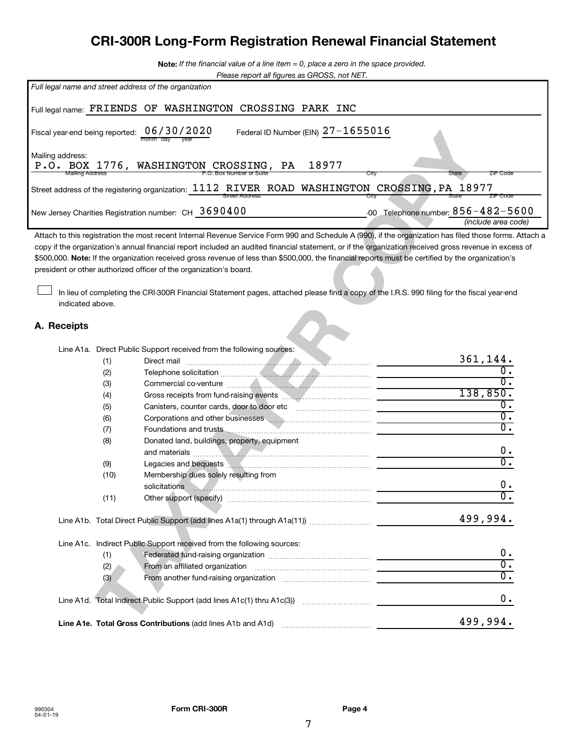# CRI-300R Long-Form Registration Renewal Financial Statement

**Note:** *If the financial value of a line item = 0, place a zero in the space provided.*
*Please report all figures as GROSS, not NET.*

*Full legal name and street address of the organization*

Full legal name: FRIENDS OF WASHINGTON CROSSING PARK INC

Fiscal year-end being reported: 06/30/2020 (month day year)    Federal ID Number (EIN) 27-1655016

Mailing address:
P.O. BOX 1776, WASHINGTON CROSSING, PA 18977
(Mailing Address / P.O. Box Number or Suite / City / State / ZIP Code)

Street address of the registering organization: 1112 RIVER ROAD WASHINGTON CROSSING,PA 18977
(Street Address / City / State / ZIP Code)

New Jersey Charities Registration number: CH 3690400 -00    Telephone number: 856-482-5600 *(include area code)*

Attach to this registration the most recent Internal Revenue Service Form 990 and Schedule A (990), if the organization has filed those forms. Attach a copy if the organization's annual financial report included an audited financial statement, or if the organization received gross revenue in excess of $500,000. **Note:** If the organization received gross revenue of less than $500,000, the financial reports must be certified by the organization's president or other authorized officer of the organization's board.

☐ In lieu of completing the CRI-300R Financial Statement pages, attached please find a copy of the I.R.S. 990 filing for the fiscal year-end indicated above.

## A. Receipts

Line A1a. Direct Public Support received from the following sources:

| | | |
|---|---|---|
| (1) | Direct mail | 361,144. |
| (2) | Telephone solicitation | 0. |
| (3) | Commercial co-venture | 0. |
| (4) | Gross receipts from fund-raising events | 138,850. |
| (5) | Canisters, counter cards, door to door etc | 0. |
| (6) | Corporations and other businesses | 0. |
| (7) | Foundations and trusts | 0. |
| (8) | Donated land, buildings, property, equipment and materials | 0. |
| (9) | Legacies and bequests | 0. |
| (10) | Membership dues solely resulting from solicitations | 0. |
| (11) | Other support (specify) | 0. |

Line A1b. Total Direct Public Support (add lines A1a(1) through A1a(11)) 499,994.

Line A1c. Indirect Public Support received from the following sources:

| | | |
|---|---|---|
| (1) | Federated fund-raising organization | 0. |
| (2) | From an affiliated organization | 0. |
| (3) | From another fund-raising organization | 0. |

Line A1d. Total Indirect Public Support (add lines A1c(1) thru A1c(3)) 0.

**Line A1e. Total Gross Contributions** (add lines A1b and A1d) 499,994.

990304
04-01-19

**Form CRI-300R** **Page 4**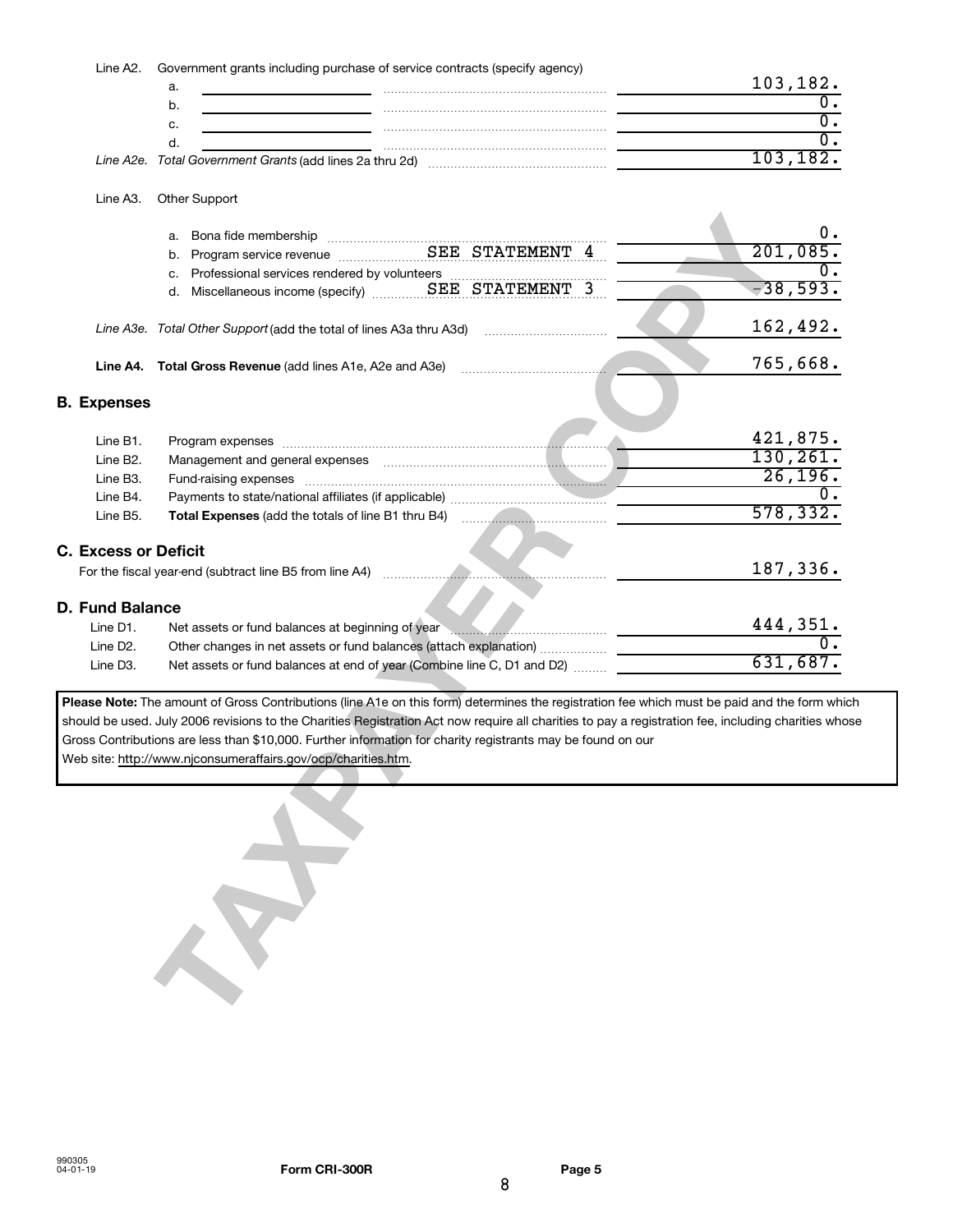| | | |
|---|---|---|
| Line A2. | Government grants including purchase of service contracts (specify agency) | |
| | a. | 103,182. |
| | b. | 0. |
| | c. | 0. |
| | d. | 0. |
| *Line A2e.* | *Total Government Grants* (add lines 2a thru 2d) | 103,182. |
| Line A3. | Other Support | |
| | a. Bona fide membership | 0. |
| | b. Program service revenue SEE STATEMENT 4 | 201,085. |
| | c. Professional services rendered by volunteers | 0. |
| | d. Miscellaneous income (specify) SEE STATEMENT 3 | -38,593. |
| *Line A3e.* | *Total Other Support* (add the total of lines A3a thru A3d) | 162,492. |
| **Line A4.** | **Total Gross Revenue** (add lines A1e, A2e and A3e) | 765,668. |

## B. Expenses

| | | |
|---|---|---|
| Line B1. | Program expenses | 421,875. |
| Line B2. | Management and general expenses | 130,261. |
| Line B3. | Fund-raising expenses | 26,196. |
| Line B4. | Payments to state/national affiliates (if applicable) | 0. |
| Line B5. | **Total Expenses** (add the totals of line B1 thru B4) | 578,332. |

## C. Excess or Deficit

| | |
|---|---|
| For the fiscal year-end (subtract line B5 from line A4) | 187,336. |

## D. Fund Balance

| | | |
|---|---|---|
| Line D1. | Net assets or fund balances at beginning of year | 444,351. |
| Line D2. | Other changes in net assets or fund balances (attach explanation) | 0. |
| Line D3. | Net assets or fund balances at end of year (Combine line C, D1 and D2) | 631,687. |

**Please Note:** The amount of Gross Contributions (line A1e on this form) determines the registration fee which must be paid and the form which should be used. July 2006 revisions to the Charities Registration Act now require all charities to pay a registration fee, including charities whose Gross Contributions are less than $10,000. Further information for charity registrants may be found on our Web site: http://www.njconsumeraffairs.gov/ocp/charities.htm.

990305
04-01-19

Form CRI-300R Page 5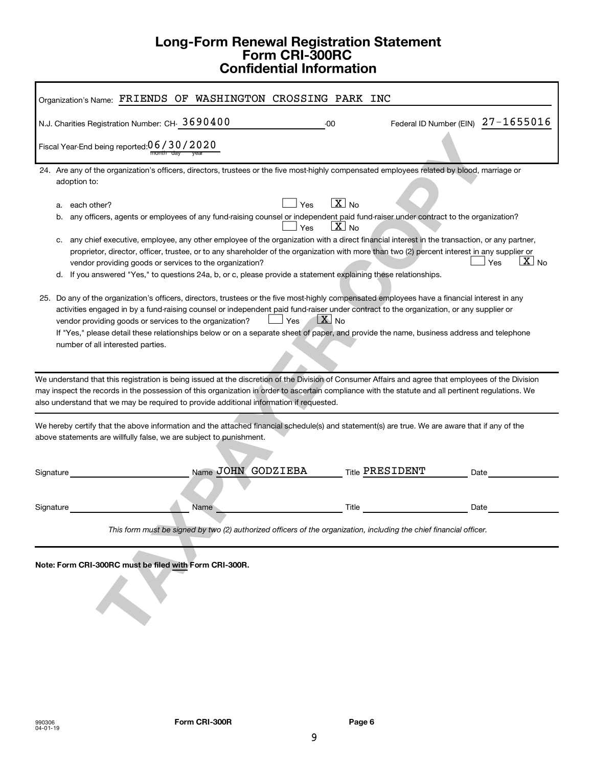# Long-Form Renewal Registration Statement
# Form CRI-300RC
# Confidential Information

Organization's Name: FRIENDS OF WASHINGTON CROSSING PARK INC

N.J. Charities Registration Number: CH- 3690400 -00 Federal ID Number (EIN) 27-1655016

Fiscal Year-End being reported: 06/30/2020 (month day year)

24. Are any of the organization's officers, directors, trustees or the five most-highly compensated employees related by blood, marriage or adoption to:

   a. each other? ☐ Yes ☒ No

   b. any officers, agents or employees of any fund-raising counsel or independent paid fund-raiser under contract to the organization? ☐ Yes ☒ No

   c. any chief executive, employee, any other employee of the organization with a direct financial interest in the transaction, or any partner, proprietor, director, officer, trustee, or to any shareholder of the organization with more than two (2) percent interest in any supplier or vendor providing goods or services to the organization? ☐ Yes ☒ No

   d. If you answered "Yes," to questions 24a, b, or c, please provide a statement explaining these relationships.

25. Do any of the organization's officers, directors, trustees or the five most-highly compensated employees have a financial interest in any activities engaged in by a fund-raising counsel or independent paid fund-raiser under contract to the organization, or any supplier or vendor providing goods or services to the organization? ☐ Yes ☒ No

   If "Yes," please detail these relationships below or on a separate sheet of paper, and provide the name, business address and telephone number of all interested parties.

We understand that this registration is being issued at the discretion of the Division of Consumer Affairs and agree that employees of the Division may inspect the records in the possession of this organization in order to ascertain compliance with the statute and all pertinent regulations. We also understand that we may be required to provide additional information if requested.

We hereby certify that the above information and the attached financial schedule(s) and statement(s) are true. We are aware that if any of the above statements are willfully false, we are subject to punishment.

Signature \_\_\_\_\_\_\_\_\_\_ Name JOHN GODZIEBA Title PRESIDENT Date \_\_\_\_\_\_\_\_\_\_

Signature \_\_\_\_\_\_\_\_\_\_ Name \_\_\_\_\_\_\_\_\_\_ Title \_\_\_\_\_\_\_\_\_\_ Date \_\_\_\_\_\_\_\_\_\_

*This form must be signed by two (2) authorized officers of the organization, including the chief financial officer.*

**Note: Form CRI-300RC must be filed with Form CRI-300R.**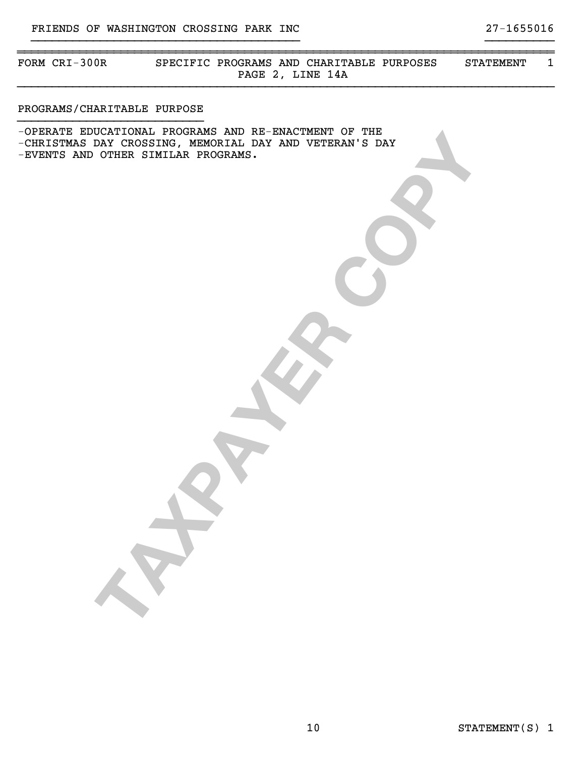FRIENDS OF WASHINGTON CROSSING PARK INC 27-1655016

FORM CRI-300R SPECIFIC PROGRAMS AND CHARITABLE PURPOSES STATEMENT 1
PAGE 2, LINE 14A

PROGRAMS/CHARITABLE PURPOSE

-OPERATE EDUCATIONAL PROGRAMS AND RE-ENACTMENT OF THE
-CHRISTMAS DAY CROSSING, MEMORIAL DAY AND VETERAN'S DAY
-EVENTS AND OTHER SIMILAR PROGRAMS.

STATEMENT(S) 1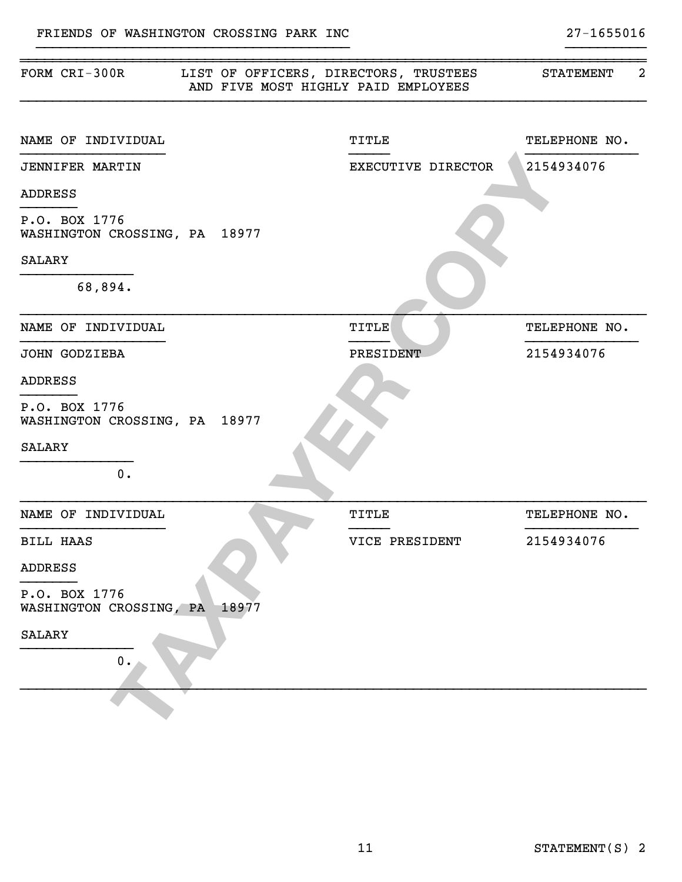FRIENDS OF WASHINGTON CROSSING PARK INC — 27-1655016

## FORM CRI-300R — LIST OF OFFICERS, DIRECTORS, TRUSTEES AND FIVE MOST HIGHLY PAID EMPLOYEES — STATEMENT 2

| NAME OF INDIVIDUAL | TITLE | TELEPHONE NO. |
|---|---|---|
| JENNIFER MARTIN | EXECUTIVE DIRECTOR | 2154934076 |

ADDRESS

P.O. BOX 1776
WASHINGTON CROSSING, PA 18977

SALARY

68,894.

| NAME OF INDIVIDUAL | TITLE | TELEPHONE NO. |
|---|---|---|
| JOHN GODZIEBA | PRESIDENT | 2154934076 |

ADDRESS

P.O. BOX 1776
WASHINGTON CROSSING, PA 18977

SALARY

0.

| NAME OF INDIVIDUAL | TITLE | TELEPHONE NO. |
|---|---|---|
| BILL HAAS | VICE PRESIDENT | 2154934076 |

ADDRESS

P.O. BOX 1776
WASHINGTON CROSSING, PA 18977

SALARY

0.

TAXPAYER COPY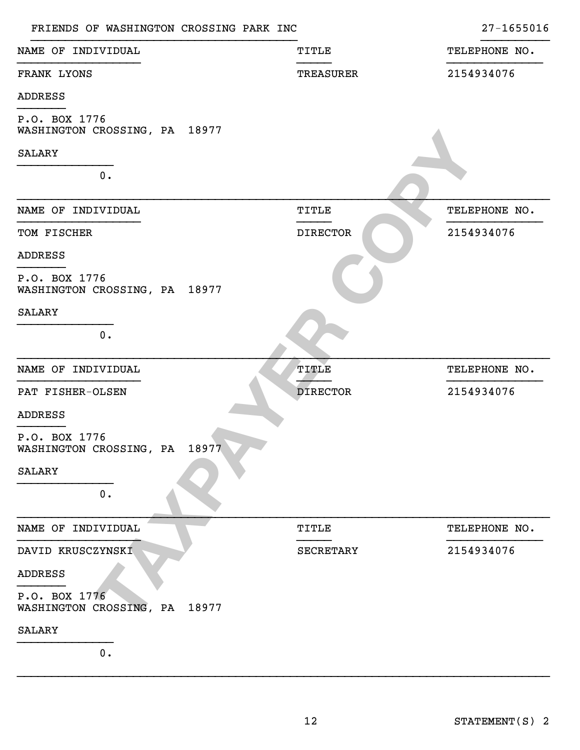FRIENDS OF WASHINGTON CROSSING PARK INC 27-1655016

| NAME OF INDIVIDUAL | TITLE | TELEPHONE NO. |
|---|---|---|
| FRANK LYONS | TREASURER | 2154934076 |

ADDRESS

P.O. BOX 1776
WASHINGTON CROSSING, PA 18977

SALARY

0.

| NAME OF INDIVIDUAL | TITLE | TELEPHONE NO. |
|---|---|---|
| TOM FISCHER | DIRECTOR | 2154934076 |

ADDRESS

P.O. BOX 1776
WASHINGTON CROSSING, PA 18977

SALARY

0.

| NAME OF INDIVIDUAL | TITLE | TELEPHONE NO. |
|---|---|---|
| PAT FISHER-OLSEN | DIRECTOR | 2154934076 |

ADDRESS

P.O. BOX 1776
WASHINGTON CROSSING, PA 18977

SALARY

0.

| NAME OF INDIVIDUAL | TITLE | TELEPHONE NO. |
|---|---|---|
| DAVID KRUSCZYNSKI | SECRETARY | 2154934076 |

ADDRESS

P.O. BOX 1776
WASHINGTON CROSSING, PA 18977

SALARY

0.

STATEMENT(S) 2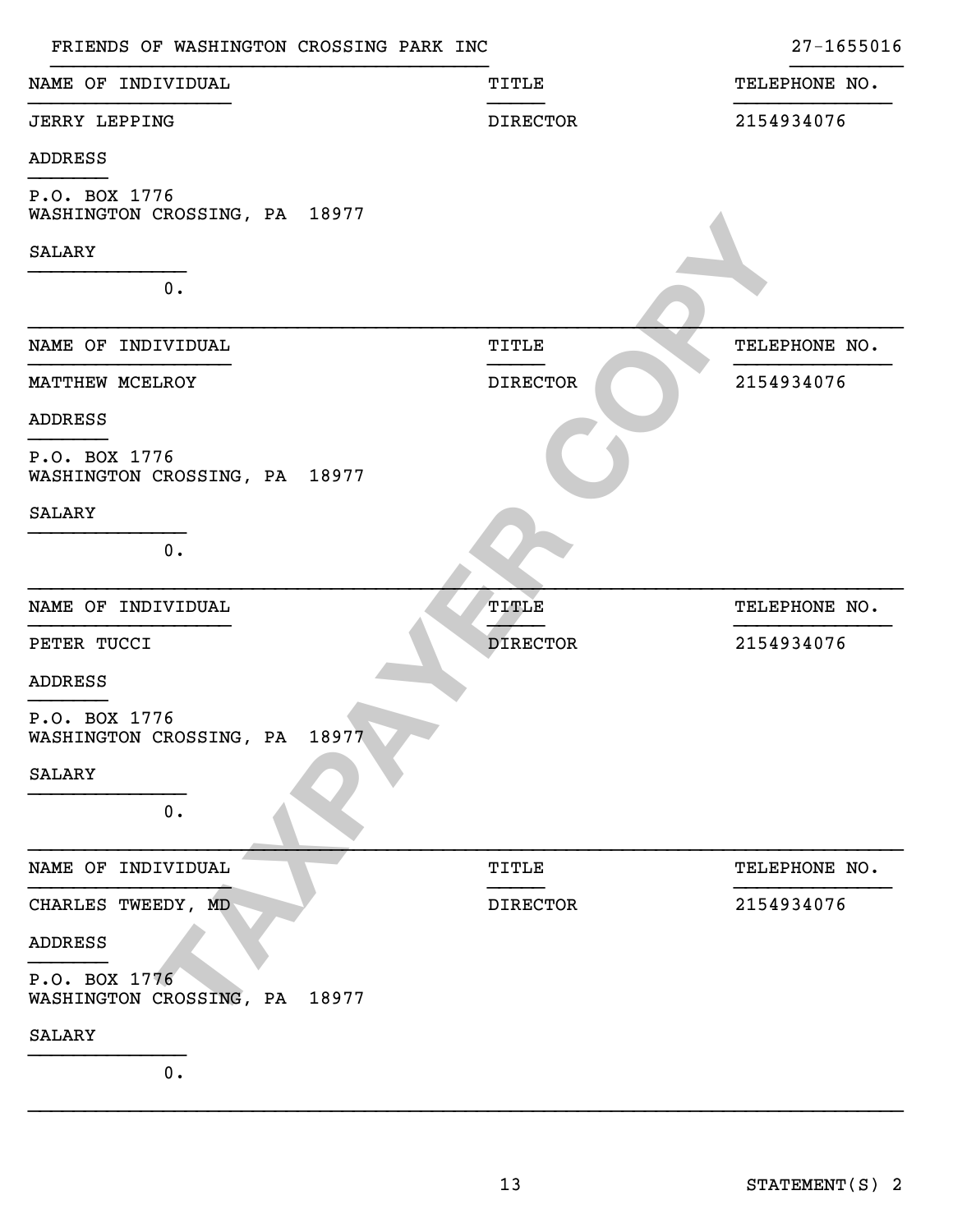FRIENDS OF WASHINGTON CROSSING PARK INC 27-1655016

| NAME OF INDIVIDUAL | TITLE | TELEPHONE NO. |
|---|---|---|
| JERRY LEPPING | DIRECTOR | 2154934076 |

ADDRESS

P.O. BOX 1776
WASHINGTON CROSSING, PA 18977

SALARY

0.

---

| NAME OF INDIVIDUAL | TITLE | TELEPHONE NO. |
|---|---|---|
| MATTHEW MCELROY | DIRECTOR | 2154934076 |

ADDRESS

P.O. BOX 1776
WASHINGTON CROSSING, PA 18977

SALARY

0.

---

| NAME OF INDIVIDUAL | TITLE | TELEPHONE NO. |
|---|---|---|
| PETER TUCCI | DIRECTOR | 2154934076 |

ADDRESS

P.O. BOX 1776
WASHINGTON CROSSING, PA 18977

SALARY

0.

---

| NAME OF INDIVIDUAL | TITLE | TELEPHONE NO. |
|---|---|---|
| CHARLES TWEEDY, MD | DIRECTOR | 2154934076 |

ADDRESS

P.O. BOX 1776
WASHINGTON CROSSING, PA 18977

SALARY

0.

---

STATEMENT(S) 2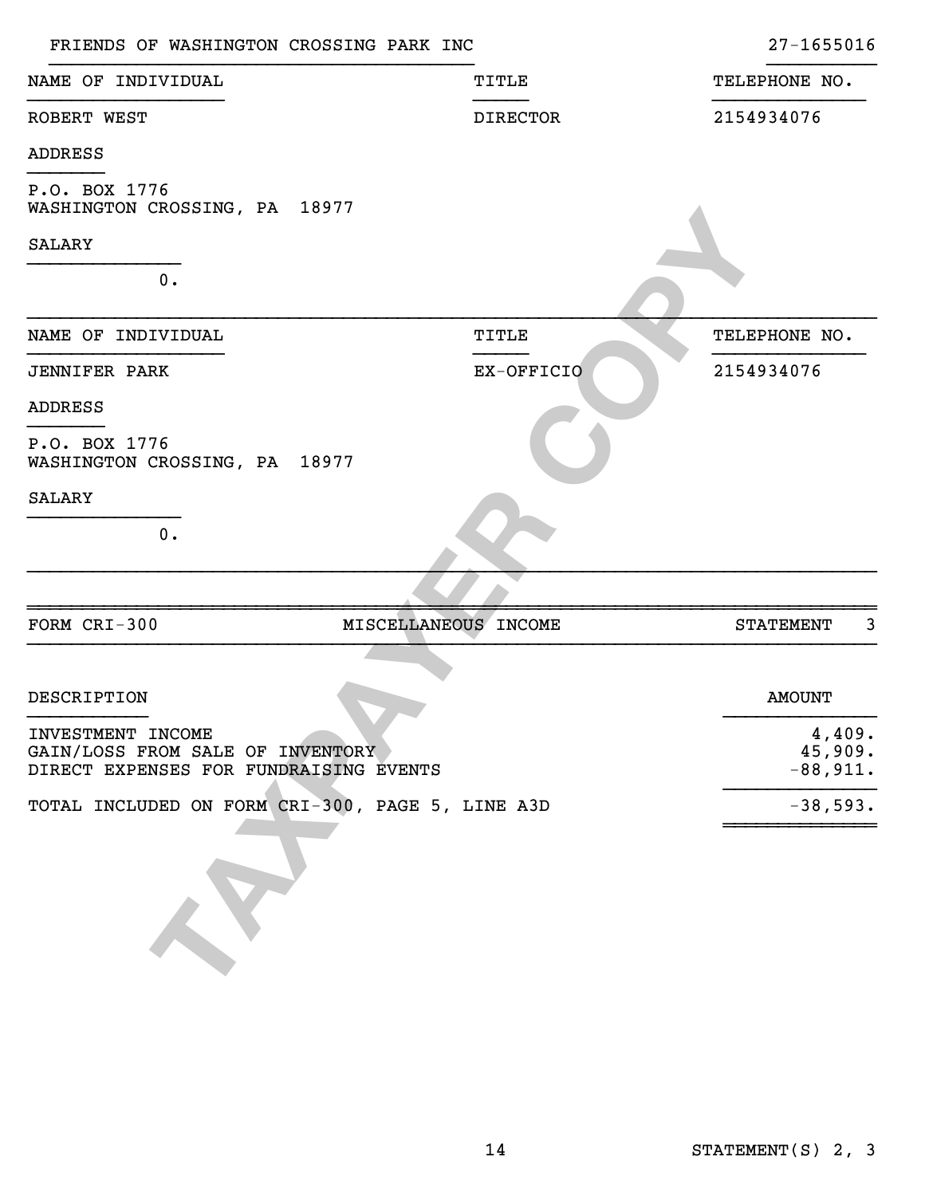FRIENDS OF WASHINGTON CROSSING PARK INC 27-1655016

| NAME OF INDIVIDUAL | TITLE | TELEPHONE NO. |
|---|---|---|
| ROBERT WEST | DIRECTOR | 2154934076 |

ADDRESS

P.O. BOX 1776
WASHINGTON CROSSING, PA 18977

SALARY

0.

| NAME OF INDIVIDUAL | TITLE | TELEPHONE NO. |
|---|---|---|
| JENNIFER PARK | EX-OFFICIO | 2154934076 |

ADDRESS

P.O. BOX 1776
WASHINGTON CROSSING, PA 18977

SALARY

0.

| FORM CRI-300 | MISCELLANEOUS INCOME | STATEMENT 3 |
|---|---|---|

| DESCRIPTION | AMOUNT |
|---|---|
| INVESTMENT INCOME | 4,409. |
| GAIN/LOSS FROM SALE OF INVENTORY | 45,909. |
| DIRECT EXPENSES FOR FUNDRAISING EVENTS | -88,911. |
| TOTAL INCLUDED ON FORM CRI-300, PAGE 5, LINE A3D | -38,593. |

STATEMENT(S) 2, 3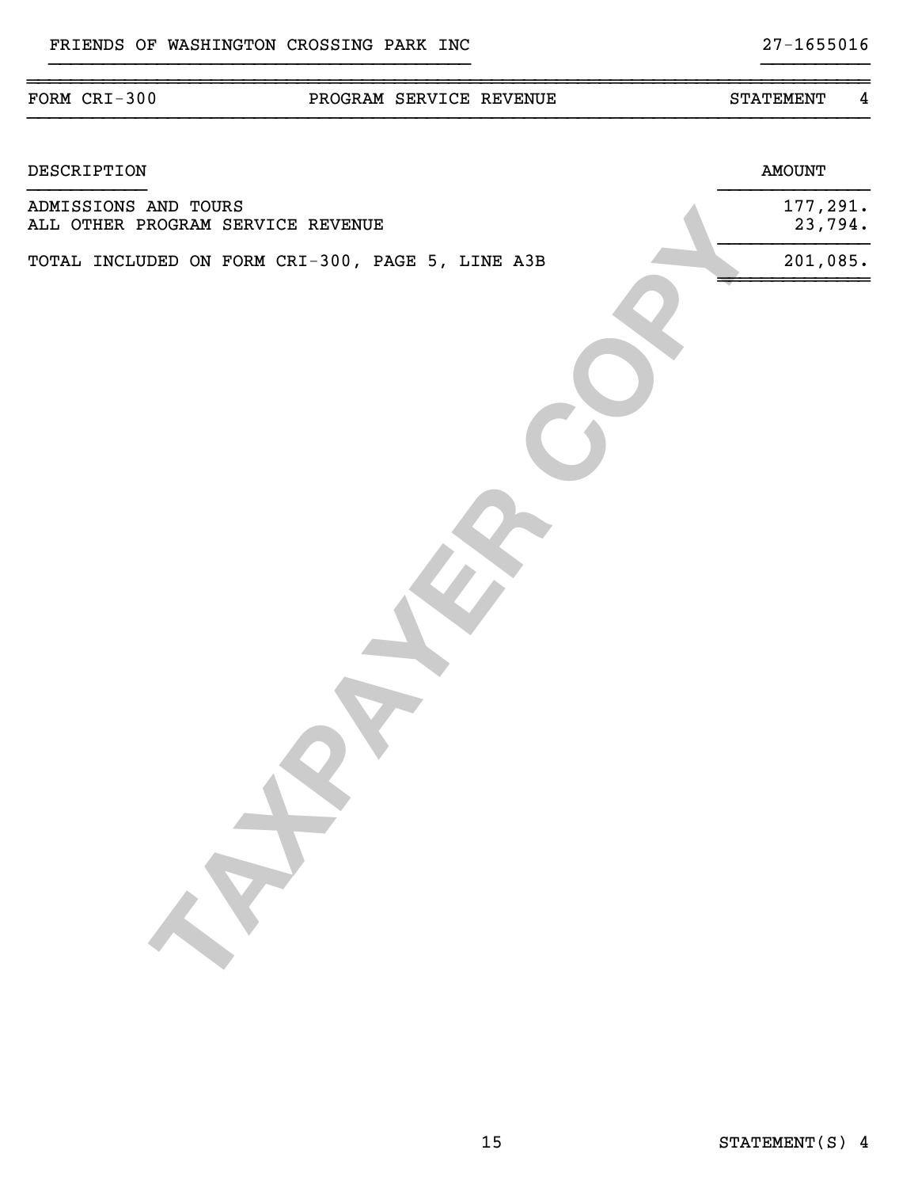FRIENDS OF WASHINGTON CROSSING PARK INC 27-1655016

| FORM CRI-300 | PROGRAM SERVICE REVENUE | STATEMENT 4 |
|---|---|---|

| DESCRIPTION | AMOUNT |
|---|---|
| ADMISSIONS AND TOURS | 177,291. |
| ALL OTHER PROGRAM SERVICE REVENUE | 23,794. |
| TOTAL INCLUDED ON FORM CRI-300, PAGE 5, LINE A3B | 201,085. |

STATEMENT(S) 4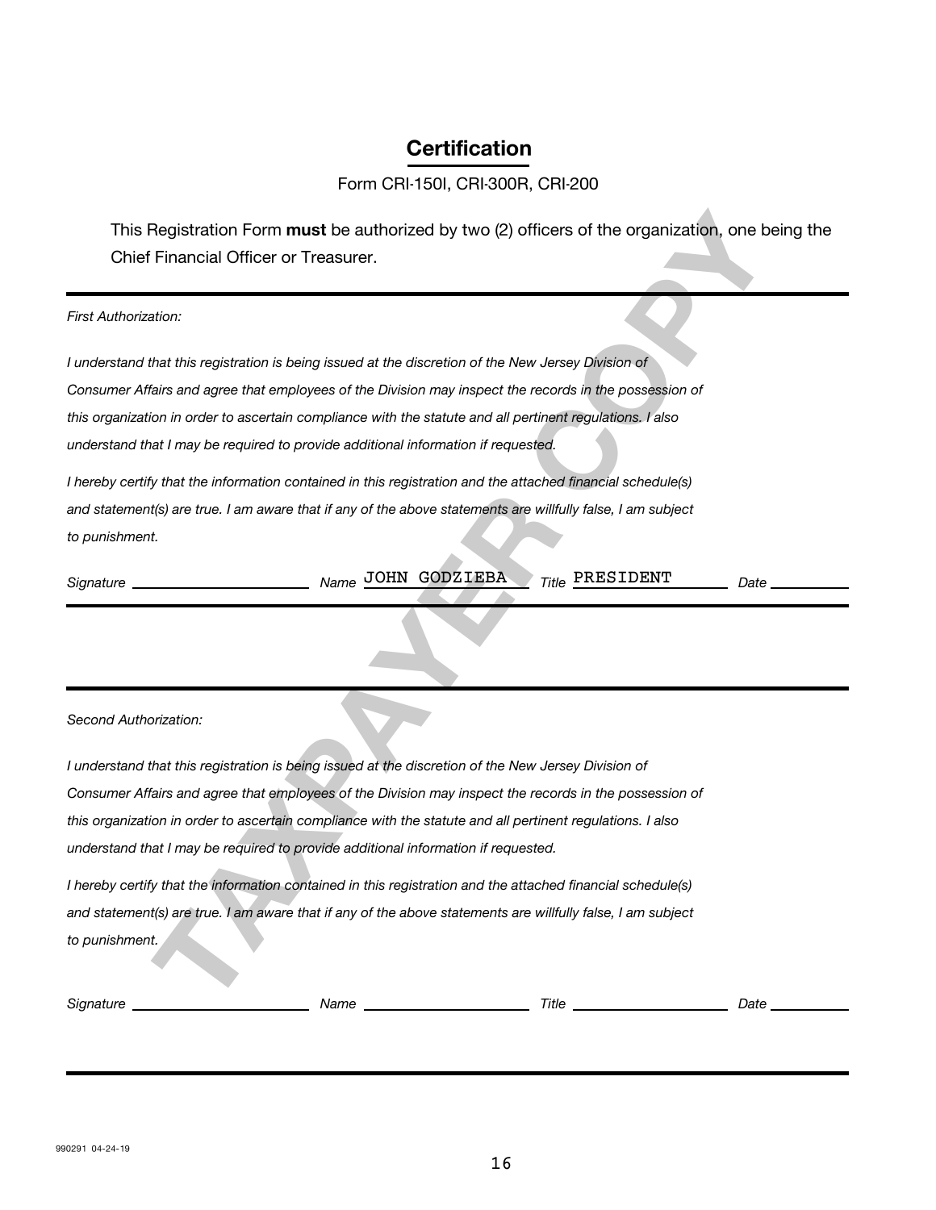## Certification

Form CRI-150I, CRI-300R, CRI-200

This Registration Form **must** be authorized by two (2) officers of the organization, one being the Chief Financial Officer or Treasurer.

---

*First Authorization:*

*I understand that this registration is being issued at the discretion of the New Jersey Division of Consumer Affairs and agree that employees of the Division may inspect the records in the possession of this organization in order to ascertain compliance with the statute and all pertinent regulations. I also understand that I may be required to provide additional information if requested.*

*I hereby certify that the information contained in this registration and the attached financial schedule(s) and statement(s) are true. I am aware that if any of the above statements are willfully false, I am subject to punishment.*

*Signature* ______________________ *Name* JOHN GODZIEBA *Title* PRESIDENT *Date* __________

---

---

*Second Authorization:*

*I understand that this registration is being issued at the discretion of the New Jersey Division of Consumer Affairs and agree that employees of the Division may inspect the records in the possession of this organization in order to ascertain compliance with the statute and all pertinent regulations. I also understand that I may be required to provide additional information if requested.*

*I hereby certify that the information contained in this registration and the attached financial schedule(s) and statement(s) are true. I am aware that if any of the above statements are willfully false, I am subject to punishment.*

*Signature* ______________________ *Name* ______________________ *Title* ____________________ *Date* __________

---

TAXPAYER COPY

990291 04-24-19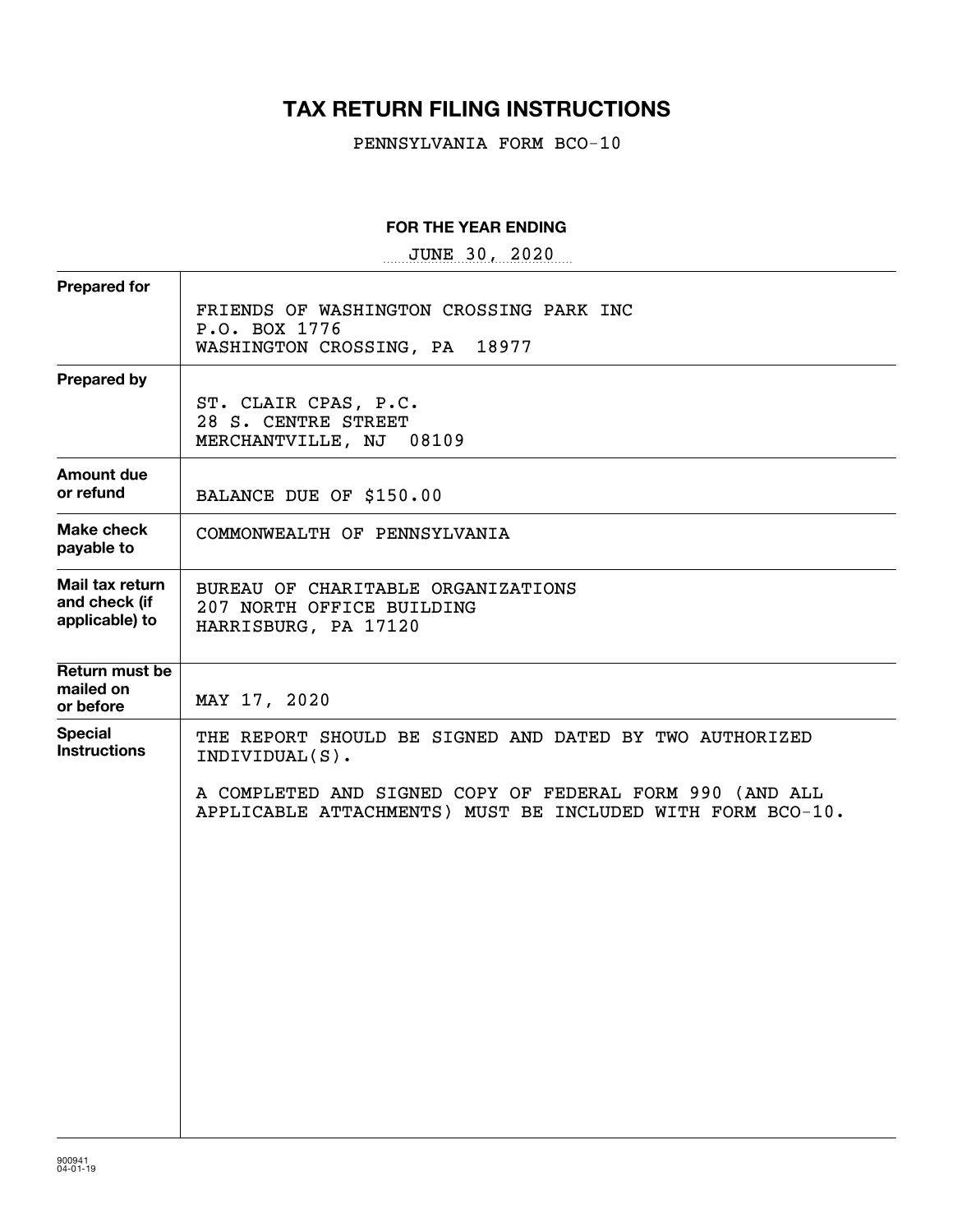# TAX RETURN FILING INSTRUCTIONS

PENNSYLVANIA FORM BCO-10

**FOR THE YEAR ENDING**

JUNE 30, 2020

| | |
|---|---|
| **Prepared for** | FRIENDS OF WASHINGTON CROSSING PARK INC<br>P.O. BOX 1776<br>WASHINGTON CROSSING, PA 18977 |
| **Prepared by** | ST. CLAIR CPAS, P.C.<br>28 S. CENTRE STREET<br>MERCHANTVILLE, NJ 08109 |
| **Amount due or refund** | BALANCE DUE OF $150.00 |
| **Make check payable to** | COMMONWEALTH OF PENNSYLVANIA |
| **Mail tax return and check (if applicable) to** | BUREAU OF CHARITABLE ORGANIZATIONS<br>207 NORTH OFFICE BUILDING<br>HARRISBURG, PA 17120 |
| **Return must be mailed on or before** | MAY 17, 2020 |
| **Special Instructions** | THE REPORT SHOULD BE SIGNED AND DATED BY TWO AUTHORIZED INDIVIDUAL(S).<br><br>A COMPLETED AND SIGNED COPY OF FEDERAL FORM 990 (AND ALL APPLICABLE ATTACHMENTS) MUST BE INCLUDED WITH FORM BCO-10. |

900941
04-01-19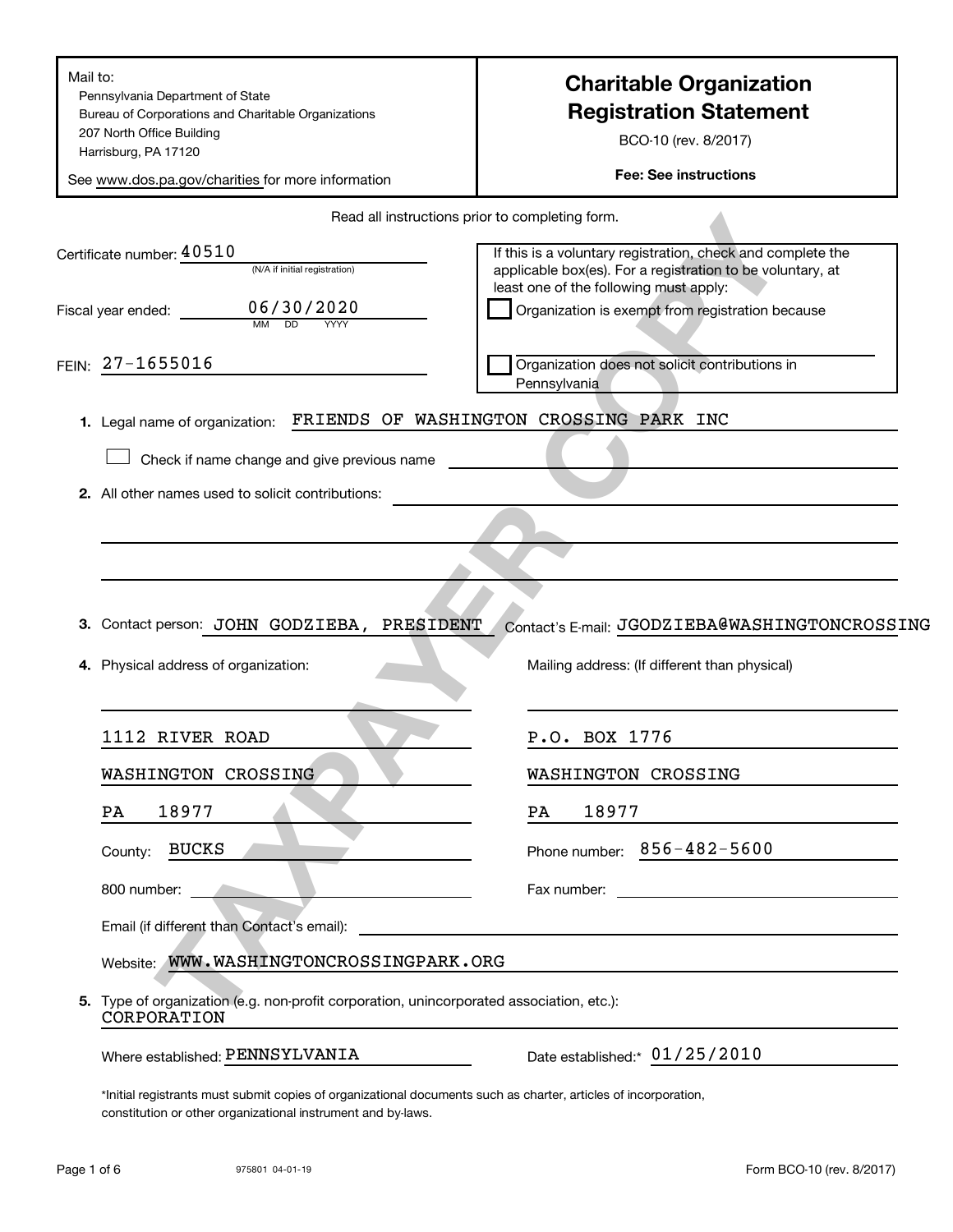Mail to:
Pennsylvania Department of State
Bureau of Corporations and Charitable Organizations
207 North Office Building
Harrisburg, PA 17120

See www.dos.pa.gov/charities for more information

# Charitable Organization Registration Statement

BCO-10 (rev. 8/2017)

**Fee: See instructions**

Read all instructions prior to completing form.

Certificate number: 40510
(N/A if initial registration)

Fiscal year ended: 06/30/2020
MM DD YYYY

FEIN: 27-1655016

If this is a voluntary registration, check and complete the applicable box(es). For a registration to be voluntary, at least one of the following must apply:

☐ Organization is exempt from registration because

☐ Organization does not solicit contributions in Pennsylvania

**1.** Legal name of organization: FRIENDS OF WASHINGTON CROSSING PARK INC

☐ Check if name change and give previous name

**2.** All other names used to solicit contributions:

**3.** Contact person: JOHN GODZIEBA, PRESIDENT Contact's E-mail: JGODZIEBA@WASHINGTONCROSSING

**4.** Physical address of organization:

1112 RIVER ROAD
WASHINGTON CROSSING
PA 18977

County: BUCKS

800 number:

Mailing address: (If different than physical)

P.O. BOX 1776
WASHINGTON CROSSING
PA 18977

Phone number: 856-482-5600

Fax number:

Email (if different than Contact's email):

Website: WWW.WASHINGTONCROSSINGPARK.ORG

**5.** Type of organization (e.g. non-profit corporation, unincorporated association, etc.):
CORPORATION

Where established: PENNSYLVANIA

Date established:* 01/25/2010

*Initial registrants must submit copies of organizational documents such as charter, articles of incorporation, constitution or other organizational instrument and by-laws.

975801 04-01-19

Form BCO-10 (rev. 8/2017)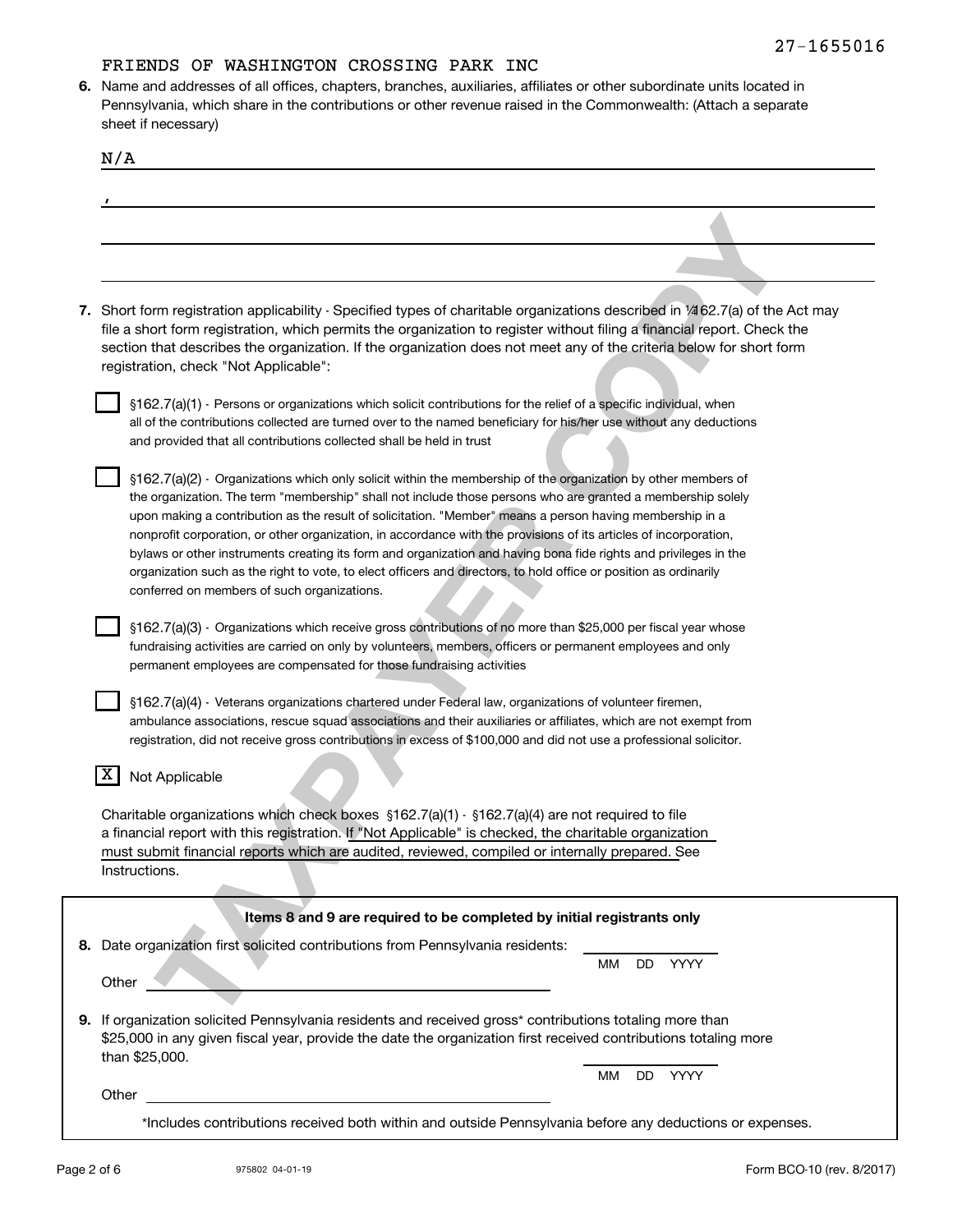27-1655016

FRIENDS OF WASHINGTON CROSSING PARK INC

**6.** Name and addresses of all offices, chapters, branches, auxiliaries, affiliates or other subordinate units located in Pennsylvania, which share in the contributions or other revenue raised in the Commonwealth: (Attach a separate sheet if necessary)

N/A

,

**7.** Short form registration applicability - Specified types of charitable organizations described in ¼162.7(a) of the Act may file a short form registration, which permits the organization to register without filing a financial report. Check the section that describes the organization. If the organization does not meet any of the criteria below for short form registration, check "Not Applicable":

☐ §162.7(a)(1) - Persons or organizations which solicit contributions for the relief of a specific individual, when all of the contributions collected are turned over to the named beneficiary for his/her use without any deductions and provided that all contributions collected shall be held in trust

☐ §162.7(a)(2) - Organizations which only solicit within the membership of the organization by other members of the organization. The term "membership" shall not include those persons who are granted a membership solely upon making a contribution as the result of solicitation. "Member" means a person having membership in a nonprofit corporation, or other organization, in accordance with the provisions of its articles of incorporation, bylaws or other instruments creating its form and organization and having bona fide rights and privileges in the organization such as the right to vote, to elect officers and directors, to hold office or position as ordinarily conferred on members of such organizations.

☐ §162.7(a)(3) - Organizations which receive gross contributions of no more than $25,000 per fiscal year whose fundraising activities are carried on only by volunteers, members, officers or permanent employees and only permanent employees are compensated for those fundraising activities

☐ §162.7(a)(4) - Veterans organizations chartered under Federal law, organizations of volunteer firemen, ambulance associations, rescue squad associations and their auxiliaries or affiliates, which are not exempt from registration, did not receive gross contributions in excess of $100,000 and did not use a professional solicitor.

☒ Not Applicable

Charitable organizations which check boxes §162.7(a)(1) - §162.7(a)(4) are not required to file a financial report with this registration. If "Not Applicable" is checked, the charitable organization must submit financial reports which are audited, reviewed, compiled or internally prepared. See Instructions.

**Items 8 and 9 are required to be completed by initial registrants only**

**8.** Date organization first solicited contributions from Pennsylvania residents: ________ MM DD YYYY

Other ________

**9.** If organization solicited Pennsylvania residents and received gross* contributions totaling more than $25,000 in any given fiscal year, provide the date the organization first received contributions totaling more than $25,000. ________ MM DD YYYY

Other ________

*Includes contributions received both within and outside Pennsylvania before any deductions or expenses.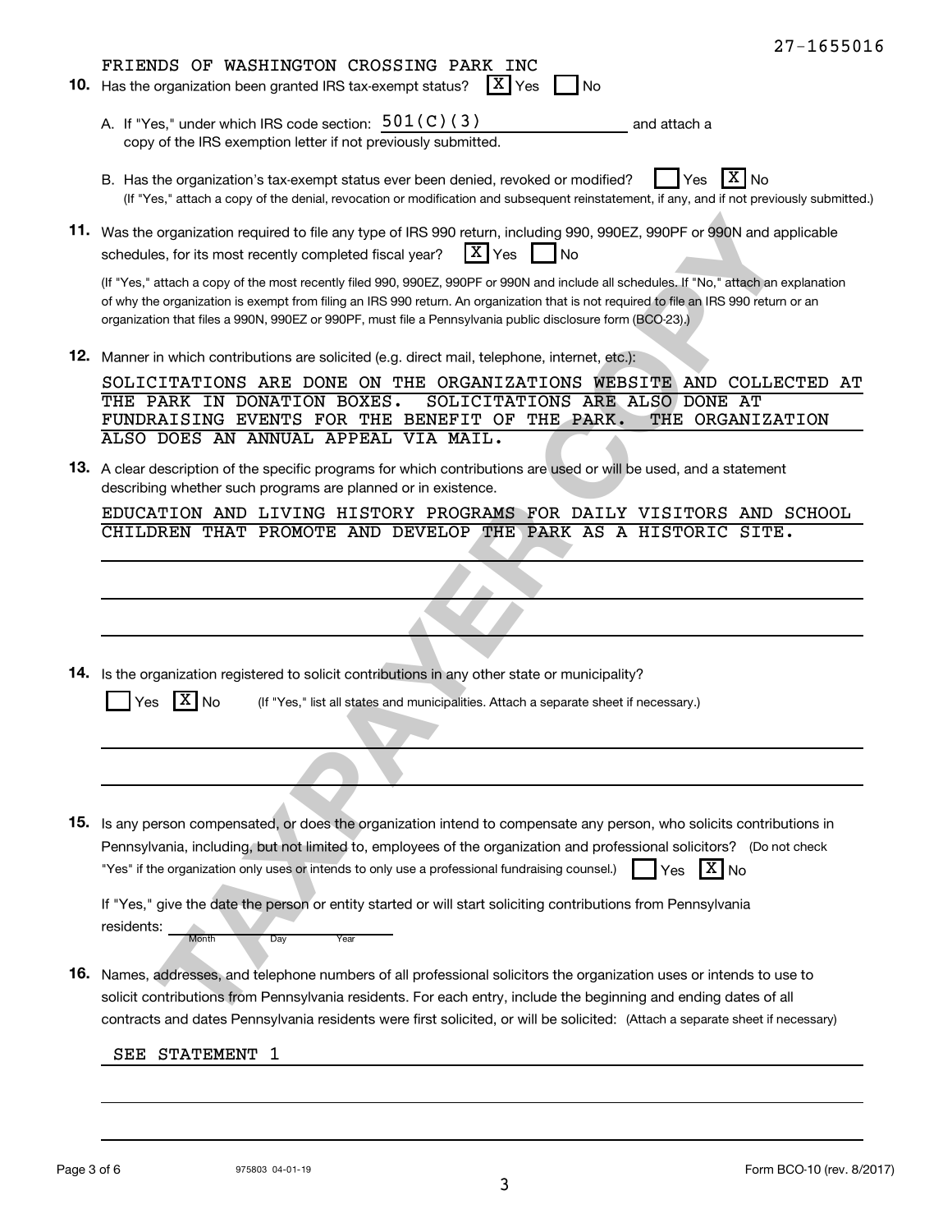27-1655016

FRIENDS OF WASHINGTON CROSSING PARK INC

**10.** Has the organization been granted IRS tax-exempt status? [X] Yes [ ] No

A. If "Yes," under which IRS code section: 501(C)(3) and attach a copy of the IRS exemption letter if not previously submitted.

B. Has the organization's tax-exempt status ever been denied, revoked or modified? [ ] Yes [X] No
(If "Yes," attach a copy of the denial, revocation or modification and subsequent reinstatement, if any, and if not previously submitted.)

**11.** Was the organization required to file any type of IRS 990 return, including 990, 990EZ, 990PF or 990N and applicable schedules, for its most recently completed fiscal year? [X] Yes [ ] No

(If "Yes," attach a copy of the most recently filed 990, 990EZ, 990PF or 990N and include all schedules. If "No," attach an explanation of why the organization is exempt from filing an IRS 990 return. An organization that is not required to file an IRS 990 return or an organization that files a 990N, 990EZ or 990PF, must file a Pennsylvania public disclosure form (BCO-23).)

**12.** Manner in which contributions are solicited (e.g. direct mail, telephone, internet, etc.):

SOLICITATIONS ARE DONE ON THE ORGANIZATIONS WEBSITE AND COLLECTED AT THE PARK IN DONATION BOXES. SOLICITATIONS ARE ALSO DONE AT FUNDRAISING EVENTS FOR THE BENEFIT OF THE PARK. THE ORGANIZATION ALSO DOES AN ANNUAL APPEAL VIA MAIL.

**13.** A clear description of the specific programs for which contributions are used or will be used, and a statement describing whether such programs are planned or in existence.

EDUCATION AND LIVING HISTORY PROGRAMS FOR DAILY VISITORS AND SCHOOL CHILDREN THAT PROMOTE AND DEVELOP THE PARK AS A HISTORIC SITE.

**14.** Is the organization registered to solicit contributions in any other state or municipality?

[ ] Yes [X] No (If "Yes," list all states and municipalities. Attach a separate sheet if necessary.)

**15.** Is any person compensated, or does the organization intend to compensate any person, who solicits contributions in Pennsylvania, including, but not limited to, employees of the organization and professional solicitors? (Do not check "Yes" if the organization only uses or intends to only use a professional fundraising counsel.) [ ] Yes [X] No

If "Yes," give the date the person or entity started or will start soliciting contributions from Pennsylvania residents: ______ (Month Day Year)

**16.** Names, addresses, and telephone numbers of all professional solicitors the organization uses or intends to use to solicit contributions from Pennsylvania residents. For each entry, include the beginning and ending dates of all contracts and dates Pennsylvania residents were first solicited, or will be solicited: (Attach a separate sheet if necessary)

SEE STATEMENT 1

975803 04-01-19

Form BCO-10 (rev. 8/2017)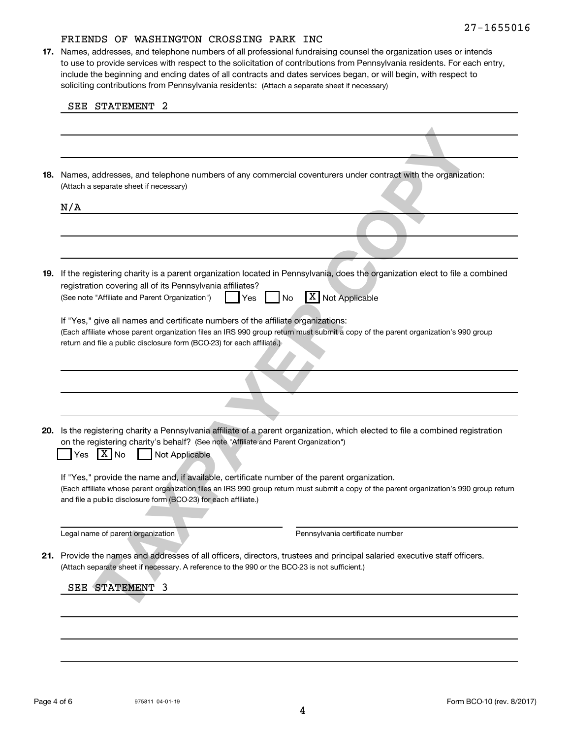FRIENDS OF WASHINGTON CROSSING PARK INC

27-1655016

**17.** Names, addresses, and telephone numbers of all professional fundraising counsel the organization uses or intends to use to provide services with respect to the solicitation of contributions from Pennsylvania residents. For each entry, include the beginning and ending dates of all contracts and dates services began, or will begin, with respect to soliciting contributions from Pennsylvania residents: (Attach a separate sheet if necessary)

SEE STATEMENT 2

**18.** Names, addresses, and telephone numbers of any commercial coventurers under contract with the organization: (Attach a separate sheet if necessary)

N/A

**19.** If the registering charity is a parent organization located in Pennsylvania, does the organization elect to file a combined registration covering all of its Pennsylvania affiliates?
(See note "Affiliate and Parent Organization") ☐ Yes ☐ No ☒ Not Applicable

If "Yes," give all names and certificate numbers of the affiliate organizations:
(Each affiliate whose parent organization files an IRS 990 group return must submit a copy of the parent organization's 990 group return and file a public disclosure form (BCO-23) for each affiliate.)

**20.** Is the registering charity a Pennsylvania affiliate of a parent organization, which elected to file a combined registration on the registering charity's behalf? (See note "Affiliate and Parent Organization")
☐ Yes ☒ No ☐ Not Applicable

If "Yes," provide the name and, if available, certificate number of the parent organization.
(Each affiliate whose parent organization files an IRS 990 group return must submit a copy of the parent organization's 990 group return and file a public disclosure form (BCO-23) for each affiliate.)

Legal name of parent organization &nbsp;&nbsp;&nbsp;&nbsp; Pennsylvania certificate number

**21.** Provide the names and addresses of all officers, directors, trustees and principal salaried executive staff officers.
(Attach separate sheet if necessary. A reference to the 990 or the BCO-23 is not sufficient.)

SEE STATEMENT 3

975811 04-01-19

Form BCO-10 (rev. 8/2017)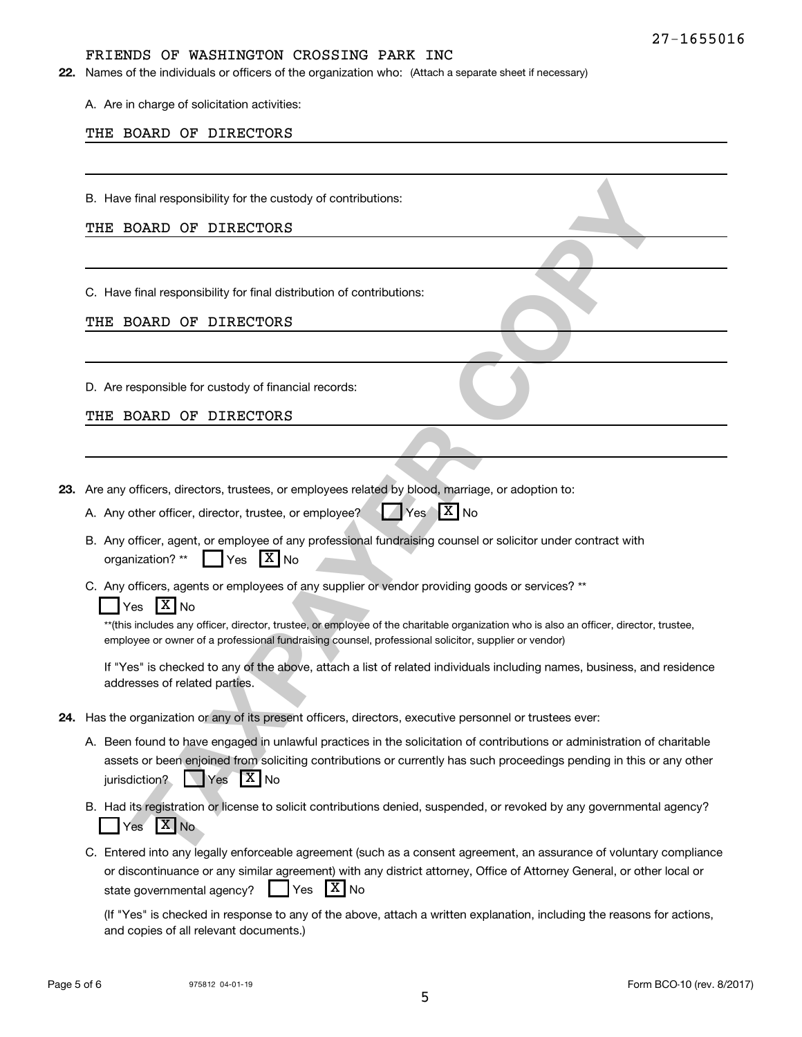FRIENDS OF WASHINGTON CROSSING PARK INC

27-1655016

**22.** Names of the individuals or officers of the organization who: (Attach a separate sheet if necessary)

A. Are in charge of solicitation activities:

THE BOARD OF DIRECTORS

B. Have final responsibility for the custody of contributions:

THE BOARD OF DIRECTORS

C. Have final responsibility for final distribution of contributions:

THE BOARD OF DIRECTORS

D. Are responsible for custody of financial records:

THE BOARD OF DIRECTORS

**23.** Are any officers, directors, trustees, or employees related by blood, marriage, or adoption to:

A. Any other officer, director, trustee, or employee? [ ] Yes [X] No

B. Any officer, agent, or employee of any professional fundraising counsel or solicitor under contract with organization? ** [ ] Yes [X] No

C. Any officers, agents or employees of any supplier or vendor providing goods or services? **
[ ] Yes [X] No

**(this includes any officer, director, trustee, or employee of the charitable organization who is also an officer, director, trustee, employee or owner of a professional fundraising counsel, professional solicitor, supplier or vendor)

If "Yes" is checked to any of the above, attach a list of related individuals including names, business, and residence addresses of related parties.

**24.** Has the organization or any of its present officers, directors, executive personnel or trustees ever:

A. Been found to have engaged in unlawful practices in the solicitation of contributions or administration of charitable assets or been enjoined from soliciting contributions or currently has such proceedings pending in this or any other jurisdiction? [ ] Yes [X] No

B. Had its registration or license to solicit contributions denied, suspended, or revoked by any governmental agency?
[ ] Yes [X] No

C. Entered into any legally enforceable agreement (such as a consent agreement, an assurance of voluntary compliance or discontinuance or any similar agreement) with any district attorney, Office of Attorney General, or other local or state governmental agency? [ ] Yes [X] No

(If "Yes" is checked in response to any of the above, attach a written explanation, including the reasons for actions, and copies of all relevant documents.)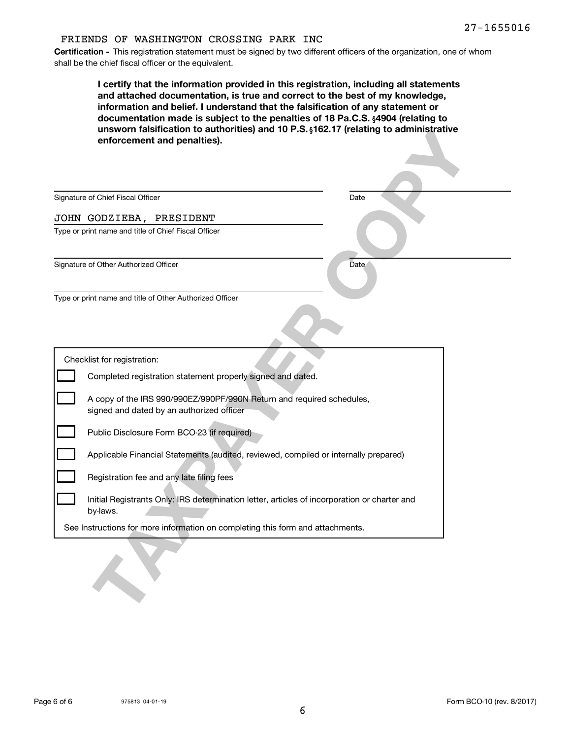27-1655016

FRIENDS OF WASHINGTON CROSSING PARK INC

**Certification -** This registration statement must be signed by two different officers of the organization, one of whom shall be the chief fiscal officer or the equivalent.

**I certify that the information provided in this registration, including all statements and attached documentation, is true and correct to the best of my knowledge, information and belief. I understand that the falsification of any statement or documentation made is subject to the penalties of 18 Pa.C.S. §4904 (relating to unsworn falsification to authorities) and 10 P.S. §162.17 (relating to administrative enforcement and penalties).**

Signature of Chief Fiscal Officer _______________ Date _______________

JOHN GODZIEBA, PRESIDENT
Type or print name and title of Chief Fiscal Officer

Signature of Other Authorized Officer _______________ Date _______________

Type or print name and title of Other Authorized Officer

Checklist for registration:

- ☐ Completed registration statement properly signed and dated.
- ☐ A copy of the IRS 990/990EZ/990PF/990N Return and required schedules, signed and dated by an authorized officer
- ☐ Public Disclosure Form BCO-23 (if required)
- ☐ Applicable Financial Statements (audited, reviewed, compiled or internally prepared)
- ☐ Registration fee and any late filing fees
- ☐ Initial Registrants Only: IRS determination letter, articles of incorporation or charter and by-laws.

See Instructions for more information on completing this form and attachments.

TAXPAYER COPY

975813 04-01-19

Form BCO-10 (rev. 8/2017)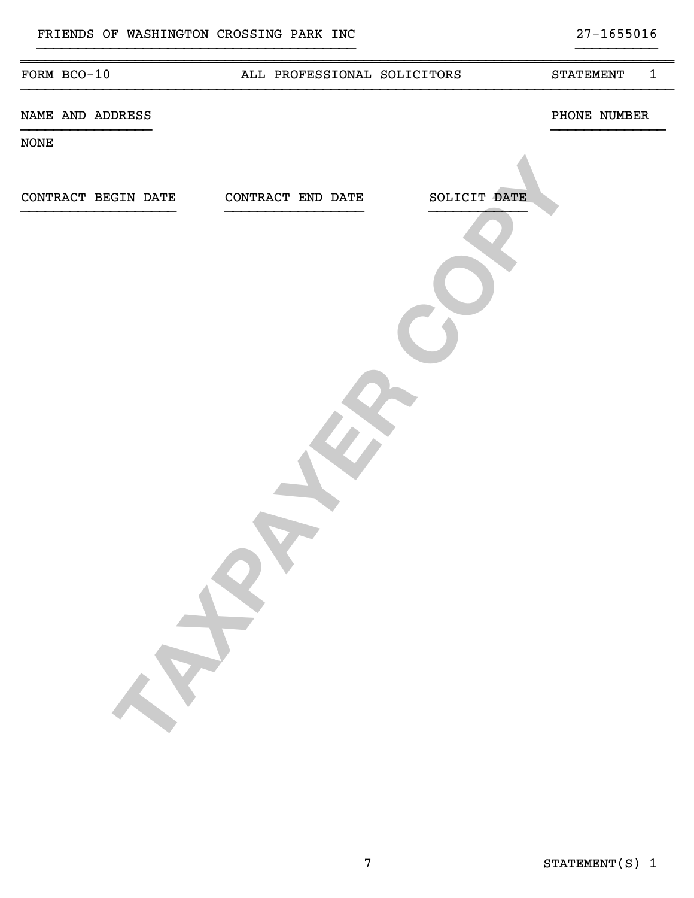FRIENDS OF WASHINGTON CROSSING PARK INC 27-1655016

| FORM BCO-10 | ALL PROFESSIONAL SOLICITORS | STATEMENT 1 |
|---|---|---|

| NAME AND ADDRESS | PHONE NUMBER |
|---|---|
| NONE | |

| CONTRACT BEGIN DATE | CONTRACT END DATE | SOLICIT DATE |
|---|---|---|

TAXPAYER COPY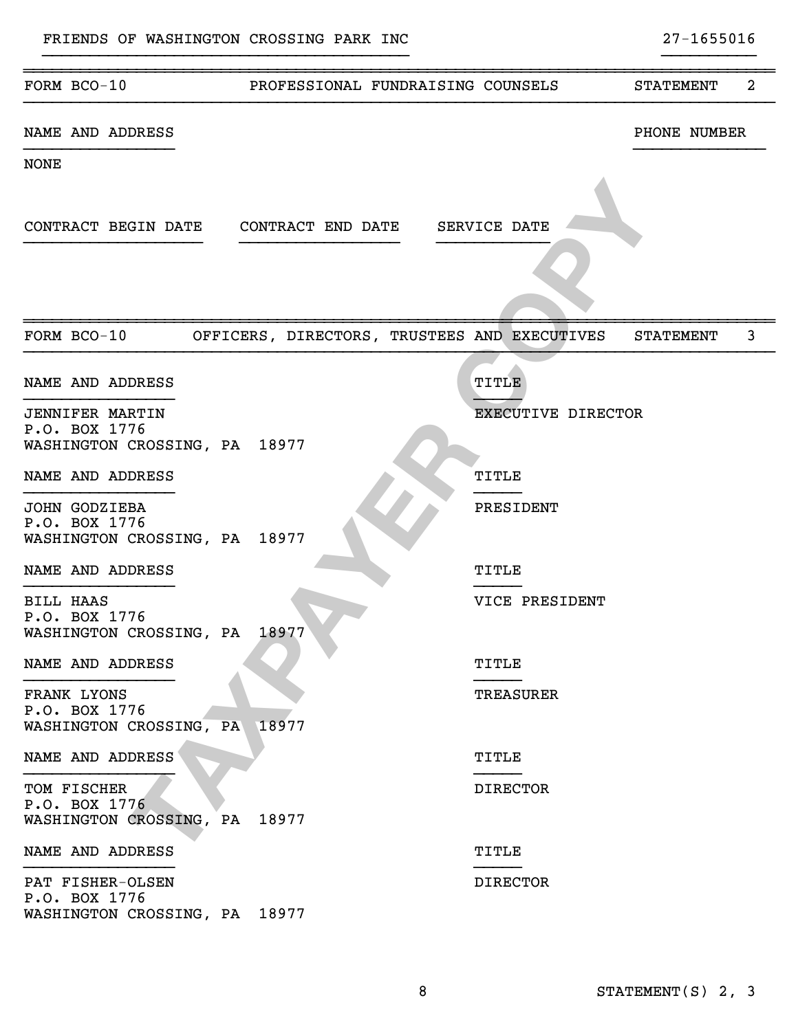FRIENDS OF WASHINGTON CROSSING PARK INC 27-1655016

## FORM BCO-10 PROFESSIONAL FUNDRAISING COUNSELS STATEMENT 2

| NAME AND ADDRESS | PHONE NUMBER |
|---|---|
| NONE | |

| CONTRACT BEGIN DATE | CONTRACT END DATE | SERVICE DATE |
|---|---|---|
| | | |

## FORM BCO-10 OFFICERS, DIRECTORS, TRUSTEES AND EXECUTIVES STATEMENT 3

| NAME AND ADDRESS | TITLE |
|---|---|
| JENNIFER MARTIN<br>P.O. BOX 1776<br>WASHINGTON CROSSING, PA 18977 | EXECUTIVE DIRECTOR |
| JOHN GODZIEBA<br>P.O. BOX 1776<br>WASHINGTON CROSSING, PA 18977 | PRESIDENT |
| BILL HAAS<br>P.O. BOX 1776<br>WASHINGTON CROSSING, PA 18977 | VICE PRESIDENT |
| FRANK LYONS<br>P.O. BOX 1776<br>WASHINGTON CROSSING, PA 18977 | TREASURER |
| TOM FISCHER<br>P.O. BOX 1776<br>WASHINGTON CROSSING, PA 18977 | DIRECTOR |
| PAT FISHER-OLSEN<br>P.O. BOX 1776<br>WASHINGTON CROSSING, PA 18977 | DIRECTOR |

STATEMENT(S) 2, 3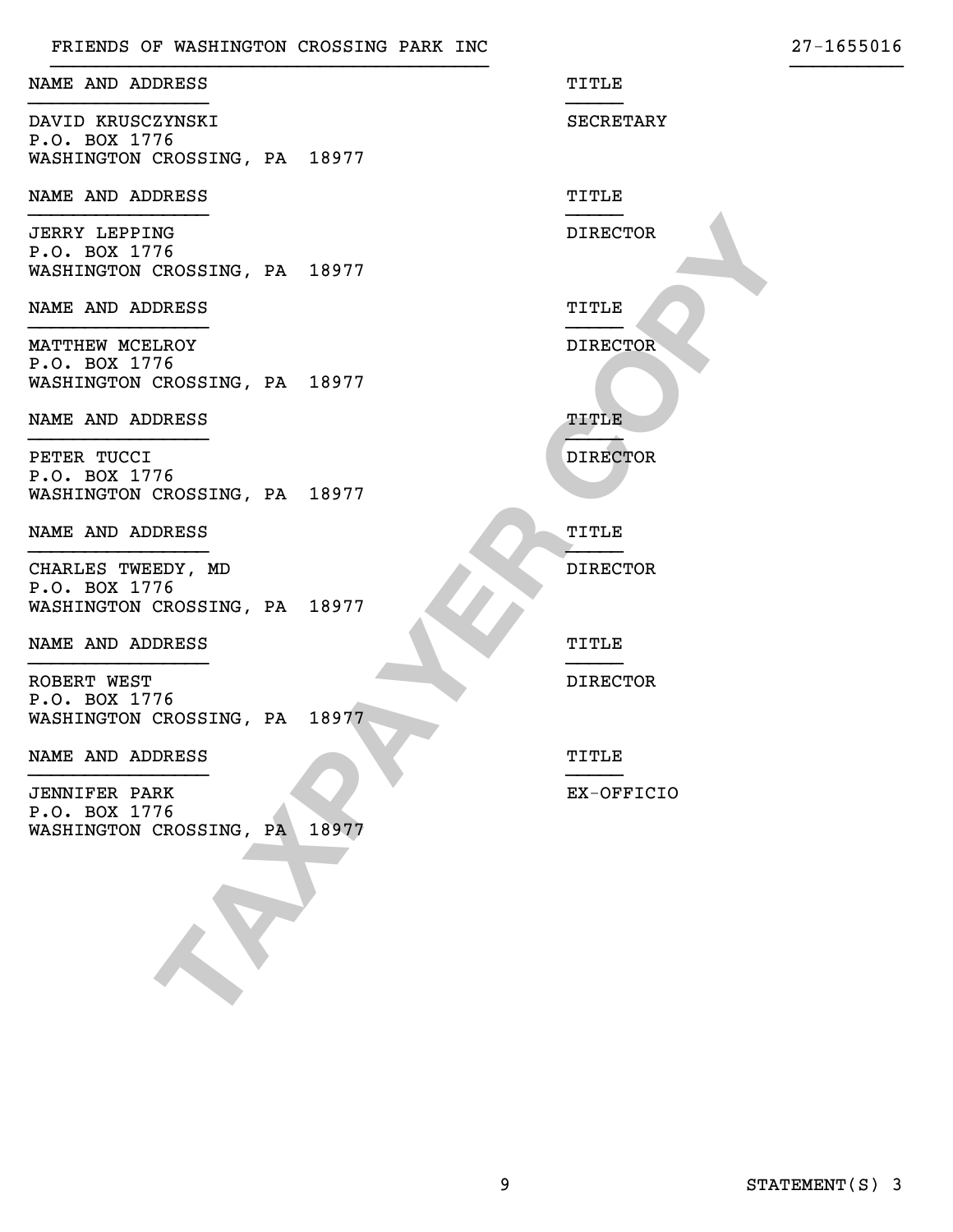FRIENDS OF WASHINGTON CROSSING PARK INC — 27-1655016

| NAME AND ADDRESS | TITLE |
| --- | --- |
| DAVID KRUSCZYNSKI<br>P.O. BOX 1776<br>WASHINGTON CROSSING, PA 18977 | SECRETARY |
| JERRY LEPPING<br>P.O. BOX 1776<br>WASHINGTON CROSSING, PA 18977 | DIRECTOR |
| MATTHEW MCELROY<br>P.O. BOX 1776<br>WASHINGTON CROSSING, PA 18977 | DIRECTOR |
| PETER TUCCI<br>P.O. BOX 1776<br>WASHINGTON CROSSING, PA 18977 | DIRECTOR |
| CHARLES TWEEDY, MD<br>P.O. BOX 1776<br>WASHINGTON CROSSING, PA 18977 | DIRECTOR |
| ROBERT WEST<br>P.O. BOX 1776<br>WASHINGTON CROSSING, PA 18977 | DIRECTOR |
| JENNIFER PARK<br>P.O. BOX 1776<br>WASHINGTON CROSSING, PA 18977 | EX-OFFICIO |

TAXPAYER COPY

STATEMENT(S) 3